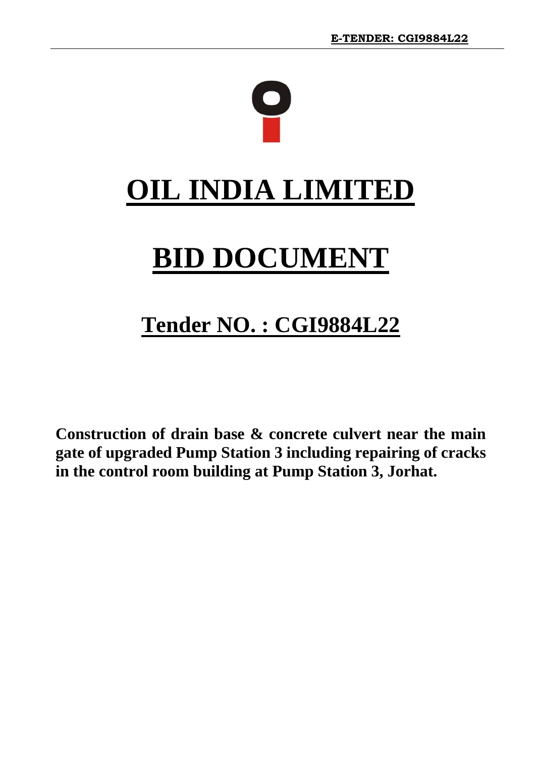# OIL INDIA LIMITED

# BID DOCUMENT

## Tender NO. : CGI9884L22

**Construction of drain base & concrete culvert near the main gate of upgraded Pump Station 3 including repairing of cracks in the control room building at Pump Station 3, Jorhat.**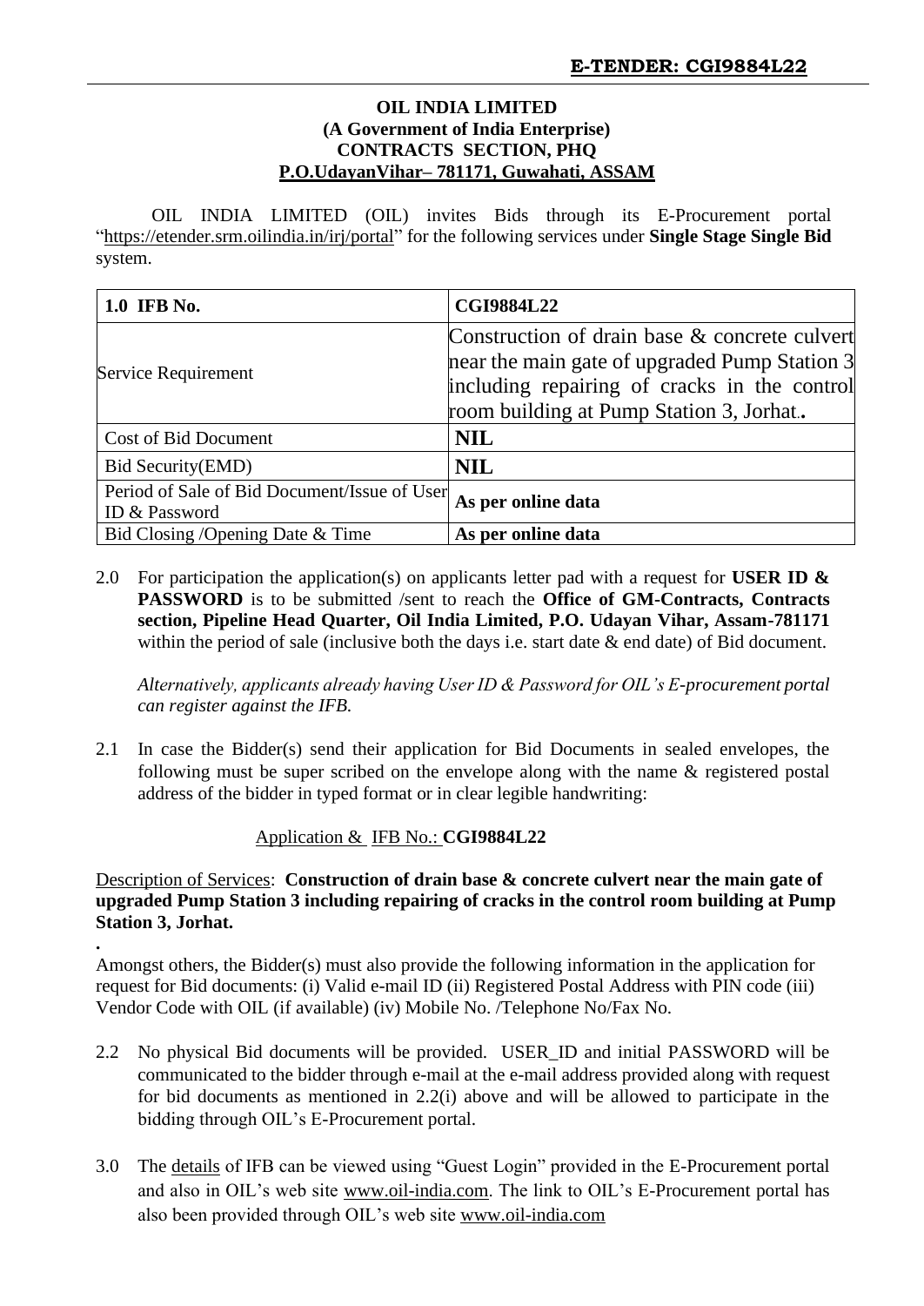**E-TENDER: CGI9884L22**

---

**OIL INDIA LIMITED**
**(A Government of India Enterprise)**
**CONTRACTS SECTION, PHQ**
**P.O.UdayanVihar– 781171, Guwahati, ASSAM**

OIL INDIA LIMITED (OIL) invites Bids through its E-Procurement portal "https://etender.srm.oilindia.in/irj/portal" for the following services under **Single Stage Single Bid** system.

| **1.0 IFB No.** | **CGI9884L22** |
|---|---|
| Service Requirement | Construction of drain base & concrete culvert near the main gate of upgraded Pump Station 3 including repairing of cracks in the control room building at Pump Station 3, Jorhat.**.** |
| Cost of Bid Document | **NIL** |
| Bid Security(EMD) | **NIL** |
| Period of Sale of Bid Document/Issue of User ID & Password | **As per online data** |
| Bid Closing /Opening Date & Time | **As per online data** |

2.0 For participation the application(s) on applicants letter pad with a request for **USER ID & PASSWORD** is to be submitted /sent to reach the **Office of GM-Contracts, Contracts section, Pipeline Head Quarter, Oil India Limited, P.O. Udayan Vihar, Assam-781171** within the period of sale (inclusive both the days i.e. start date & end date) of Bid document.

*Alternatively, applicants already having User ID & Password for OIL's E-procurement portal can register against the IFB.*

2.1 In case the Bidder(s) send their application for Bid Documents in sealed envelopes, the following must be super scribed on the envelope along with the name & registered postal address of the bidder in typed format or in clear legible handwriting:

Application & IFB No.: **CGI9884L22**

Description of Services: **Construction of drain base & concrete culvert near the main gate of upgraded Pump Station 3 including repairing of cracks in the control room building at Pump Station 3, Jorhat.**

**.**

Amongst others, the Bidder(s) must also provide the following information in the application for request for Bid documents: (i) Valid e-mail ID (ii) Registered Postal Address with PIN code (iii) Vendor Code with OIL (if available) (iv) Mobile No. /Telephone No/Fax No.

2.2 No physical Bid documents will be provided. USER_ID and initial PASSWORD will be communicated to the bidder through e-mail at the e-mail address provided along with request for bid documents as mentioned in 2.2(i) above and will be allowed to participate in the bidding through OIL's E-Procurement portal.

3.0 The details of IFB can be viewed using "Guest Login" provided in the E-Procurement portal and also in OIL's web site www.oil-india.com. The link to OIL's E-Procurement portal has also been provided through OIL's web site www.oil-india.com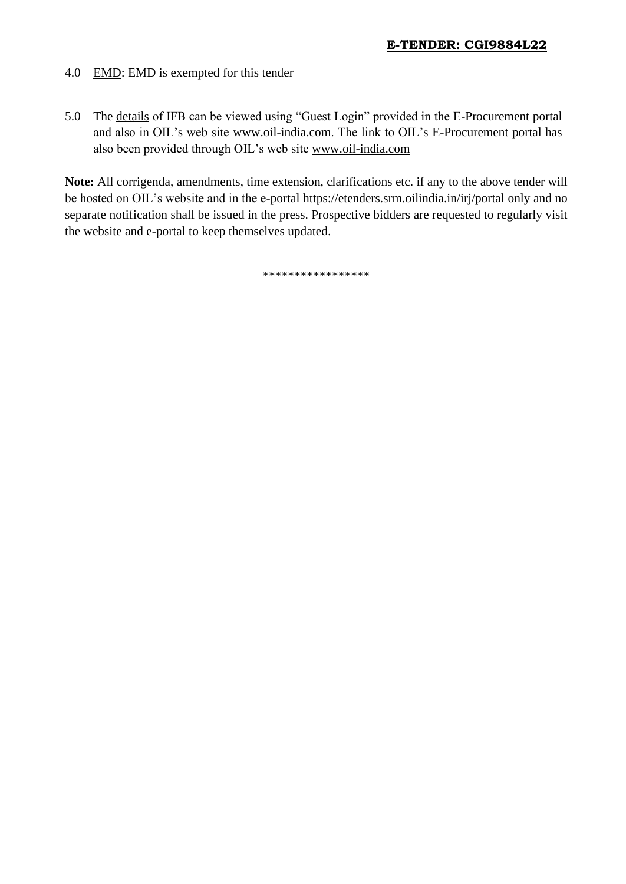4.0 EMD: EMD is exempted for this tender

5.0 The details of IFB can be viewed using "Guest Login" provided in the E-Procurement portal and also in OIL's web site www.oil-india.com. The link to OIL's E-Procurement portal has also been provided through OIL's web site www.oil-india.com

**Note:** All corrigenda, amendments, time extension, clarifications etc. if any to the above tender will be hosted on OIL's website and in the e-portal https://etenders.srm.oilindia.in/irj/portal only and no separate notification shall be issued in the press. Prospective bidders are requested to regularly visit the website and e-portal to keep themselves updated.

****************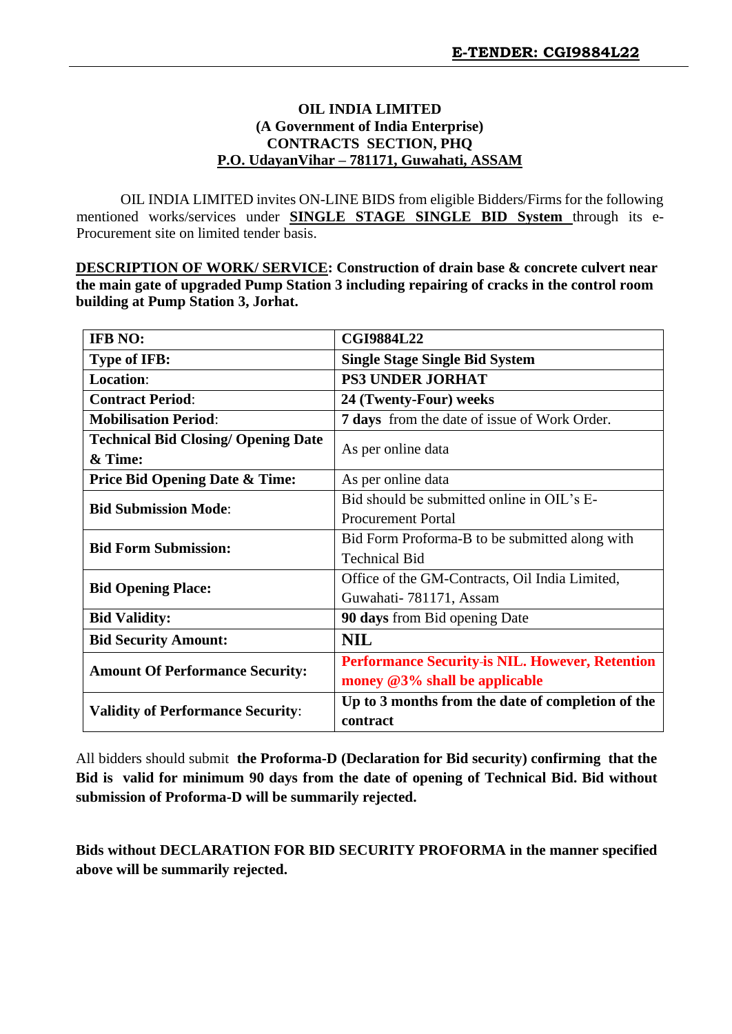**E-TENDER: CGI9884L22**

**OIL INDIA LIMITED**
**(A Government of India Enterprise)**
**CONTRACTS SECTION, PHQ**
**P.O. UdayanVihar – 781171, Guwahati, ASSAM**

OIL INDIA LIMITED invites ON-LINE BIDS from eligible Bidders/Firms for the following mentioned works/services under **SINGLE STAGE SINGLE BID System** through its e-Procurement site on limited tender basis.

**DESCRIPTION OF WORK/ SERVICE: Construction of drain base & concrete culvert near the main gate of upgraded Pump Station 3 including repairing of cracks in the control room building at Pump Station 3, Jorhat.**

| | |
|---|---|
| **IFB NO:** | **CGI9884L22** |
| **Type of IFB:** | **Single Stage Single Bid System** |
| **Location**: | **PS3 UNDER JORHAT** |
| **Contract Period**: | **24 (Twenty-Four) weeks** |
| **Mobilisation Period**: | **7 days** from the date of issue of Work Order. |
| **Technical Bid Closing/ Opening Date & Time:** | As per online data |
| **Price Bid Opening Date & Time:** | As per online data |
| **Bid Submission Mode**: | Bid should be submitted online in OIL's E-Procurement Portal |
| **Bid Form Submission:** | Bid Form Proforma-B to be submitted along with Technical Bid |
| **Bid Opening Place:** | Office of the GM-Contracts, Oil India Limited, Guwahati- 781171, Assam |
| **Bid Validity:** | **90 days** from Bid opening Date |
| **Bid Security Amount:** | **NIL** |
| **Amount Of Performance Security:** | **Performance Security is NIL. However, Retention money @3% shall be applicable** |
| **Validity of Performance Security**: | **Up to 3 months from the date of completion of the contract** |

All bidders should submit **the Proforma-D (Declaration for Bid security) confirming that the Bid is valid for minimum 90 days from the date of opening of Technical Bid. Bid without submission of Proforma-D will be summarily rejected.**

**Bids without DECLARATION FOR BID SECURITY PROFORMA in the manner specified above will be summarily rejected.**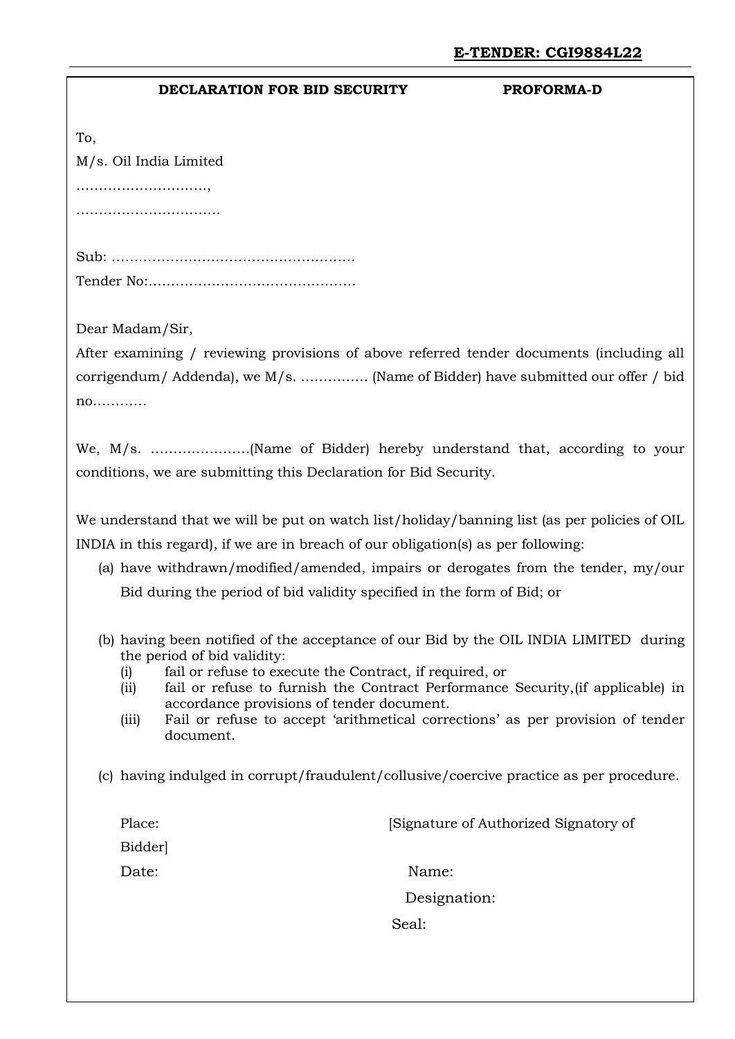**DECLARATION FOR BID SECURITY** **PROFORMA-D**

To,
M/s. Oil India Limited
………………………..,
………………………….

Sub: ………………………………………………
Tender No:………………………………………

Dear Madam/Sir,

After examining / reviewing provisions of above referred tender documents (including all corrigendum/ Addenda), we M/s. …………… (Name of Bidder) have submitted our offer / bid no…………

We, M/s. ………………….(Name of Bidder) hereby understand that, according to your conditions, we are submitting this Declaration for Bid Security.

We understand that we will be put on watch list/holiday/banning list (as per policies of OIL INDIA in this regard), if we are in breach of our obligation(s) as per following:

(a) have withdrawn/modified/amended, impairs or derogates from the tender, my/our Bid during the period of bid validity specified in the form of Bid; or

(b) having been notified of the acceptance of our Bid by the OIL INDIA LIMITED during the period of bid validity:
   (i) fail or refuse to execute the Contract, if required, or
   (ii) fail or refuse to furnish the Contract Performance Security,(if applicable) in accordance provisions of tender document.
   (iii) Fail or refuse to accept 'arithmetical corrections' as per provision of tender document.

(c) having indulged in corrupt/fraudulent/collusive/coercive practice as per procedure.

Place: [Signature of Authorized Signatory of Bidder]

Date: Name:

Designation:

Seal: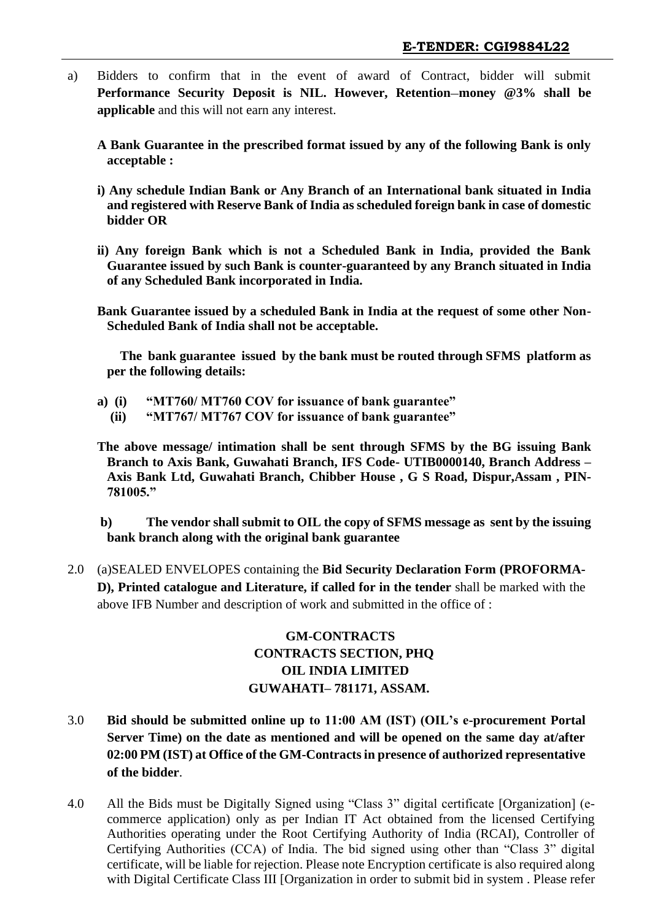a) Bidders to confirm that in the event of award of Contract, bidder will submit **Performance Security Deposit is NIL. However, Retention–money @3% shall be applicable** and this will not earn any interest.

**A Bank Guarantee in the prescribed format issued by any of the following Bank is only acceptable :**

**i) Any schedule Indian Bank or Any Branch of an International bank situated in India and registered with Reserve Bank of India as scheduled foreign bank in case of domestic bidder OR**

**ii) Any foreign Bank which is not a Scheduled Bank in India, provided the Bank Guarantee issued by such Bank is counter-guaranteed by any Branch situated in India of any Scheduled Bank incorporated in India.**

**Bank Guarantee issued by a scheduled Bank in India at the request of some other Non-Scheduled Bank of India shall not be acceptable.**

**The bank guarantee issued by the bank must be routed through SFMS platform as per the following details:**

**a) (i) "MT760/ MT760 COV for issuance of bank guarantee"**
**(ii) "MT767/ MT767 COV for issuance of bank guarantee"**

**The above message/ intimation shall be sent through SFMS by the BG issuing Bank Branch to Axis Bank, Guwahati Branch, IFS Code- UTIB0000140, Branch Address – Axis Bank Ltd, Guwahati Branch, Chibber House , G S Road, Dispur,Assam , PIN-781005."**

**b) The vendor shall submit to OIL the copy of SFMS message as sent by the issuing bank branch along with the original bank guarantee**

2.0 (a)SEALED ENVELOPES containing the **Bid Security Declaration Form (PROFORMA-D), Printed catalogue and Literature, if called for in the tender** shall be marked with the above IFB Number and description of work and submitted in the office of :

**GM-CONTRACTS**
**CONTRACTS SECTION, PHQ**
**OIL INDIA LIMITED**
**GUWAHATI– 781171, ASSAM.**

3.0 **Bid should be submitted online up to 11:00 AM (IST) (OIL's e-procurement Portal Server Time) on the date as mentioned and will be opened on the same day at/after 02:00 PM (IST) at Office of the GM-Contracts in presence of authorized representative of the bidder**.

4.0 All the Bids must be Digitally Signed using "Class 3" digital certificate [Organization] (e-commerce application) only as per Indian IT Act obtained from the licensed Certifying Authorities operating under the Root Certifying Authority of India (RCAI), Controller of Certifying Authorities (CCA) of India. The bid signed using other than "Class 3" digital certificate, will be liable for rejection. Please note Encryption certificate is also required along with Digital Certificate Class III [Organization in order to submit bid in system . Please refer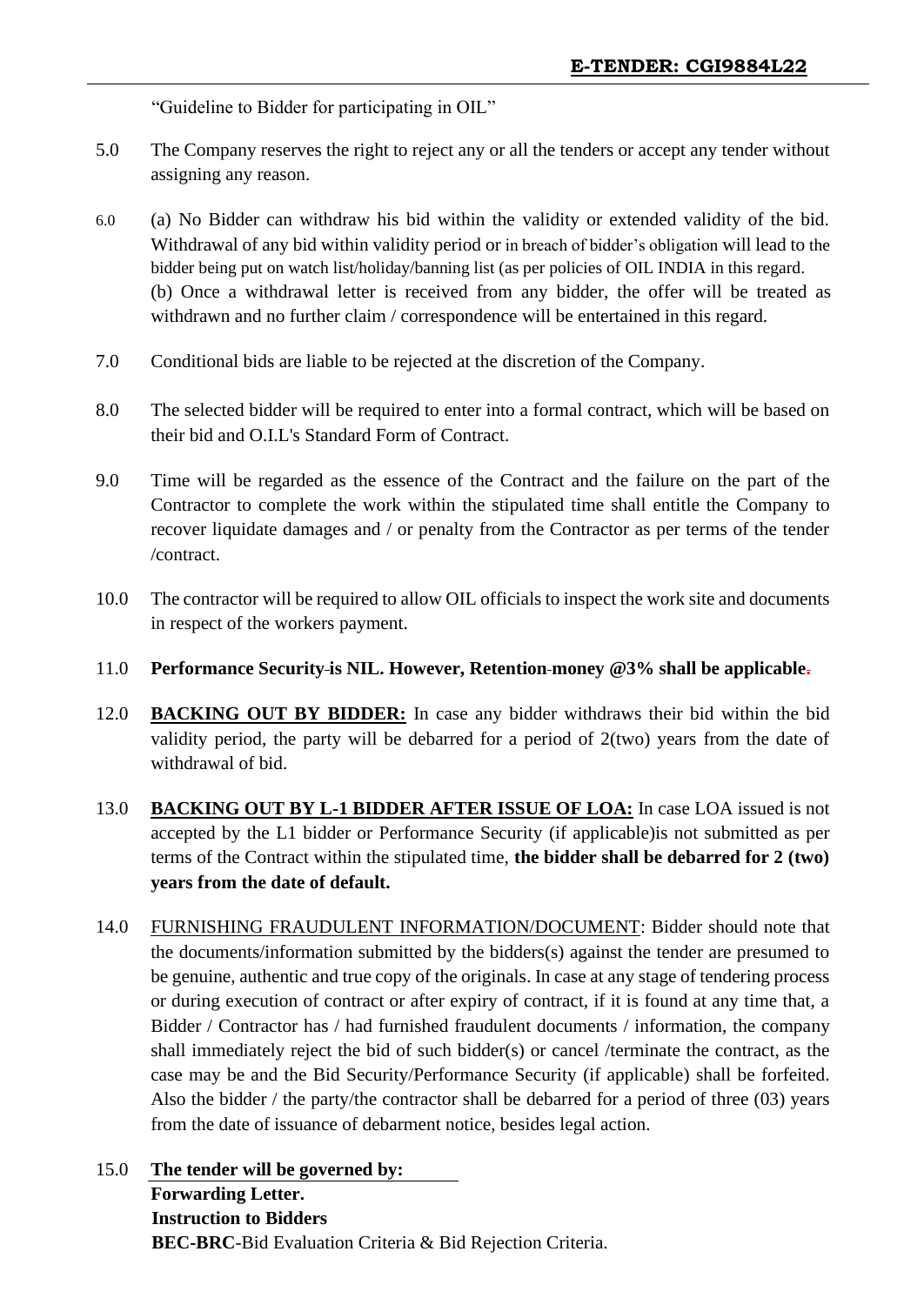"Guideline to Bidder for participating in OIL"

5.0 The Company reserves the right to reject any or all the tenders or accept any tender without assigning any reason.

6.0 (a) No Bidder can withdraw his bid within the validity or extended validity of the bid. Withdrawal of any bid within validity period or in breach of bidder's obligation will lead to the bidder being put on watch list/holiday/banning list (as per policies of OIL INDIA in this regard.
(b) Once a withdrawal letter is received from any bidder, the offer will be treated as withdrawn and no further claim / correspondence will be entertained in this regard.

7.0 Conditional bids are liable to be rejected at the discretion of the Company.

8.0 The selected bidder will be required to enter into a formal contract, which will be based on their bid and O.I.L's Standard Form of Contract.

9.0 Time will be regarded as the essence of the Contract and the failure on the part of the Contractor to complete the work within the stipulated time shall entitle the Company to recover liquidate damages and / or penalty from the Contractor as per terms of the tender /contract.

10.0 The contractor will be required to allow OIL officials to inspect the work site and documents in respect of the workers payment.

11.0 **Performance Security is NIL. However, Retention money @3% shall be applicable.**

12.0 **BACKING OUT BY BIDDER:** In case any bidder withdraws their bid within the bid validity period, the party will be debarred for a period of 2(two) years from the date of withdrawal of bid.

13.0 **BACKING OUT BY L-1 BIDDER AFTER ISSUE OF LOA:** In case LOA issued is not accepted by the L1 bidder or Performance Security (if applicable)is not submitted as per terms of the Contract within the stipulated time, **the bidder shall be debarred for 2 (two) years from the date of default.**

14.0 FURNISHING FRAUDULENT INFORMATION/DOCUMENT: Bidder should note that the documents/information submitted by the bidders(s) against the tender are presumed to be genuine, authentic and true copy of the originals. In case at any stage of tendering process or during execution of contract or after expiry of contract, if it is found at any time that, a Bidder / Contractor has / had furnished fraudulent documents / information, the company shall immediately reject the bid of such bidder(s) or cancel /terminate the contract, as the case may be and the Bid Security/Performance Security (if applicable) shall be forfeited. Also the bidder / the party/the contractor shall be debarred for a period of three (03) years from the date of issuance of debarment notice, besides legal action.

15.0 **The tender will be governed by:**
**Forwarding Letter.**
**Instruction to Bidders**
**BEC-BRC**-Bid Evaluation Criteria & Bid Rejection Criteria.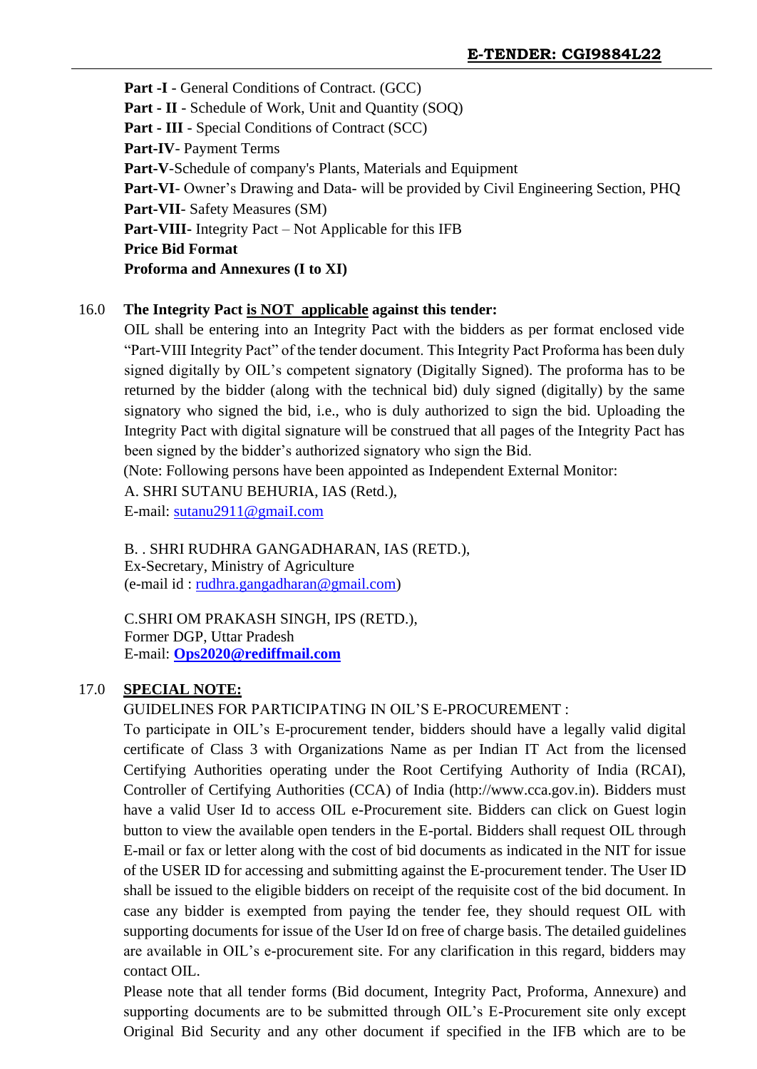**Part -I** - General Conditions of Contract. (GCC)
**Part - II** - Schedule of Work, Unit and Quantity (SOQ)
**Part - III** - Special Conditions of Contract (SCC)
**Part-IV**- Payment Terms
**Part-V**-Schedule of company's Plants, Materials and Equipment
**Part-VI**- Owner's Drawing and Data- will be provided by Civil Engineering Section, PHQ
**Part-VII**- Safety Measures (SM)
**Part-VIII**- Integrity Pact – Not Applicable for this IFB
**Price Bid Format**
**Proforma and Annexures (I to XI)**

16.0 **The Integrity Pact <u>is NOT applicable</u> against this tender:**

OIL shall be entering into an Integrity Pact with the bidders as per format enclosed vide "Part-VIII Integrity Pact" of the tender document. This Integrity Pact Proforma has been duly signed digitally by OIL's competent signatory (Digitally Signed). The proforma has to be returned by the bidder (along with the technical bid) duly signed (digitally) by the same signatory who signed the bid, i.e., who is duly authorized to sign the bid. Uploading the Integrity Pact with digital signature will be construed that all pages of the Integrity Pact has been signed by the bidder's authorized signatory who sign the Bid.

(Note: Following persons have been appointed as Independent External Monitor:

A. SHRI SUTANU BEHURIA, IAS (Retd.),
E-mail: sutanu2911@gmaiI.com

B. . SHRI RUDHRA GANGADHARAN, IAS (RETD.),
Ex-Secretary, Ministry of Agriculture
(e-mail id : rudhra.gangadharan@gmail.com)

C.SHRI OM PRAKASH SINGH, IPS (RETD.),
Former DGP, Uttar Pradesh
E-mail: **Ops2020@rediffmail.com**

17.0 **<u>SPECIAL NOTE:</u>**

GUIDELINES FOR PARTICIPATING IN OIL'S E-PROCUREMENT :

To participate in OIL's E-procurement tender, bidders should have a legally valid digital certificate of Class 3 with Organizations Name as per Indian IT Act from the licensed Certifying Authorities operating under the Root Certifying Authority of India (RCAI), Controller of Certifying Authorities (CCA) of India (http://www.cca.gov.in). Bidders must have a valid User Id to access OIL e-Procurement site. Bidders can click on Guest login button to view the available open tenders in the E-portal. Bidders shall request OIL through E-mail or fax or letter along with the cost of bid documents as indicated in the NIT for issue of the USER ID for accessing and submitting against the E-procurement tender. The User ID shall be issued to the eligible bidders on receipt of the requisite cost of the bid document. In case any bidder is exempted from paying the tender fee, they should request OIL with supporting documents for issue of the User Id on free of charge basis. The detailed guidelines are available in OIL's e-procurement site. For any clarification in this regard, bidders may contact OIL.

Please note that all tender forms (Bid document, Integrity Pact, Proforma, Annexure) and supporting documents are to be submitted through OIL's E-Procurement site only except Original Bid Security and any other document if specified in the IFB which are to be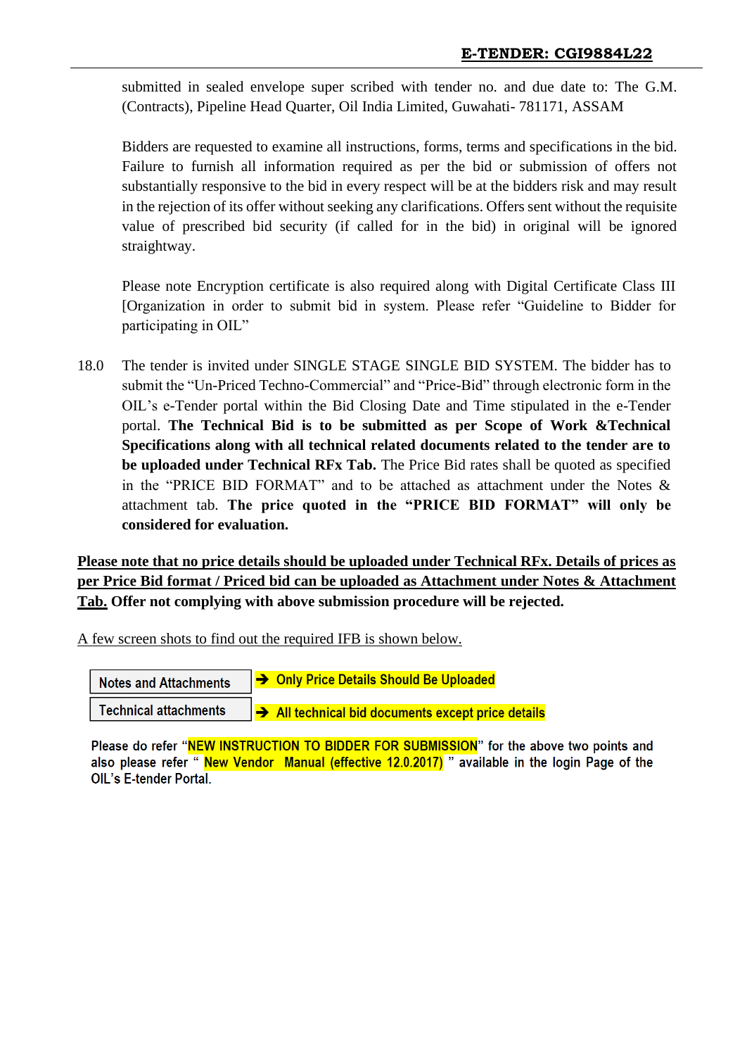submitted in sealed envelope super scribed with tender no. and due date to: The G.M. (Contracts), Pipeline Head Quarter, Oil India Limited, Guwahati- 781171, ASSAM

Bidders are requested to examine all instructions, forms, terms and specifications in the bid. Failure to furnish all information required as per the bid or submission of offers not substantially responsive to the bid in every respect will be at the bidders risk and may result in the rejection of its offer without seeking any clarifications. Offers sent without the requisite value of prescribed bid security (if called for in the bid) in original will be ignored straightway.

Please note Encryption certificate is also required along with Digital Certificate Class III [Organization in order to submit bid in system. Please refer "Guideline to Bidder for participating in OIL"

18.0 The tender is invited under SINGLE STAGE SINGLE BID SYSTEM. The bidder has to submit the "Un-Priced Techno-Commercial" and "Price-Bid" through electronic form in the OIL's e-Tender portal within the Bid Closing Date and Time stipulated in the e-Tender portal. **The Technical Bid is to be submitted as per Scope of Work &Technical Specifications along with all technical related documents related to the tender are to be uploaded under Technical RFx Tab.** The Price Bid rates shall be quoted as specified in the "PRICE BID FORMAT" and to be attached as attachment under the Notes & attachment tab. **The price quoted in the "PRICE BID FORMAT" will only be considered for evaluation.**

**<u>Please note that no price details should be uploaded under Technical RFx. Details of prices as per Price Bid format / Priced bid can be uploaded as Attachment under Notes & Attachment Tab.</u> Offer not complying with above submission procedure will be rejected.**

<u>A few screen shots to find out the required IFB is shown below.</u>

| Notes and Attachments | ➔ Only Price Details Should Be Uploaded |
|---|---|
| Technical attachments | ➔ All technical bid documents except price details |

Please do refer "NEW INSTRUCTION TO BIDDER FOR SUBMISSION" for the above two points and also please refer " New Vendor Manual (effective 12.0.2017) " available in the login Page of the OIL's E-tender Portal.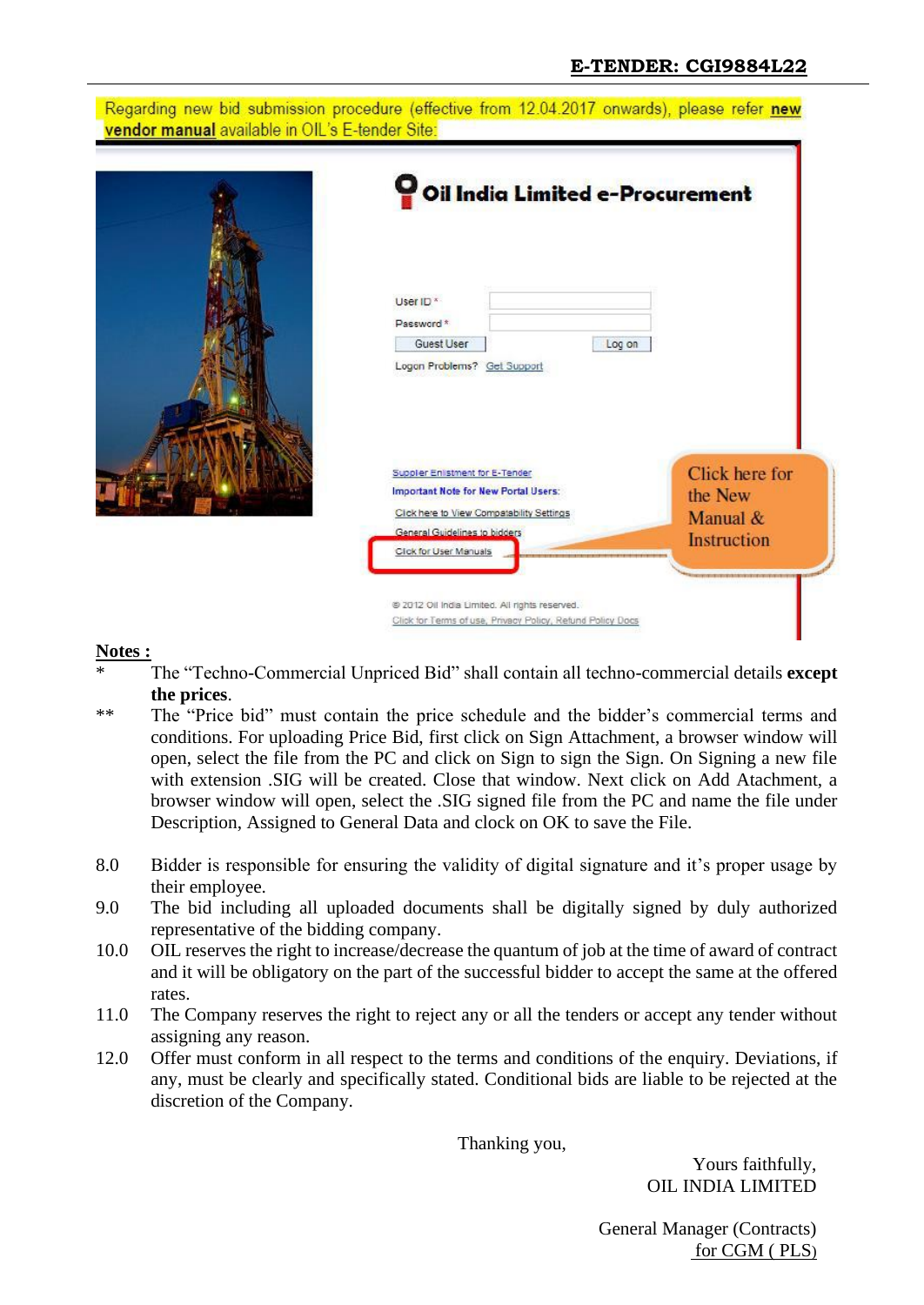Regarding new bid submission procedure (effective from 12.04.2017 onwards), please refer **new vendor manual** available in OIL's E-tender Site:

**Notes :**

\* The "Techno-Commercial Unpriced Bid" shall contain all techno-commercial details **except the prices**.

\*\* The "Price bid" must contain the price schedule and the bidder's commercial terms and conditions. For uploading Price Bid, first click on Sign Attachment, a browser window will open, select the file from the PC and click on Sign to sign the Sign. On Signing a new file with extension .SIG will be created. Close that window. Next click on Add Atachment, a browser window will open, select the .SIG signed file from the PC and name the file under Description, Assigned to General Data and clock on OK to save the File.

8.0 Bidder is responsible for ensuring the validity of digital signature and it's proper usage by their employee.

9.0 The bid including all uploaded documents shall be digitally signed by duly authorized representative of the bidding company.

10.0 OIL reserves the right to increase/decrease the quantum of job at the time of award of contract and it will be obligatory on the part of the successful bidder to accept the same at the offered rates.

11.0 The Company reserves the right to reject any or all the tenders or accept any tender without assigning any reason.

12.0 Offer must conform in all respect to the terms and conditions of the enquiry. Deviations, if any, must be clearly and specifically stated. Conditional bids are liable to be rejected at the discretion of the Company.

Thanking you,

Yours faithfully,
OIL INDIA LIMITED

General Manager (Contracts)
for CGM ( PLS)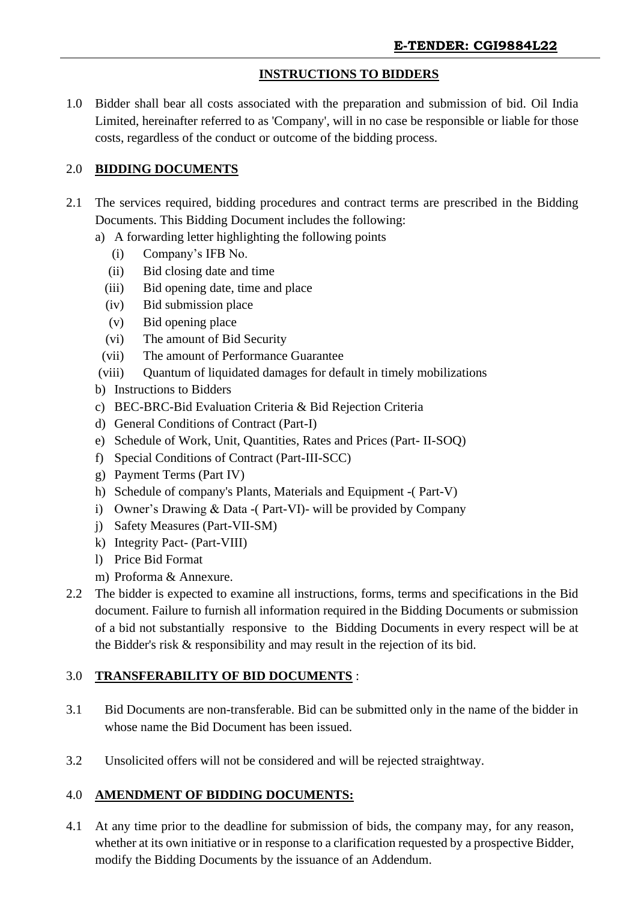## INSTRUCTIONS TO BIDDERS

1.0 Bidder shall bear all costs associated with the preparation and submission of bid. Oil India Limited, hereinafter referred to as 'Company', will in no case be responsible or liable for those costs, regardless of the conduct or outcome of the bidding process.

### 2.0 BIDDING DOCUMENTS

2.1 The services required, bidding procedures and contract terms are prescribed in the Bidding Documents. This Bidding Document includes the following:

a) A forwarding letter highlighting the following points
   - (i) Company's IFB No.
   - (ii) Bid closing date and time
   - (iii) Bid opening date, time and place
   - (iv) Bid submission place
   - (v) Bid opening place
   - (vi) The amount of Bid Security
   - (vii) The amount of Performance Guarantee
   - (viii) Quantum of liquidated damages for default in timely mobilizations

b) Instructions to Bidders

c) BEC-BRC-Bid Evaluation Criteria & Bid Rejection Criteria

d) General Conditions of Contract (Part-I)

e) Schedule of Work, Unit, Quantities, Rates and Prices (Part- II-SOQ)

f) Special Conditions of Contract (Part-III-SCC)

g) Payment Terms (Part IV)

h) Schedule of company's Plants, Materials and Equipment -( Part-V)

i) Owner's Drawing & Data -( Part-VI)- will be provided by Company

j) Safety Measures (Part-VII-SM)

k) Integrity Pact- (Part-VIII)

l) Price Bid Format

m) Proforma & Annexure.

2.2 The bidder is expected to examine all instructions, forms, terms and specifications in the Bid document. Failure to furnish all information required in the Bidding Documents or submission of a bid not substantially responsive to the Bidding Documents in every respect will be at the Bidder's risk & responsibility and may result in the rejection of its bid.

### 3.0 TRANSFERABILITY OF BID DOCUMENTS :

3.1 Bid Documents are non-transferable. Bid can be submitted only in the name of the bidder in whose name the Bid Document has been issued.

3.2 Unsolicited offers will not be considered and will be rejected straightway.

### 4.0 AMENDMENT OF BIDDING DOCUMENTS:

4.1 At any time prior to the deadline for submission of bids, the company may, for any reason, whether at its own initiative or in response to a clarification requested by a prospective Bidder, modify the Bidding Documents by the issuance of an Addendum.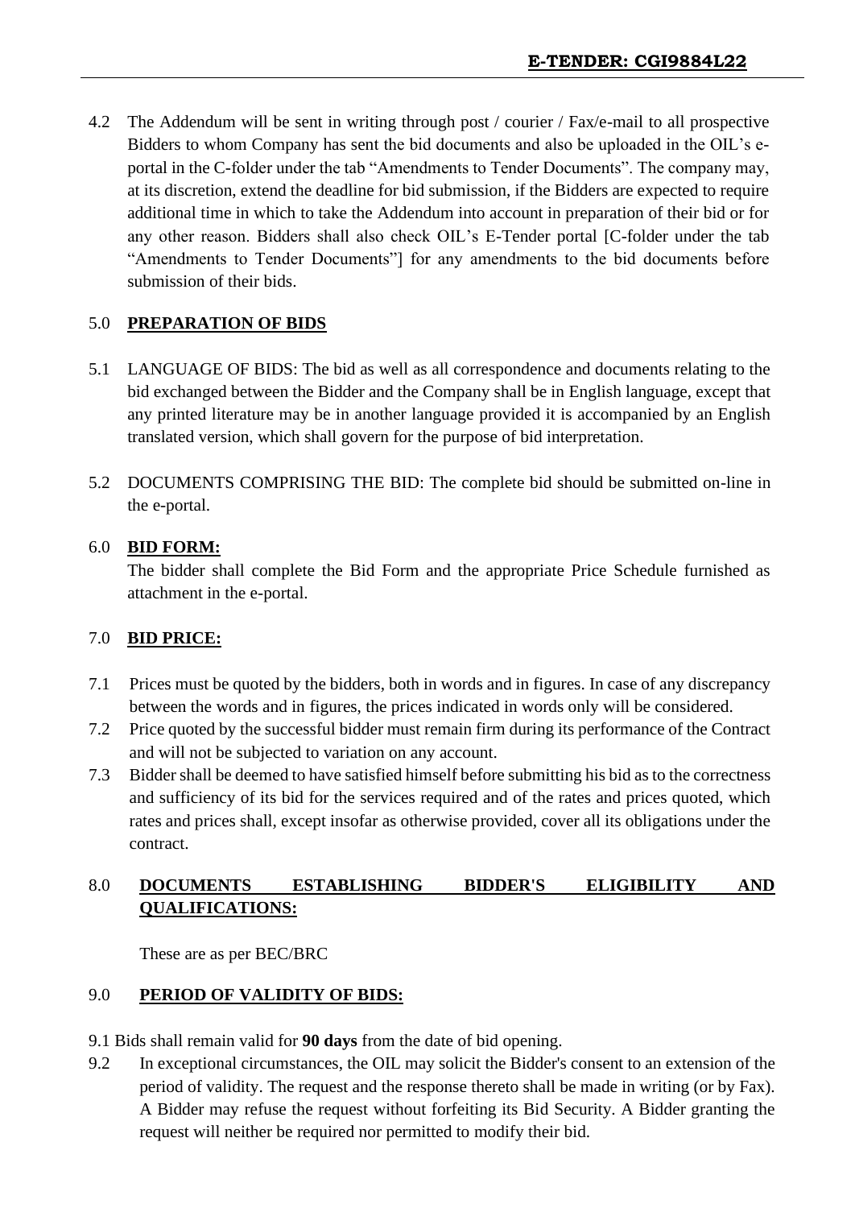4.2 The Addendum will be sent in writing through post / courier / Fax/e-mail to all prospective Bidders to whom Company has sent the bid documents and also be uploaded in the OIL's e-portal in the C-folder under the tab "Amendments to Tender Documents". The company may, at its discretion, extend the deadline for bid submission, if the Bidders are expected to require additional time in which to take the Addendum into account in preparation of their bid or for any other reason. Bidders shall also check OIL's E-Tender portal [C-folder under the tab "Amendments to Tender Documents"] for any amendments to the bid documents before submission of their bids.

## 5.0 PREPARATION OF BIDS

5.1 LANGUAGE OF BIDS: The bid as well as all correspondence and documents relating to the bid exchanged between the Bidder and the Company shall be in English language, except that any printed literature may be in another language provided it is accompanied by an English translated version, which shall govern for the purpose of bid interpretation.

5.2 DOCUMENTS COMPRISING THE BID: The complete bid should be submitted on-line in the e-portal.

## 6.0 BID FORM:

The bidder shall complete the Bid Form and the appropriate Price Schedule furnished as attachment in the e-portal.

## 7.0 BID PRICE:

7.1 Prices must be quoted by the bidders, both in words and in figures. In case of any discrepancy between the words and in figures, the prices indicated in words only will be considered.

7.2 Price quoted by the successful bidder must remain firm during its performance of the Contract and will not be subjected to variation on any account.

7.3 Bidder shall be deemed to have satisfied himself before submitting his bid as to the correctness and sufficiency of its bid for the services required and of the rates and prices quoted, which rates and prices shall, except insofar as otherwise provided, cover all its obligations under the contract.

## 8.0 DOCUMENTS ESTABLISHING BIDDER'S ELIGIBILITY AND QUALIFICATIONS:

These are as per BEC/BRC

## 9.0 PERIOD OF VALIDITY OF BIDS:

9.1 Bids shall remain valid for **90 days** from the date of bid opening.

9.2 In exceptional circumstances, the OIL may solicit the Bidder's consent to an extension of the period of validity. The request and the response thereto shall be made in writing (or by Fax). A Bidder may refuse the request without forfeiting its Bid Security. A Bidder granting the request will neither be required nor permitted to modify their bid.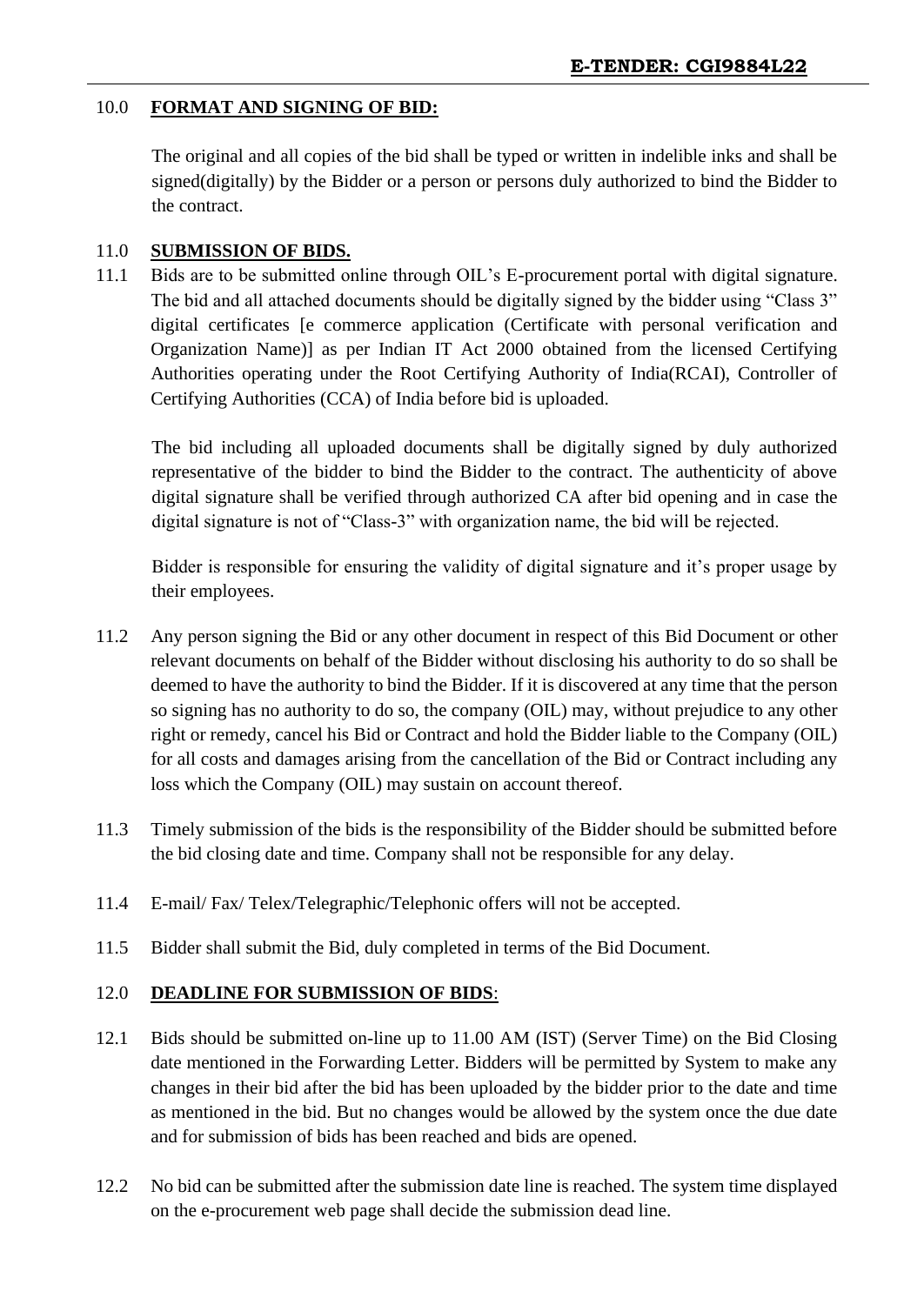## 10.0 FORMAT AND SIGNING OF BID:

The original and all copies of the bid shall be typed or written in indelible inks and shall be signed(digitally) by the Bidder or a person or persons duly authorized to bind the Bidder to the contract.

## 11.0 SUBMISSION OF BIDS.

11.1 Bids are to be submitted online through OIL's E-procurement portal with digital signature. The bid and all attached documents should be digitally signed by the bidder using "Class 3" digital certificates [e commerce application (Certificate with personal verification and Organization Name)] as per Indian IT Act 2000 obtained from the licensed Certifying Authorities operating under the Root Certifying Authority of India(RCAI), Controller of Certifying Authorities (CCA) of India before bid is uploaded.

The bid including all uploaded documents shall be digitally signed by duly authorized representative of the bidder to bind the Bidder to the contract. The authenticity of above digital signature shall be verified through authorized CA after bid opening and in case the digital signature is not of "Class-3" with organization name, the bid will be rejected.

Bidder is responsible for ensuring the validity of digital signature and it's proper usage by their employees.

11.2 Any person signing the Bid or any other document in respect of this Bid Document or other relevant documents on behalf of the Bidder without disclosing his authority to do so shall be deemed to have the authority to bind the Bidder. If it is discovered at any time that the person so signing has no authority to do so, the company (OIL) may, without prejudice to any other right or remedy, cancel his Bid or Contract and hold the Bidder liable to the Company (OIL) for all costs and damages arising from the cancellation of the Bid or Contract including any loss which the Company (OIL) may sustain on account thereof.

11.3 Timely submission of the bids is the responsibility of the Bidder should be submitted before the bid closing date and time. Company shall not be responsible for any delay.

11.4 E-mail/ Fax/ Telex/Telegraphic/Telephonic offers will not be accepted.

11.5 Bidder shall submit the Bid, duly completed in terms of the Bid Document.

## 12.0 DEADLINE FOR SUBMISSION OF BIDS:

12.1 Bids should be submitted on-line up to 11.00 AM (IST) (Server Time) on the Bid Closing date mentioned in the Forwarding Letter. Bidders will be permitted by System to make any changes in their bid after the bid has been uploaded by the bidder prior to the date and time as mentioned in the bid. But no changes would be allowed by the system once the due date and for submission of bids has been reached and bids are opened.

12.2 No bid can be submitted after the submission date line is reached. The system time displayed on the e-procurement web page shall decide the submission dead line.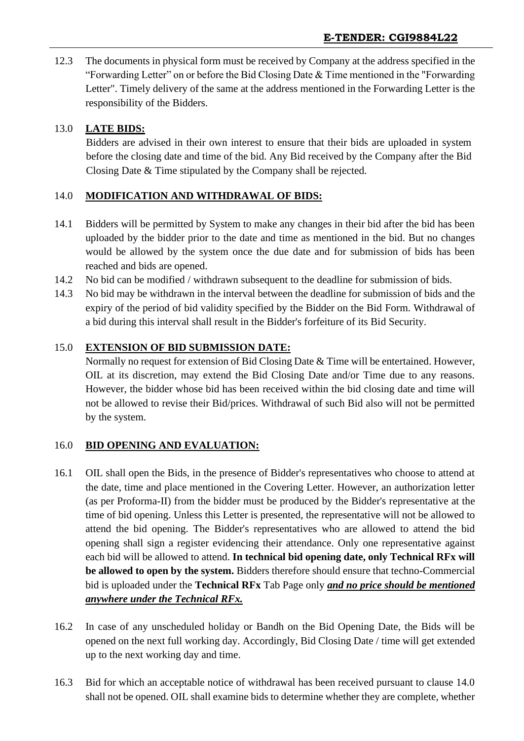12.3 The documents in physical form must be received by Company at the address specified in the "Forwarding Letter" on or before the Bid Closing Date & Time mentioned in the "Forwarding Letter". Timely delivery of the same at the address mentioned in the Forwarding Letter is the responsibility of the Bidders.

## 13.0 LATE BIDS:

Bidders are advised in their own interest to ensure that their bids are uploaded in system before the closing date and time of the bid. Any Bid received by the Company after the Bid Closing Date & Time stipulated by the Company shall be rejected.

## 14.0 MODIFICATION AND WITHDRAWAL OF BIDS:

14.1 Bidders will be permitted by System to make any changes in their bid after the bid has been uploaded by the bidder prior to the date and time as mentioned in the bid. But no changes would be allowed by the system once the due date and for submission of bids has been reached and bids are opened.

14.2 No bid can be modified / withdrawn subsequent to the deadline for submission of bids.

14.3 No bid may be withdrawn in the interval between the deadline for submission of bids and the expiry of the period of bid validity specified by the Bidder on the Bid Form. Withdrawal of a bid during this interval shall result in the Bidder's forfeiture of its Bid Security.

## 15.0 EXTENSION OF BID SUBMISSION DATE:

Normally no request for extension of Bid Closing Date & Time will be entertained. However, OIL at its discretion, may extend the Bid Closing Date and/or Time due to any reasons. However, the bidder whose bid has been received within the bid closing date and time will not be allowed to revise their Bid/prices. Withdrawal of such Bid also will not be permitted by the system.

## 16.0 BID OPENING AND EVALUATION:

16.1 OIL shall open the Bids, in the presence of Bidder's representatives who choose to attend at the date, time and place mentioned in the Covering Letter. However, an authorization letter (as per Proforma-II) from the bidder must be produced by the Bidder's representative at the time of bid opening. Unless this Letter is presented, the representative will not be allowed to attend the bid opening. The Bidder's representatives who are allowed to attend the bid opening shall sign a register evidencing their attendance. Only one representative against each bid will be allowed to attend. **In technical bid opening date, only Technical RFx will be allowed to open by the system.** Bidders therefore should ensure that techno-Commercial bid is uploaded under the **Technical RFx** Tab Page only ***and no price should be mentioned anywhere under the Technical RFx.***

16.2 In case of any unscheduled holiday or Bandh on the Bid Opening Date, the Bids will be opened on the next full working day. Accordingly, Bid Closing Date / time will get extended up to the next working day and time.

16.3 Bid for which an acceptable notice of withdrawal has been received pursuant to clause 14.0 shall not be opened. OIL shall examine bids to determine whether they are complete, whether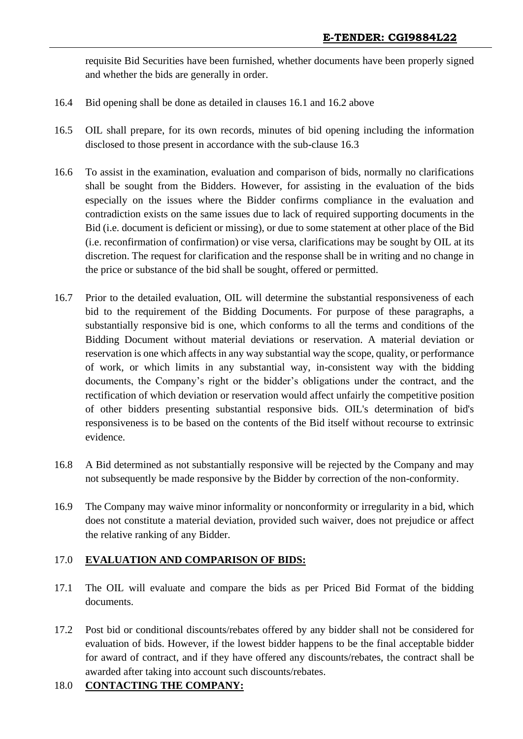requisite Bid Securities have been furnished, whether documents have been properly signed and whether the bids are generally in order.

16.4 Bid opening shall be done as detailed in clauses 16.1 and 16.2 above

16.5 OIL shall prepare, for its own records, minutes of bid opening including the information disclosed to those present in accordance with the sub-clause 16.3

16.6 To assist in the examination, evaluation and comparison of bids, normally no clarifications shall be sought from the Bidders. However, for assisting in the evaluation of the bids especially on the issues where the Bidder confirms compliance in the evaluation and contradiction exists on the same issues due to lack of required supporting documents in the Bid (i.e. document is deficient or missing), or due to some statement at other place of the Bid (i.e. reconfirmation of confirmation) or vise versa, clarifications may be sought by OIL at its discretion. The request for clarification and the response shall be in writing and no change in the price or substance of the bid shall be sought, offered or permitted.

16.7 Prior to the detailed evaluation, OIL will determine the substantial responsiveness of each bid to the requirement of the Bidding Documents. For purpose of these paragraphs, a substantially responsive bid is one, which conforms to all the terms and conditions of the Bidding Document without material deviations or reservation. A material deviation or reservation is one which affects in any way substantial way the scope, quality, or performance of work, or which limits in any substantial way, in-consistent way with the bidding documents, the Company's right or the bidder's obligations under the contract, and the rectification of which deviation or reservation would affect unfairly the competitive position of other bidders presenting substantial responsive bids. OIL's determination of bid's responsiveness is to be based on the contents of the Bid itself without recourse to extrinsic evidence.

16.8 A Bid determined as not substantially responsive will be rejected by the Company and may not subsequently be made responsive by the Bidder by correction of the non-conformity.

16.9 The Company may waive minor informality or nonconformity or irregularity in a bid, which does not constitute a material deviation, provided such waiver, does not prejudice or affect the relative ranking of any Bidder.

## 17.0 **EVALUATION AND COMPARISON OF BIDS:**

17.1 The OIL will evaluate and compare the bids as per Priced Bid Format of the bidding documents.

17.2 Post bid or conditional discounts/rebates offered by any bidder shall not be considered for evaluation of bids. However, if the lowest bidder happens to be the final acceptable bidder for award of contract, and if they have offered any discounts/rebates, the contract shall be awarded after taking into account such discounts/rebates.

## 18.0 **CONTACTING THE COMPANY:**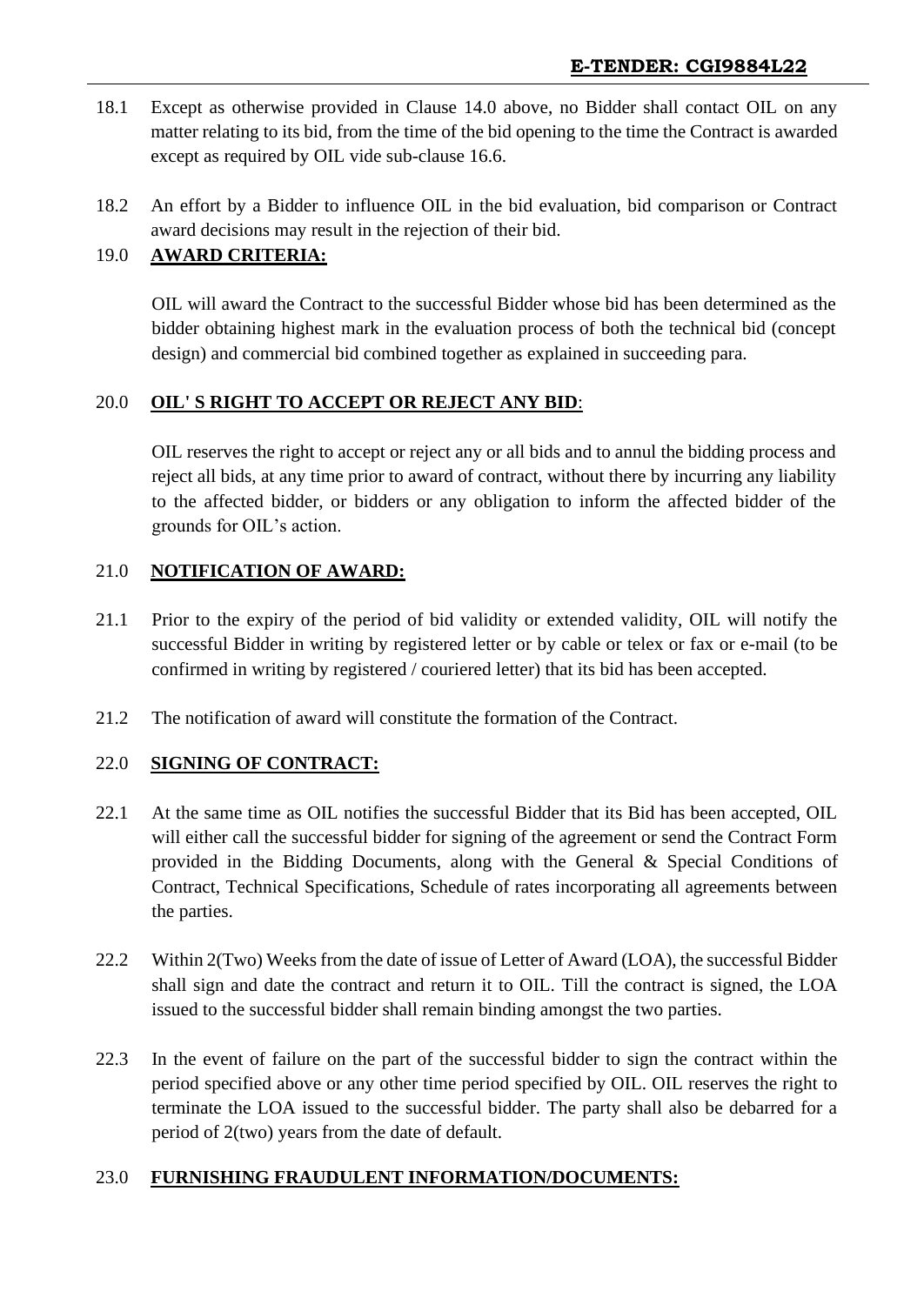18.1 Except as otherwise provided in Clause 14.0 above, no Bidder shall contact OIL on any matter relating to its bid, from the time of the bid opening to the time the Contract is awarded except as required by OIL vide sub-clause 16.6.

18.2 An effort by a Bidder to influence OIL in the bid evaluation, bid comparison or Contract award decisions may result in the rejection of their bid.

## 19.0 AWARD CRITERIA:

OIL will award the Contract to the successful Bidder whose bid has been determined as the bidder obtaining highest mark in the evaluation process of both the technical bid (concept design) and commercial bid combined together as explained in succeeding para.

## 20.0 OIL' S RIGHT TO ACCEPT OR REJECT ANY BID:

OIL reserves the right to accept or reject any or all bids and to annul the bidding process and reject all bids, at any time prior to award of contract, without there by incurring any liability to the affected bidder, or bidders or any obligation to inform the affected bidder of the grounds for OIL's action.

## 21.0 NOTIFICATION OF AWARD:

21.1 Prior to the expiry of the period of bid validity or extended validity, OIL will notify the successful Bidder in writing by registered letter or by cable or telex or fax or e-mail (to be confirmed in writing by registered / couriered letter) that its bid has been accepted.

21.2 The notification of award will constitute the formation of the Contract.

## 22.0 SIGNING OF CONTRACT:

22.1 At the same time as OIL notifies the successful Bidder that its Bid has been accepted, OIL will either call the successful bidder for signing of the agreement or send the Contract Form provided in the Bidding Documents, along with the General & Special Conditions of Contract, Technical Specifications, Schedule of rates incorporating all agreements between the parties.

22.2 Within 2(Two) Weeks from the date of issue of Letter of Award (LOA), the successful Bidder shall sign and date the contract and return it to OIL. Till the contract is signed, the LOA issued to the successful bidder shall remain binding amongst the two parties.

22.3 In the event of failure on the part of the successful bidder to sign the contract within the period specified above or any other time period specified by OIL. OIL reserves the right to terminate the LOA issued to the successful bidder. The party shall also be debarred for a period of 2(two) years from the date of default.

## 23.0 FURNISHING FRAUDULENT INFORMATION/DOCUMENTS: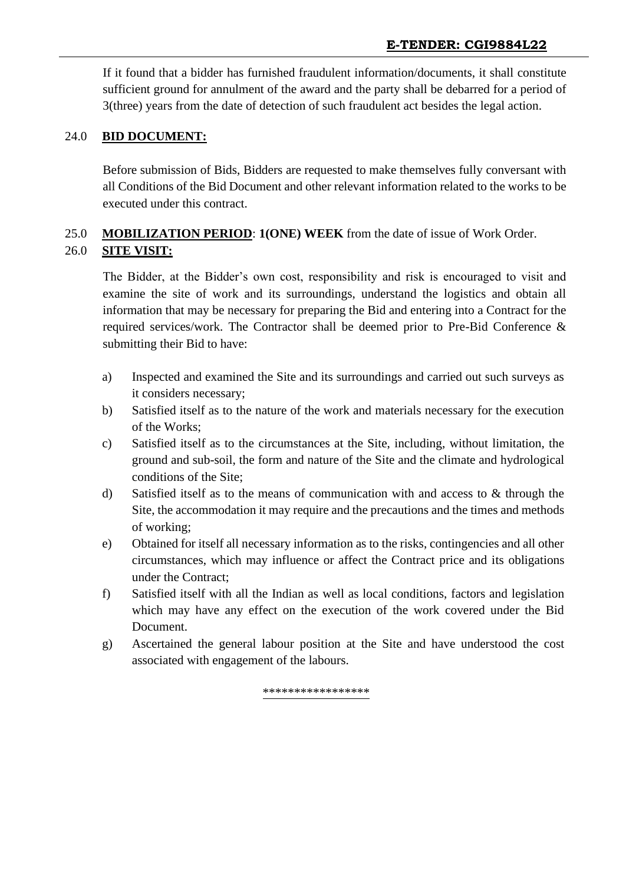If it found that a bidder has furnished fraudulent information/documents, it shall constitute sufficient ground for annulment of the award and the party shall be debarred for a period of 3(three) years from the date of detection of such fraudulent act besides the legal action.

24.0 **BID DOCUMENT:**

Before submission of Bids, Bidders are requested to make themselves fully conversant with all Conditions of the Bid Document and other relevant information related to the works to be executed under this contract.

25.0 **MOBILIZATION PERIOD**: **1(ONE) WEEK** from the date of issue of Work Order.

26.0 **SITE VISIT:**

The Bidder, at the Bidder's own cost, responsibility and risk is encouraged to visit and examine the site of work and its surroundings, understand the logistics and obtain all information that may be necessary for preparing the Bid and entering into a Contract for the required services/work. The Contractor shall be deemed prior to Pre-Bid Conference & submitting their Bid to have:

a) Inspected and examined the Site and its surroundings and carried out such surveys as it considers necessary;

b) Satisfied itself as to the nature of the work and materials necessary for the execution of the Works;

c) Satisfied itself as to the circumstances at the Site, including, without limitation, the ground and sub-soil, the form and nature of the Site and the climate and hydrological conditions of the Site;

d) Satisfied itself as to the means of communication with and access to & through the Site, the accommodation it may require and the precautions and the times and methods of working;

e) Obtained for itself all necessary information as to the risks, contingencies and all other circumstances, which may influence or affect the Contract price and its obligations under the Contract;

f) Satisfied itself with all the Indian as well as local conditions, factors and legislation which may have any effect on the execution of the work covered under the Bid Document.

g) Ascertained the general labour position at the Site and have understood the cost associated with engagement of the labours.

*****************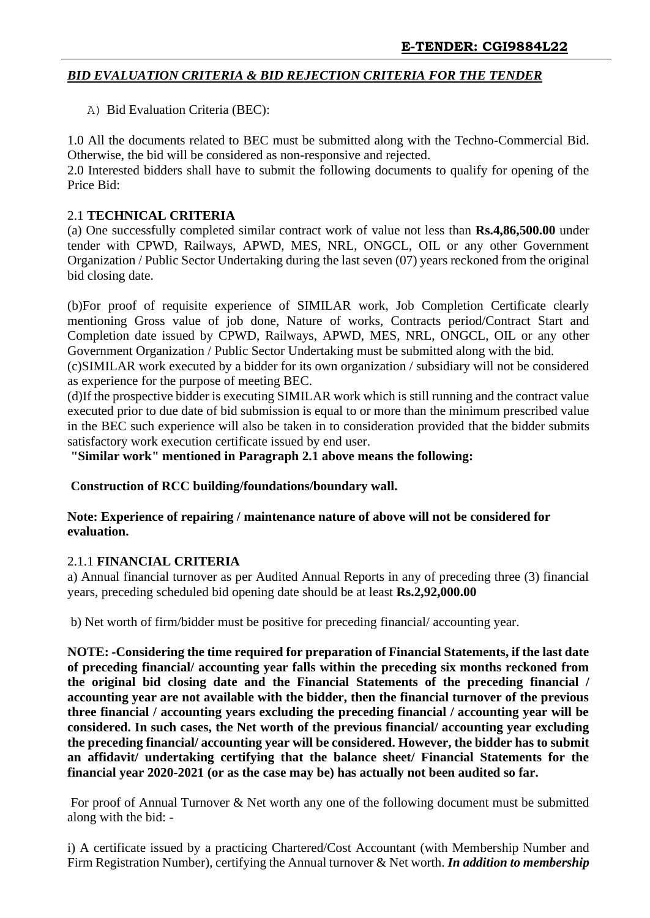**E-TENDER: CGI9884L22**

***BID EVALUATION CRITERIA & BID REJECTION CRITERIA FOR THE TENDER***

A) Bid Evaluation Criteria (BEC):

1.0 All the documents related to BEC must be submitted along with the Techno-Commercial Bid. Otherwise, the bid will be considered as non-responsive and rejected.
2.0 Interested bidders shall have to submit the following documents to qualify for opening of the Price Bid:

2.1 **TECHNICAL CRITERIA**
(a) One successfully completed similar contract work of value not less than **Rs.4,86,500.00** under tender with CPWD, Railways, APWD, MES, NRL, ONGCL, OIL or any other Government Organization / Public Sector Undertaking during the last seven (07) years reckoned from the original bid closing date.

(b)For proof of requisite experience of SIMILAR work, Job Completion Certificate clearly mentioning Gross value of job done, Nature of works, Contracts period/Contract Start and Completion date issued by CPWD, Railways, APWD, MES, NRL, ONGCL, OIL or any other Government Organization / Public Sector Undertaking must be submitted along with the bid.
(c)SIMILAR work executed by a bidder for its own organization / subsidiary will not be considered as experience for the purpose of meeting BEC.
(d)If the prospective bidder is executing SIMILAR work which is still running and the contract value executed prior to due date of bid submission is equal to or more than the minimum prescribed value in the BEC such experience will also be taken in to consideration provided that the bidder submits satisfactory work execution certificate issued by end user.
**"Similar work" mentioned in Paragraph 2.1 above means the following:**

**Construction of RCC building/foundations/boundary wall.**

**Note: Experience of repairing / maintenance nature of above will not be considered for evaluation.**

2.1.1 **FINANCIAL CRITERIA**
a) Annual financial turnover as per Audited Annual Reports in any of preceding three (3) financial years, preceding scheduled bid opening date should be at least **Rs.2,92,000.00**

b) Net worth of firm/bidder must be positive for preceding financial/ accounting year.

**NOTE: -Considering the time required for preparation of Financial Statements, if the last date of preceding financial/ accounting year falls within the preceding six months reckoned from the original bid closing date and the Financial Statements of the preceding financial / accounting year are not available with the bidder, then the financial turnover of the previous three financial / accounting years excluding the preceding financial / accounting year will be considered. In such cases, the Net worth of the previous financial/ accounting year excluding the preceding financial/ accounting year will be considered. However, the bidder has to submit an affidavit/ undertaking certifying that the balance sheet/ Financial Statements for the financial year 2020-2021 (or as the case may be) has actually not been audited so far.**

For proof of Annual Turnover & Net worth any one of the following document must be submitted along with the bid: -

i) A certificate issued by a practicing Chartered/Cost Accountant (with Membership Number and Firm Registration Number), certifying the Annual turnover & Net worth. ***In addition to membership***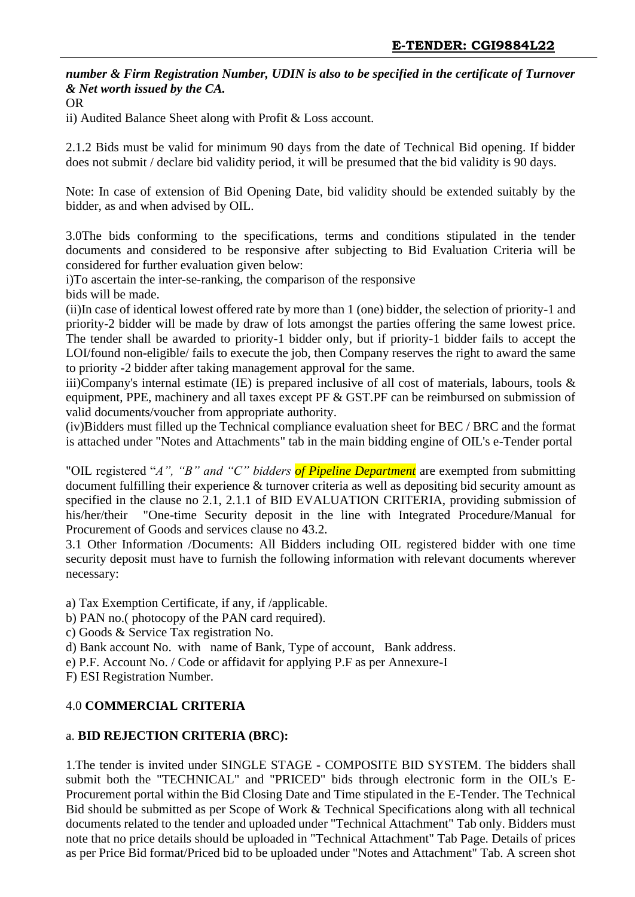***number & Firm Registration Number, UDIN is also to be specified in the certificate of Turnover & Net worth issued by the CA.***

OR

ii) Audited Balance Sheet along with Profit & Loss account.

2.1.2 Bids must be valid for minimum 90 days from the date of Technical Bid opening. If bidder does not submit / declare bid validity period, it will be presumed that the bid validity is 90 days.

Note: In case of extension of Bid Opening Date, bid validity should be extended suitably by the bidder, as and when advised by OIL.

3.0The bids conforming to the specifications, terms and conditions stipulated in the tender documents and considered to be responsive after subjecting to Bid Evaluation Criteria will be considered for further evaluation given below:

i)To ascertain the inter-se-ranking, the comparison of the responsive bids will be made.

(ii)In case of identical lowest offered rate by more than 1 (one) bidder, the selection of priority-1 and priority-2 bidder will be made by draw of lots amongst the parties offering the same lowest price. The tender shall be awarded to priority-1 bidder only, but if priority-1 bidder fails to accept the LOI/found non-eligible/ fails to execute the job, then Company reserves the right to award the same to priority -2 bidder after taking management approval for the same.

iii)Company's internal estimate (IE) is prepared inclusive of all cost of materials, labours, tools & equipment, PPE, machinery and all taxes except PF & GST.PF can be reimbursed on submission of valid documents/voucher from appropriate authority.

(iv)Bidders must filled up the Technical compliance evaluation sheet for BEC / BRC and the format is attached under "Notes and Attachments" tab in the main bidding engine of OIL's e-Tender portal

"OIL registered "*A", "B" and "C" bidders* ***of Pipeline Department*** are exempted from submitting document fulfilling their experience & turnover criteria as well as depositing bid security amount as specified in the clause no 2.1, 2.1.1 of BID EVALUATION CRITERIA, providing submission of his/her/their "One-time Security deposit in the line with Integrated Procedure/Manual for Procurement of Goods and services clause no 43.2.

3.1 Other Information /Documents: All Bidders including OIL registered bidder with one time security deposit must have to furnish the following information with relevant documents wherever necessary:

a) Tax Exemption Certificate, if any, if /applicable.
b) PAN no.( photocopy of the PAN card required).
c) Goods & Service Tax registration No.
d) Bank account No. with name of Bank, Type of account, Bank address.
e) P.F. Account No. / Code or affidavit for applying P.F as per Annexure-I
F) ESI Registration Number.

4.0 **COMMERCIAL CRITERIA**

a. **BID REJECTION CRITERIA (BRC):**

1.The tender is invited under SINGLE STAGE - COMPOSITE BID SYSTEM. The bidders shall submit both the "TECHNICAL" and "PRICED" bids through electronic form in the OIL's E-Procurement portal within the Bid Closing Date and Time stipulated in the E-Tender. The Technical Bid should be submitted as per Scope of Work & Technical Specifications along with all technical documents related to the tender and uploaded under "Technical Attachment" Tab only. Bidders must note that no price details should be uploaded in "Technical Attachment" Tab Page. Details of prices as per Price Bid format/Priced bid to be uploaded under "Notes and Attachment" Tab. A screen shot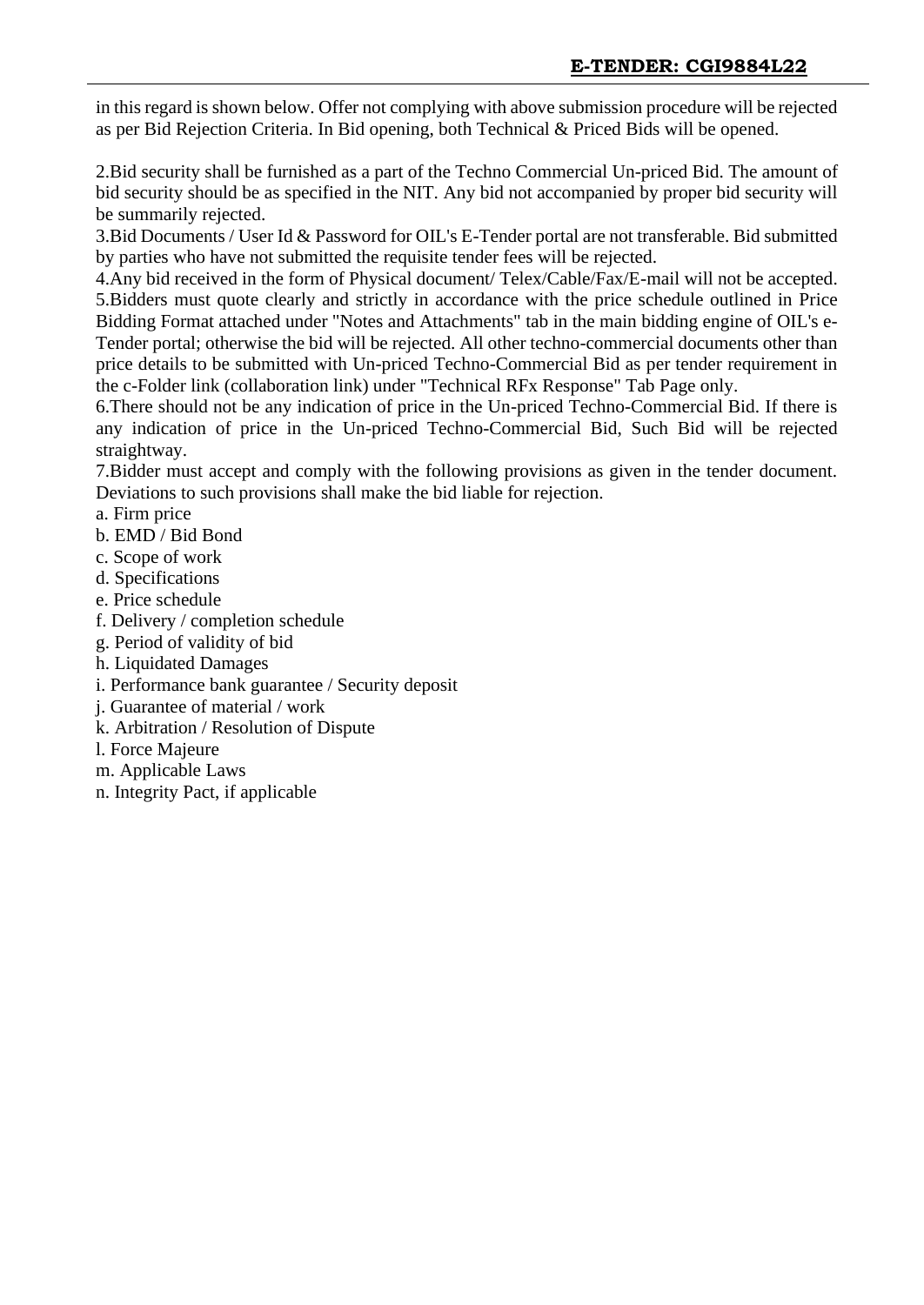in this regard is shown below. Offer not complying with above submission procedure will be rejected as per Bid Rejection Criteria. In Bid opening, both Technical & Priced Bids will be opened.

2.Bid security shall be furnished as a part of the Techno Commercial Un-priced Bid. The amount of bid security should be as specified in the NIT. Any bid not accompanied by proper bid security will be summarily rejected.

3.Bid Documents / User Id & Password for OIL's E-Tender portal are not transferable. Bid submitted by parties who have not submitted the requisite tender fees will be rejected.

4.Any bid received in the form of Physical document/ Telex/Cable/Fax/E-mail will not be accepted.

5.Bidders must quote clearly and strictly in accordance with the price schedule outlined in Price Bidding Format attached under "Notes and Attachments" tab in the main bidding engine of OIL's e-Tender portal; otherwise the bid will be rejected. All other techno-commercial documents other than price details to be submitted with Un-priced Techno-Commercial Bid as per tender requirement in the c-Folder link (collaboration link) under "Technical RFx Response" Tab Page only.

6.There should not be any indication of price in the Un-priced Techno-Commercial Bid. If there is any indication of price in the Un-priced Techno-Commercial Bid, Such Bid will be rejected straightway.

7.Bidder must accept and comply with the following provisions as given in the tender document. Deviations to such provisions shall make the bid liable for rejection.

a. Firm price
b. EMD / Bid Bond
c. Scope of work
d. Specifications
e. Price schedule
f. Delivery / completion schedule
g. Period of validity of bid
h. Liquidated Damages
i. Performance bank guarantee / Security deposit
j. Guarantee of material / work
k. Arbitration / Resolution of Dispute
l. Force Majeure
m. Applicable Laws
n. Integrity Pact, if applicable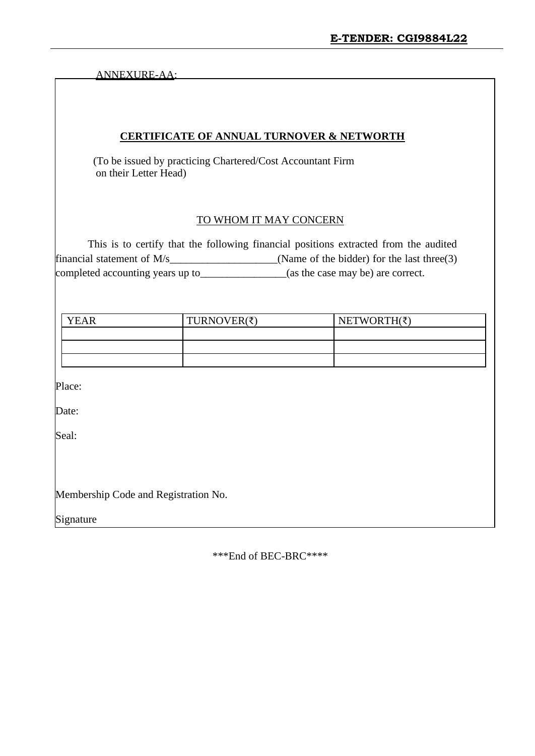ANNEXURE-AA:

## CERTIFICATE OF ANNUAL TURNOVER & NETWORTH

(To be issued by practicing Chartered/Cost Accountant Firm on their Letter Head)

TO WHOM IT MAY CONCERN

This is to certify that the following financial positions extracted from the audited financial statement of M/s____________________(Name of the bidder) for the last three(3) completed accounting years up to________________(as the case may be) are correct.

| YEAR | TURNOVER(₹) | NETWORTH(₹) |
|---|---|---|
| | | |
| | | |
| | | |

Place:

Date:

Seal:

Membership Code and Registration No.

Signature

***End of BEC-BRC****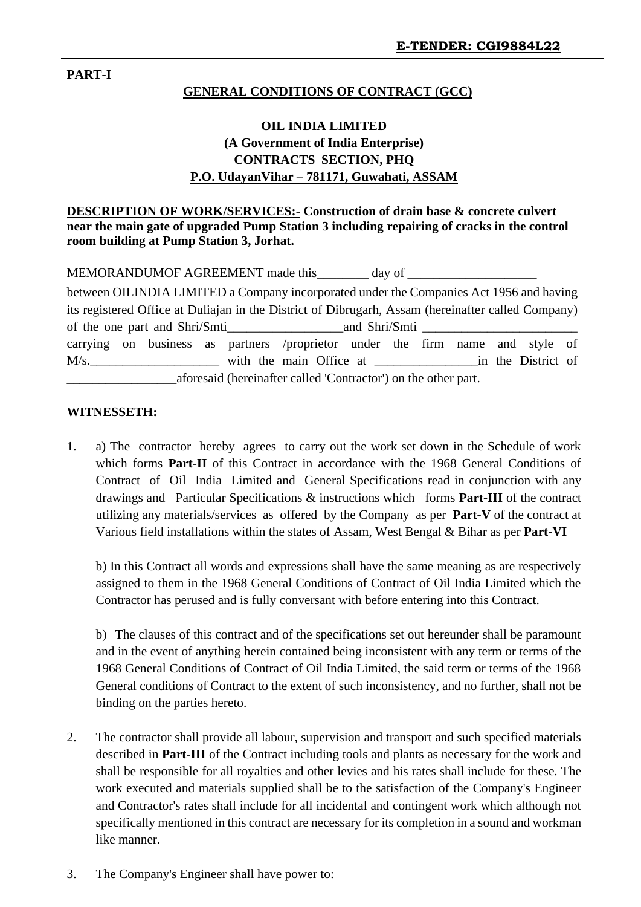**E-TENDER: CGI9884L22**

**PART-I**

**GENERAL CONDITIONS OF CONTRACT (GCC)**

**OIL INDIA LIMITED**
**(A Government of India Enterprise)**
**CONTRACTS SECTION, PHQ**
**P.O. UdayanVihar – 781171, Guwahati, ASSAM**

**DESCRIPTION OF WORK/SERVICES:- Construction of drain base & concrete culvert near the main gate of upgraded Pump Station 3 including repairing of cracks in the control room building at Pump Station 3, Jorhat.**

MEMORANDUMOF AGREEMENT made this________ day of ____________________ between OILINDIA LIMITED a Company incorporated under the Companies Act 1956 and having its registered Office at Duliajan in the District of Dibrugarh, Assam (hereinafter called Company) of the one part and Shri/Smti__________________and Shri/Smti ________________________ carrying on business as partners /proprietor under the firm name and style of M/s.____________________ with the main Office at ________________in the District of _________________aforesaid (hereinafter called 'Contractor') on the other part.

**WITNESSETH:**

1. a) The contractor hereby agrees to carry out the work set down in the Schedule of work which forms **Part-II** of this Contract in accordance with the 1968 General Conditions of Contract of Oil India Limited and General Specifications read in conjunction with any drawings and Particular Specifications & instructions which forms **Part-III** of the contract utilizing any materials/services as offered by the Company as per **Part-V** of the contract at Various field installations within the states of Assam, West Bengal & Bihar as per **Part-VI**

   b) In this Contract all words and expressions shall have the same meaning as are respectively assigned to them in the 1968 General Conditions of Contract of Oil India Limited which the Contractor has perused and is fully conversant with before entering into this Contract.

   b) The clauses of this contract and of the specifications set out hereunder shall be paramount and in the event of anything herein contained being inconsistent with any term or terms of the 1968 General Conditions of Contract of Oil India Limited, the said term or terms of the 1968 General conditions of Contract to the extent of such inconsistency, and no further, shall not be binding on the parties hereto.

2. The contractor shall provide all labour, supervision and transport and such specified materials described in **Part-III** of the Contract including tools and plants as necessary for the work and shall be responsible for all royalties and other levies and his rates shall include for these. The work executed and materials supplied shall be to the satisfaction of the Company's Engineer and Contractor's rates shall include for all incidental and contingent work which although not specifically mentioned in this contract are necessary for its completion in a sound and workman like manner.

3. The Company's Engineer shall have power to: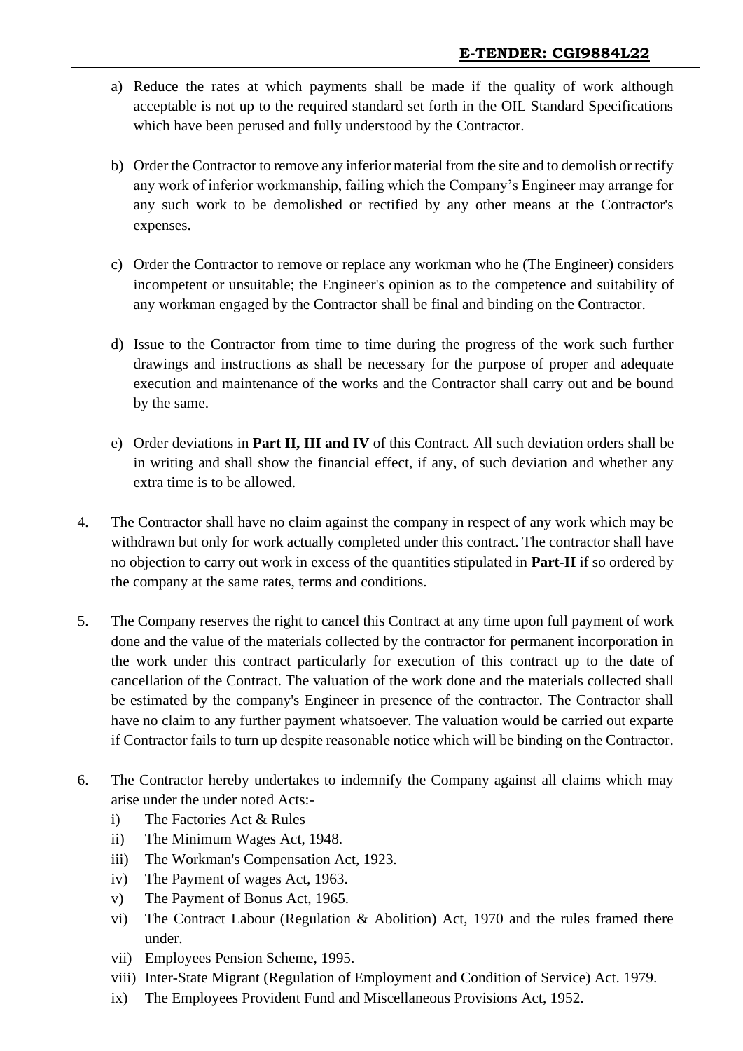a) Reduce the rates at which payments shall be made if the quality of work although acceptable is not up to the required standard set forth in the OIL Standard Specifications which have been perused and fully understood by the Contractor.

b) Order the Contractor to remove any inferior material from the site and to demolish or rectify any work of inferior workmanship, failing which the Company's Engineer may arrange for any such work to be demolished or rectified by any other means at the Contractor's expenses.

c) Order the Contractor to remove or replace any workman who he (The Engineer) considers incompetent or unsuitable; the Engineer's opinion as to the competence and suitability of any workman engaged by the Contractor shall be final and binding on the Contractor.

d) Issue to the Contractor from time to time during the progress of the work such further drawings and instructions as shall be necessary for the purpose of proper and adequate execution and maintenance of the works and the Contractor shall carry out and be bound by the same.

e) Order deviations in **Part II, III and IV** of this Contract. All such deviation orders shall be in writing and shall show the financial effect, if any, of such deviation and whether any extra time is to be allowed.

4. The Contractor shall have no claim against the company in respect of any work which may be withdrawn but only for work actually completed under this contract. The contractor shall have no objection to carry out work in excess of the quantities stipulated in **Part-II** if so ordered by the company at the same rates, terms and conditions.

5. The Company reserves the right to cancel this Contract at any time upon full payment of work done and the value of the materials collected by the contractor for permanent incorporation in the work under this contract particularly for execution of this contract up to the date of cancellation of the Contract. The valuation of the work done and the materials collected shall be estimated by the company's Engineer in presence of the contractor. The Contractor shall have no claim to any further payment whatsoever. The valuation would be carried out exparte if Contractor fails to turn up despite reasonable notice which will be binding on the Contractor.

6. The Contractor hereby undertakes to indemnify the Company against all claims which may arise under the under noted Acts:-
   i) The Factories Act & Rules
   ii) The Minimum Wages Act, 1948.
   iii) The Workman's Compensation Act, 1923.
   iv) The Payment of wages Act, 1963.
   v) The Payment of Bonus Act, 1965.
   vi) The Contract Labour (Regulation & Abolition) Act, 1970 and the rules framed there under.
   vii) Employees Pension Scheme, 1995.
   viii) Inter-State Migrant (Regulation of Employment and Condition of Service) Act. 1979.
   ix) The Employees Provident Fund and Miscellaneous Provisions Act, 1952.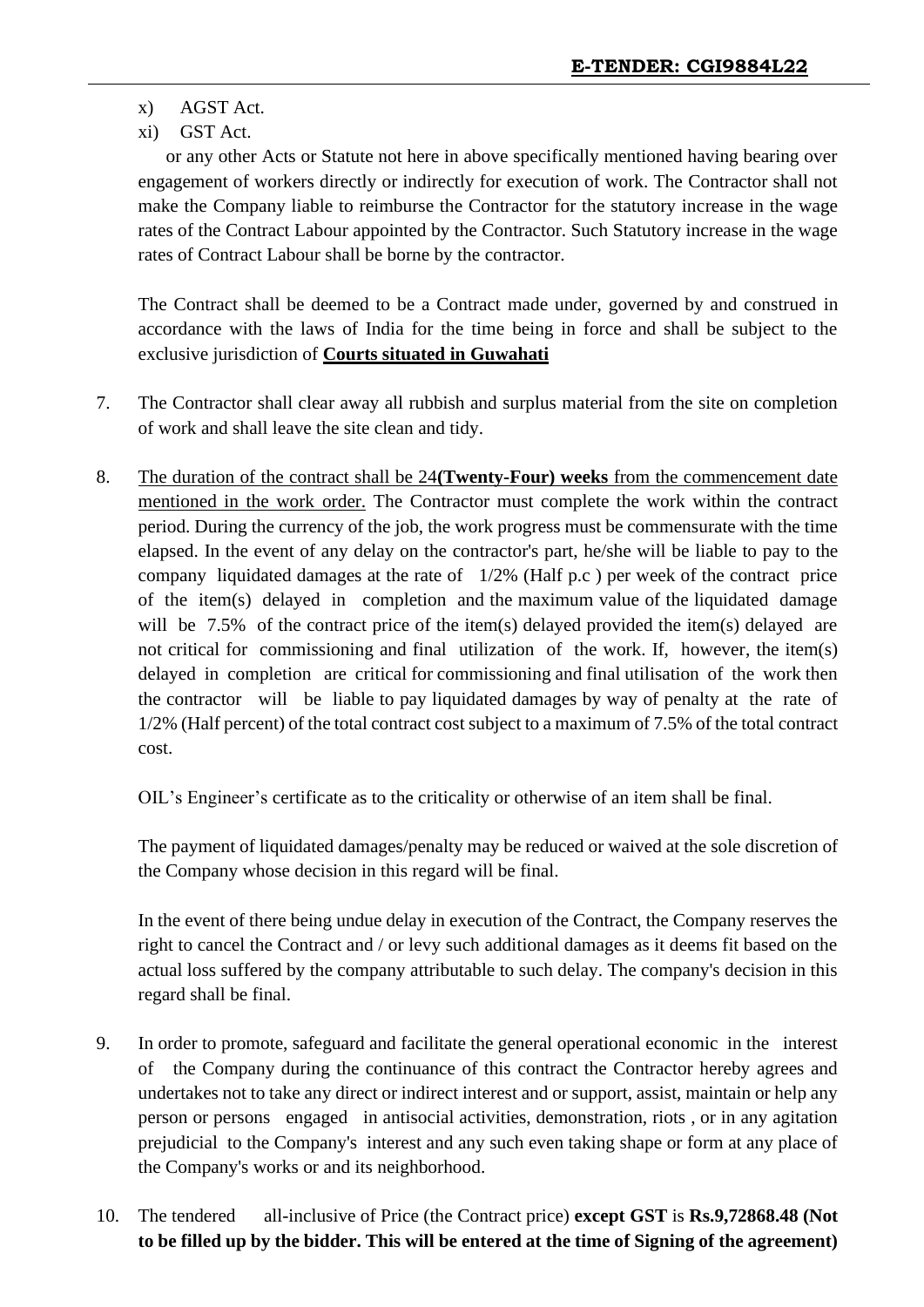x) AGST Act.

xi) GST Act.

or any other Acts or Statute not here in above specifically mentioned having bearing over engagement of workers directly or indirectly for execution of work. The Contractor shall not make the Company liable to reimburse the Contractor for the statutory increase in the wage rates of the Contract Labour appointed by the Contractor. Such Statutory increase in the wage rates of Contract Labour shall be borne by the contractor.

The Contract shall be deemed to be a Contract made under, governed by and construed in accordance with the laws of India for the time being in force and shall be subject to the exclusive jurisdiction of **Courts situated in Guwahati**

7. The Contractor shall clear away all rubbish and surplus material from the site on completion of work and shall leave the site clean and tidy.

8. The duration of the contract shall be 24**(Twenty-Four) weeks** from the commencement date mentioned in the work order. The Contractor must complete the work within the contract period. During the currency of the job, the work progress must be commensurate with the time elapsed. In the event of any delay on the contractor's part, he/she will be liable to pay to the company liquidated damages at the rate of 1/2% (Half p.c ) per week of the contract price of the item(s) delayed in completion and the maximum value of the liquidated damage will be 7.5% of the contract price of the item(s) delayed provided the item(s) delayed are not critical for commissioning and final utilization of the work. If, however, the item(s) delayed in completion are critical for commissioning and final utilisation of the work then the contractor will be liable to pay liquidated damages by way of penalty at the rate of 1/2% (Half percent) of the total contract cost subject to a maximum of 7.5% of the total contract cost.

   OIL's Engineer's certificate as to the criticality or otherwise of an item shall be final.

   The payment of liquidated damages/penalty may be reduced or waived at the sole discretion of the Company whose decision in this regard will be final.

   In the event of there being undue delay in execution of the Contract, the Company reserves the right to cancel the Contract and / or levy such additional damages as it deems fit based on the actual loss suffered by the company attributable to such delay. The company's decision in this regard shall be final.

9. In order to promote, safeguard and facilitate the general operational economic in the interest of the Company during the continuance of this contract the Contractor hereby agrees and undertakes not to take any direct or indirect interest and or support, assist, maintain or help any person or persons engaged in antisocial activities, demonstration, riots , or in any agitation prejudicial to the Company's interest and any such even taking shape or form at any place of the Company's works or and its neighborhood.

10. The tendered all-inclusive of Price (the Contract price) **except GST** is **Rs.9,72868.48 (Not to be filled up by the bidder. This will be entered at the time of Signing of the agreement)**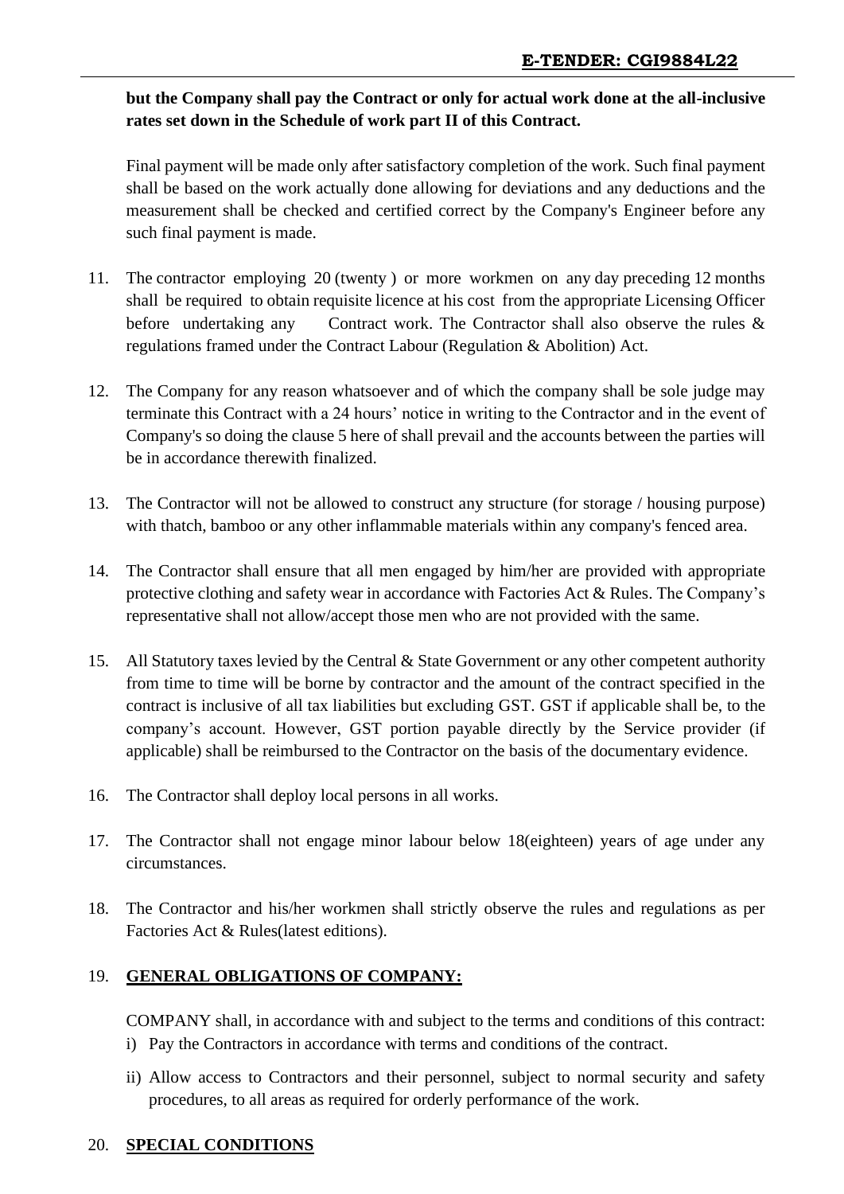**but the Company shall pay the Contract or only for actual work done at the all-inclusive rates set down in the Schedule of work part II of this Contract.**

Final payment will be made only after satisfactory completion of the work. Such final payment shall be based on the work actually done allowing for deviations and any deductions and the measurement shall be checked and certified correct by the Company's Engineer before any such final payment is made.

11. The contractor employing 20 (twenty ) or more workmen on any day preceding 12 months shall be required to obtain requisite licence at his cost from the appropriate Licensing Officer before undertaking any Contract work. The Contractor shall also observe the rules & regulations framed under the Contract Labour (Regulation & Abolition) Act.

12. The Company for any reason whatsoever and of which the company shall be sole judge may terminate this Contract with a 24 hours' notice in writing to the Contractor and in the event of Company's so doing the clause 5 here of shall prevail and the accounts between the parties will be in accordance therewith finalized.

13. The Contractor will not be allowed to construct any structure (for storage / housing purpose) with thatch, bamboo or any other inflammable materials within any company's fenced area.

14. The Contractor shall ensure that all men engaged by him/her are provided with appropriate protective clothing and safety wear in accordance with Factories Act & Rules. The Company's representative shall not allow/accept those men who are not provided with the same.

15. All Statutory taxes levied by the Central & State Government or any other competent authority from time to time will be borne by contractor and the amount of the contract specified in the contract is inclusive of all tax liabilities but excluding GST. GST if applicable shall be, to the company's account. However, GST portion payable directly by the Service provider (if applicable) shall be reimbursed to the Contractor on the basis of the documentary evidence.

16. The Contractor shall deploy local persons in all works.

17. The Contractor shall not engage minor labour below 18(eighteen) years of age under any circumstances.

18. The Contractor and his/her workmen shall strictly observe the rules and regulations as per Factories Act & Rules(latest editions).

19. **GENERAL OBLIGATIONS OF COMPANY:**

    COMPANY shall, in accordance with and subject to the terms and conditions of this contract:

    i) Pay the Contractors in accordance with terms and conditions of the contract.

    ii) Allow access to Contractors and their personnel, subject to normal security and safety procedures, to all areas as required for orderly performance of the work.

20. **SPECIAL CONDITIONS**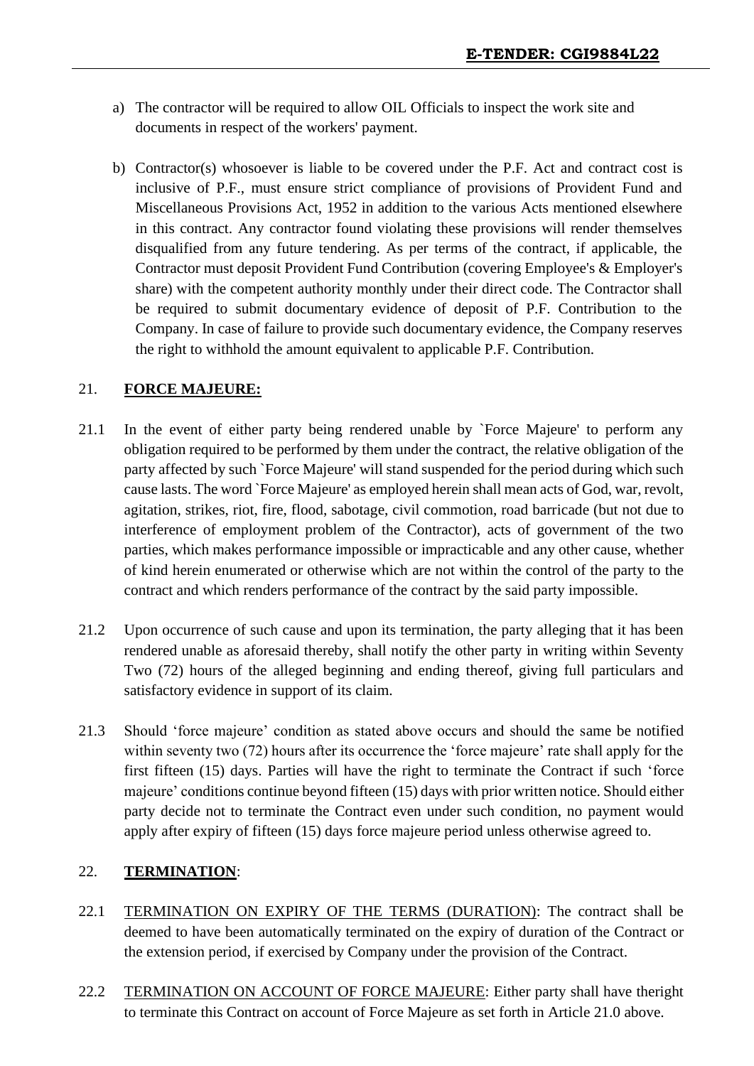a) The contractor will be required to allow OIL Officials to inspect the work site and documents in respect of the workers' payment.

b) Contractor(s) whosoever is liable to be covered under the P.F. Act and contract cost is inclusive of P.F., must ensure strict compliance of provisions of Provident Fund and Miscellaneous Provisions Act, 1952 in addition to the various Acts mentioned elsewhere in this contract. Any contractor found violating these provisions will render themselves disqualified from any future tendering. As per terms of the contract, if applicable, the Contractor must deposit Provident Fund Contribution (covering Employee's & Employer's share) with the competent authority monthly under their direct code. The Contractor shall be required to submit documentary evidence of deposit of P.F. Contribution to the Company. In case of failure to provide such documentary evidence, the Company reserves the right to withhold the amount equivalent to applicable P.F. Contribution.

## 21. **FORCE MAJEURE:**

21.1 In the event of either party being rendered unable by `Force Majeure' to perform any obligation required to be performed by them under the contract, the relative obligation of the party affected by such `Force Majeure' will stand suspended for the period during which such cause lasts. The word `Force Majeure' as employed herein shall mean acts of God, war, revolt, agitation, strikes, riot, fire, flood, sabotage, civil commotion, road barricade (but not due to interference of employment problem of the Contractor), acts of government of the two parties, which makes performance impossible or impracticable and any other cause, whether of kind herein enumerated or otherwise which are not within the control of the party to the contract and which renders performance of the contract by the said party impossible.

21.2 Upon occurrence of such cause and upon its termination, the party alleging that it has been rendered unable as aforesaid thereby, shall notify the other party in writing within Seventy Two (72) hours of the alleged beginning and ending thereof, giving full particulars and satisfactory evidence in support of its claim.

21.3 Should 'force majeure' condition as stated above occurs and should the same be notified within seventy two (72) hours after its occurrence the 'force majeure' rate shall apply for the first fifteen (15) days. Parties will have the right to terminate the Contract if such 'force majeure' conditions continue beyond fifteen (15) days with prior written notice. Should either party decide not to terminate the Contract even under such condition, no payment would apply after expiry of fifteen (15) days force majeure period unless otherwise agreed to.

## 22. **TERMINATION**:

22.1 TERMINATION ON EXPIRY OF THE TERMS (DURATION): The contract shall be deemed to have been automatically terminated on the expiry of duration of the Contract or the extension period, if exercised by Company under the provision of the Contract.

22.2 TERMINATION ON ACCOUNT OF FORCE MAJEURE: Either party shall have theright to terminate this Contract on account of Force Majeure as set forth in Article 21.0 above.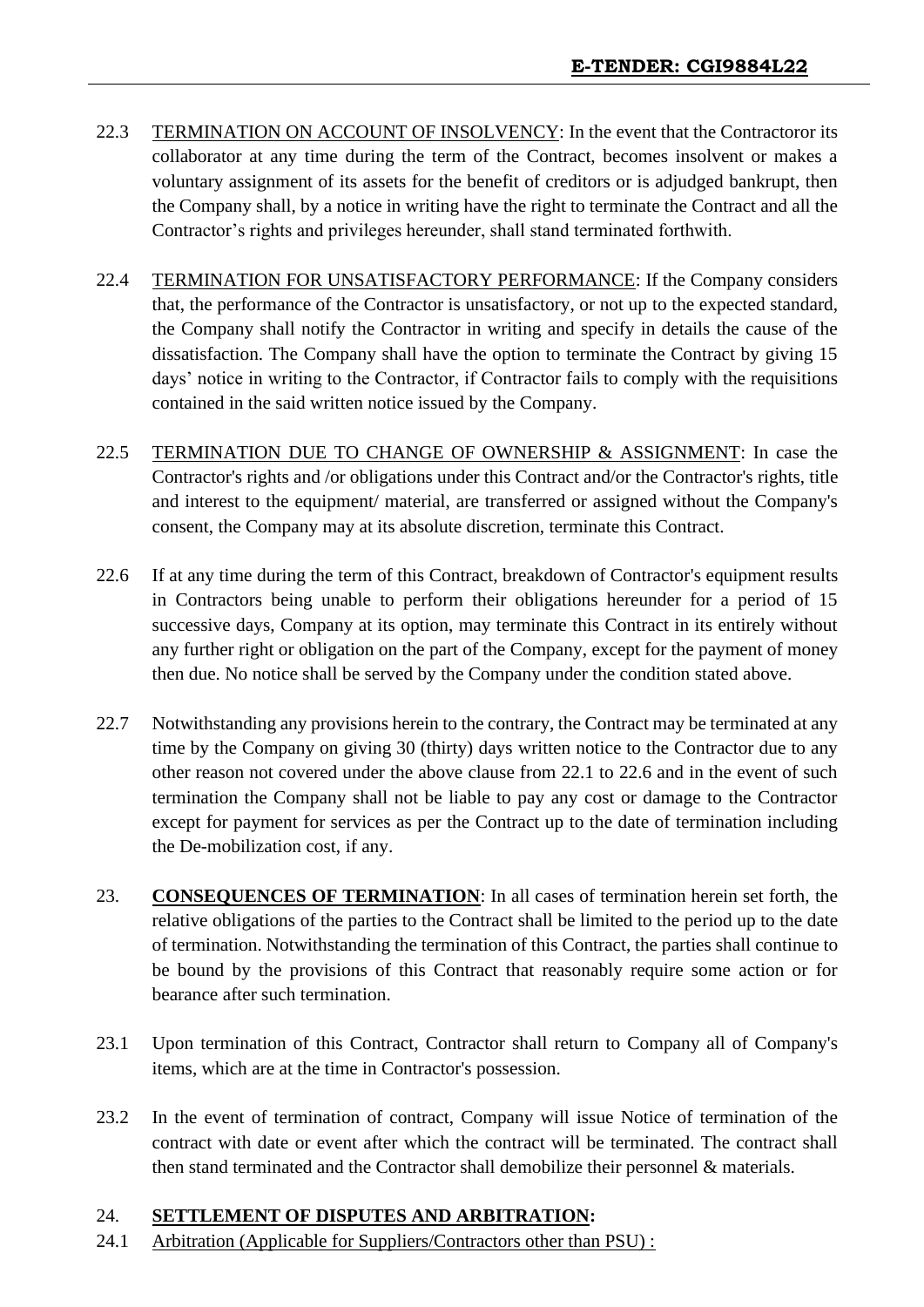22.3 TERMINATION ON ACCOUNT OF INSOLVENCY: In the event that the Contractoror its collaborator at any time during the term of the Contract, becomes insolvent or makes a voluntary assignment of its assets for the benefit of creditors or is adjudged bankrupt, then the Company shall, by a notice in writing have the right to terminate the Contract and all the Contractor's rights and privileges hereunder, shall stand terminated forthwith.

22.4 TERMINATION FOR UNSATISFACTORY PERFORMANCE: If the Company considers that, the performance of the Contractor is unsatisfactory, or not up to the expected standard, the Company shall notify the Contractor in writing and specify in details the cause of the dissatisfaction. The Company shall have the option to terminate the Contract by giving 15 days' notice in writing to the Contractor, if Contractor fails to comply with the requisitions contained in the said written notice issued by the Company.

22.5 TERMINATION DUE TO CHANGE OF OWNERSHIP & ASSIGNMENT: In case the Contractor's rights and /or obligations under this Contract and/or the Contractor's rights, title and interest to the equipment/ material, are transferred or assigned without the Company's consent, the Company may at its absolute discretion, terminate this Contract.

22.6 If at any time during the term of this Contract, breakdown of Contractor's equipment results in Contractors being unable to perform their obligations hereunder for a period of 15 successive days, Company at its option, may terminate this Contract in its entirely without any further right or obligation on the part of the Company, except for the payment of money then due. No notice shall be served by the Company under the condition stated above.

22.7 Notwithstanding any provisions herein to the contrary, the Contract may be terminated at any time by the Company on giving 30 (thirty) days written notice to the Contractor due to any other reason not covered under the above clause from 22.1 to 22.6 and in the event of such termination the Company shall not be liable to pay any cost or damage to the Contractor except for payment for services as per the Contract up to the date of termination including the De-mobilization cost, if any.

23. **CONSEQUENCES OF TERMINATION**: In all cases of termination herein set forth, the relative obligations of the parties to the Contract shall be limited to the period up to the date of termination. Notwithstanding the termination of this Contract, the parties shall continue to be bound by the provisions of this Contract that reasonably require some action or for bearance after such termination.

23.1 Upon termination of this Contract, Contractor shall return to Company all of Company's items, which are at the time in Contractor's possession.

23.2 In the event of termination of contract, Company will issue Notice of termination of the contract with date or event after which the contract will be terminated. The contract shall then stand terminated and the Contractor shall demobilize their personnel & materials.

24. **SETTLEMENT OF DISPUTES AND ARBITRATION:**

24.1 Arbitration (Applicable for Suppliers/Contractors other than PSU) :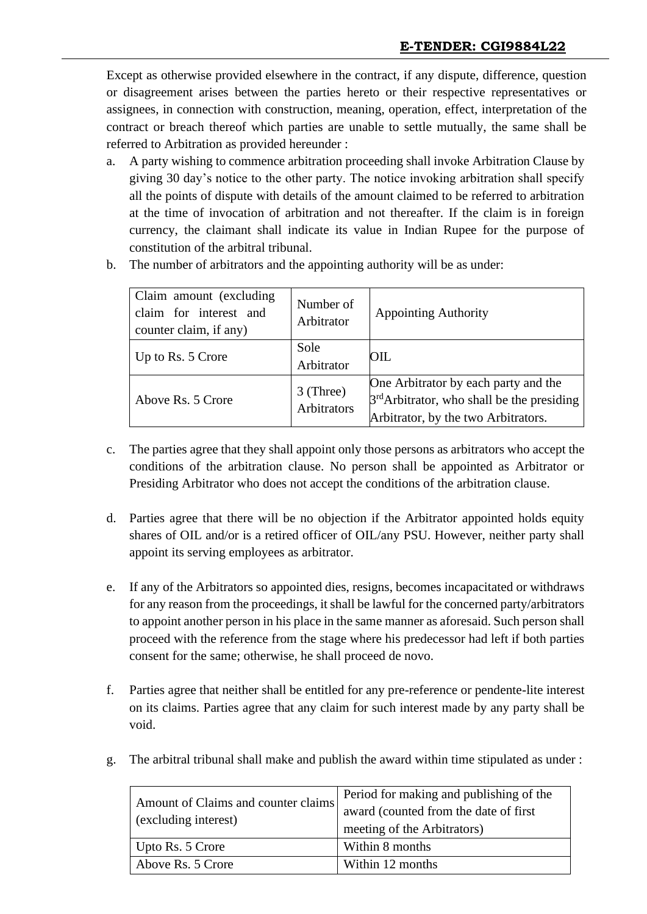Except as otherwise provided elsewhere in the contract, if any dispute, difference, question or disagreement arises between the parties hereto or their respective representatives or assignees, in connection with construction, meaning, operation, effect, interpretation of the contract or breach thereof which parties are unable to settle mutually, the same shall be referred to Arbitration as provided hereunder :

a. A party wishing to commence arbitration proceeding shall invoke Arbitration Clause by giving 30 day's notice to the other party. The notice invoking arbitration shall specify all the points of dispute with details of the amount claimed to be referred to arbitration at the time of invocation of arbitration and not thereafter. If the claim is in foreign currency, the claimant shall indicate its value in Indian Rupee for the purpose of constitution of the arbitral tribunal.

b. The number of arbitrators and the appointing authority will be as under:

| Claim amount (excluding claim for interest and counter claim, if any) | Number of Arbitrator | Appointing Authority |
|---|---|---|
| Up to Rs. 5 Crore | Sole Arbitrator | OIL |
| Above Rs. 5 Crore | 3 (Three) Arbitrators | One Arbitrator by each party and the 3rd Arbitrator, who shall be the presiding Arbitrator, by the two Arbitrators. |

c. The parties agree that they shall appoint only those persons as arbitrators who accept the conditions of the arbitration clause. No person shall be appointed as Arbitrator or Presiding Arbitrator who does not accept the conditions of the arbitration clause.

d. Parties agree that there will be no objection if the Arbitrator appointed holds equity shares of OIL and/or is a retired officer of OIL/any PSU. However, neither party shall appoint its serving employees as arbitrator.

e. If any of the Arbitrators so appointed dies, resigns, becomes incapacitated or withdraws for any reason from the proceedings, it shall be lawful for the concerned party/arbitrators to appoint another person in his place in the same manner as aforesaid. Such person shall proceed with the reference from the stage where his predecessor had left if both parties consent for the same; otherwise, he shall proceed de novo.

f. Parties agree that neither shall be entitled for any pre-reference or pendente-lite interest on its claims. Parties agree that any claim for such interest made by any party shall be void.

g. The arbitral tribunal shall make and publish the award within time stipulated as under :

| Amount of Claims and counter claims (excluding interest) | Period for making and publishing of the award (counted from the date of first meeting of the Arbitrators) |
|---|---|
| Upto Rs. 5 Crore | Within 8 months |
| Above Rs. 5 Crore | Within 12 months |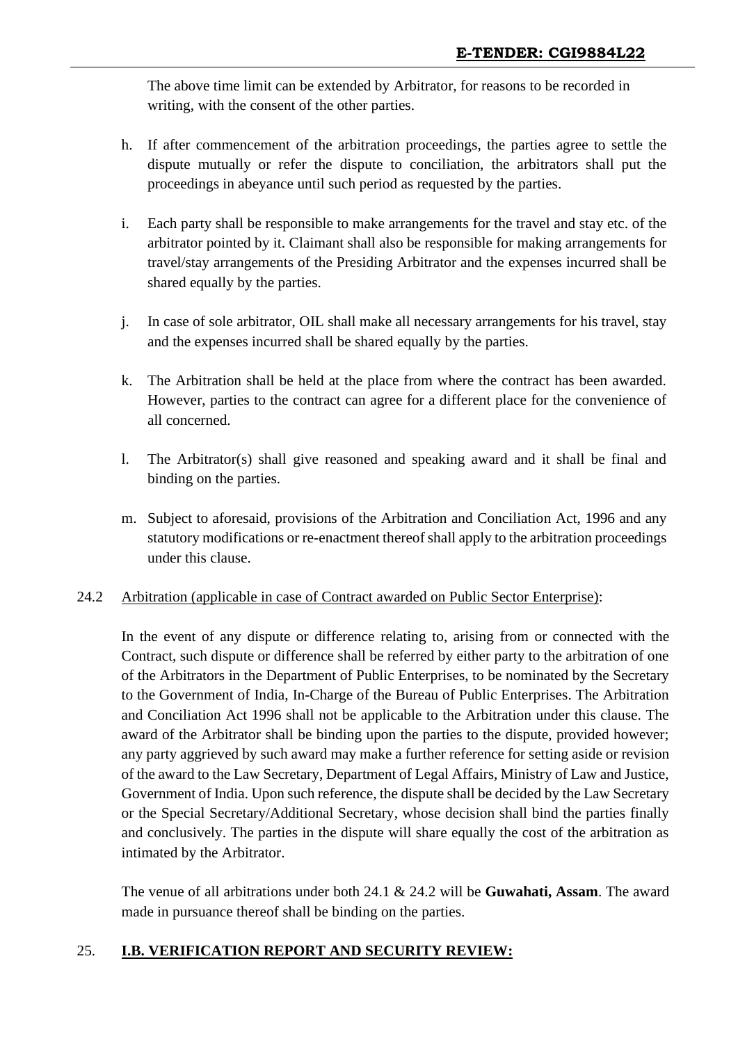The above time limit can be extended by Arbitrator, for reasons to be recorded in writing, with the consent of the other parties.

h. If after commencement of the arbitration proceedings, the parties agree to settle the dispute mutually or refer the dispute to conciliation, the arbitrators shall put the proceedings in abeyance until such period as requested by the parties.

i. Each party shall be responsible to make arrangements for the travel and stay etc. of the arbitrator pointed by it. Claimant shall also be responsible for making arrangements for travel/stay arrangements of the Presiding Arbitrator and the expenses incurred shall be shared equally by the parties.

j. In case of sole arbitrator, OIL shall make all necessary arrangements for his travel, stay and the expenses incurred shall be shared equally by the parties.

k. The Arbitration shall be held at the place from where the contract has been awarded. However, parties to the contract can agree for a different place for the convenience of all concerned.

l. The Arbitrator(s) shall give reasoned and speaking award and it shall be final and binding on the parties.

m. Subject to aforesaid, provisions of the Arbitration and Conciliation Act, 1996 and any statutory modifications or re-enactment thereof shall apply to the arbitration proceedings under this clause.

24.2 Arbitration (applicable in case of Contract awarded on Public Sector Enterprise):

In the event of any dispute or difference relating to, arising from or connected with the Contract, such dispute or difference shall be referred by either party to the arbitration of one of the Arbitrators in the Department of Public Enterprises, to be nominated by the Secretary to the Government of India, In-Charge of the Bureau of Public Enterprises. The Arbitration and Conciliation Act 1996 shall not be applicable to the Arbitration under this clause. The award of the Arbitrator shall be binding upon the parties to the dispute, provided however; any party aggrieved by such award may make a further reference for setting aside or revision of the award to the Law Secretary, Department of Legal Affairs, Ministry of Law and Justice, Government of India. Upon such reference, the dispute shall be decided by the Law Secretary or the Special Secretary/Additional Secretary, whose decision shall bind the parties finally and conclusively. The parties in the dispute will share equally the cost of the arbitration as intimated by the Arbitrator.

The venue of all arbitrations under both 24.1 & 24.2 will be **Guwahati, Assam**. The award made in pursuance thereof shall be binding on the parties.

## 25. **I.B. VERIFICATION REPORT AND SECURITY REVIEW:**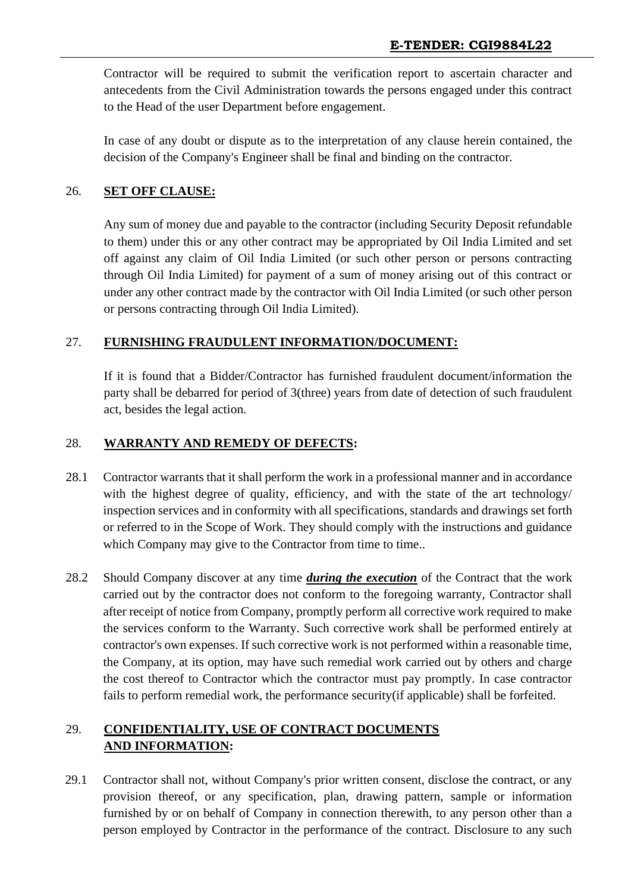Contractor will be required to submit the verification report to ascertain character and antecedents from the Civil Administration towards the persons engaged under this contract to the Head of the user Department before engagement.

In case of any doubt or dispute as to the interpretation of any clause herein contained, the decision of the Company's Engineer shall be final and binding on the contractor.

## 26. SET OFF CLAUSE:

Any sum of money due and payable to the contractor (including Security Deposit refundable to them) under this or any other contract may be appropriated by Oil India Limited and set off against any claim of Oil India Limited (or such other person or persons contracting through Oil India Limited) for payment of a sum of money arising out of this contract or under any other contract made by the contractor with Oil India Limited (or such other person or persons contracting through Oil India Limited).

## 27. FURNISHING FRAUDULENT INFORMATION/DOCUMENT:

If it is found that a Bidder/Contractor has furnished fraudulent document/information the party shall be debarred for period of 3(three) years from date of detection of such fraudulent act, besides the legal action.

## 28. WARRANTY AND REMEDY OF DEFECTS:

28.1 Contractor warrants that it shall perform the work in a professional manner and in accordance with the highest degree of quality, efficiency, and with the state of the art technology/ inspection services and in conformity with all specifications, standards and drawings set forth or referred to in the Scope of Work. They should comply with the instructions and guidance which Company may give to the Contractor from time to time..

28.2 Should Company discover at any time ***during the execution*** of the Contract that the work carried out by the contractor does not conform to the foregoing warranty, Contractor shall after receipt of notice from Company, promptly perform all corrective work required to make the services conform to the Warranty. Such corrective work shall be performed entirely at contractor's own expenses. If such corrective work is not performed within a reasonable time, the Company, at its option, may have such remedial work carried out by others and charge the cost thereof to Contractor which the contractor must pay promptly. In case contractor fails to perform remedial work, the performance security(if applicable) shall be forfeited.

## 29. CONFIDENTIALITY, USE OF CONTRACT DOCUMENTS AND INFORMATION:

29.1 Contractor shall not, without Company's prior written consent, disclose the contract, or any provision thereof, or any specification, plan, drawing pattern, sample or information furnished by or on behalf of Company in connection therewith, to any person other than a person employed by Contractor in the performance of the contract. Disclosure to any such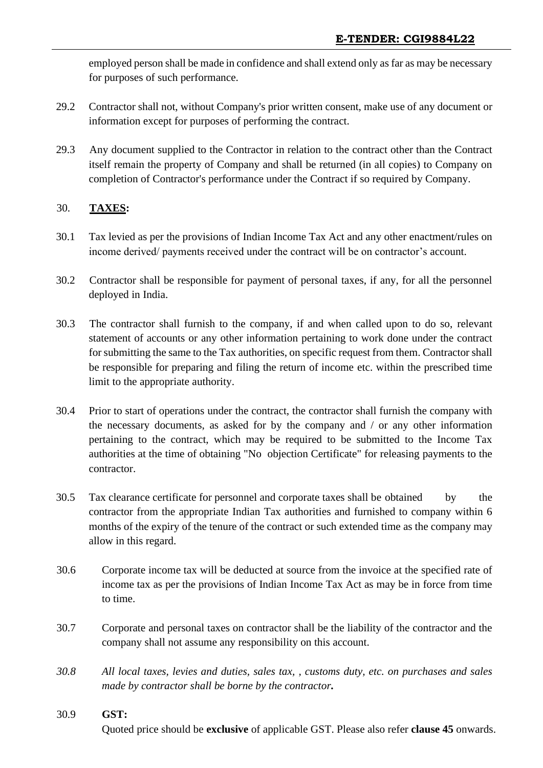employed person shall be made in confidence and shall extend only as far as may be necessary for purposes of such performance.

29.2 Contractor shall not, without Company's prior written consent, make use of any document or information except for purposes of performing the contract.

29.3 Any document supplied to the Contractor in relation to the contract other than the Contract itself remain the property of Company and shall be returned (in all copies) to Company on completion of Contractor's performance under the Contract if so required by Company.

## 30. **TAXES:**

30.1 Tax levied as per the provisions of Indian Income Tax Act and any other enactment/rules on income derived/ payments received under the contract will be on contractor's account.

30.2 Contractor shall be responsible for payment of personal taxes, if any, for all the personnel deployed in India.

30.3 The contractor shall furnish to the company, if and when called upon to do so, relevant statement of accounts or any other information pertaining to work done under the contract for submitting the same to the Tax authorities, on specific request from them. Contractor shall be responsible for preparing and filing the return of income etc. within the prescribed time limit to the appropriate authority.

30.4 Prior to start of operations under the contract, the contractor shall furnish the company with the necessary documents, as asked for by the company and / or any other information pertaining to the contract, which may be required to be submitted to the Income Tax authorities at the time of obtaining "No objection Certificate" for releasing payments to the contractor.

30.5 Tax clearance certificate for personnel and corporate taxes shall be obtained by the contractor from the appropriate Indian Tax authorities and furnished to company within 6 months of the expiry of the tenure of the contract or such extended time as the company may allow in this regard.

30.6 Corporate income tax will be deducted at source from the invoice at the specified rate of income tax as per the provisions of Indian Income Tax Act as may be in force from time to time.

30.7 Corporate and personal taxes on contractor shall be the liability of the contractor and the company shall not assume any responsibility on this account.

*30.8 All local taxes, levies and duties, sales tax, , customs duty, etc. on purchases and sales made by contractor shall be borne by the contractor.*

30.9 **GST:**
Quoted price should be **exclusive** of applicable GST. Please also refer **clause 45** onwards.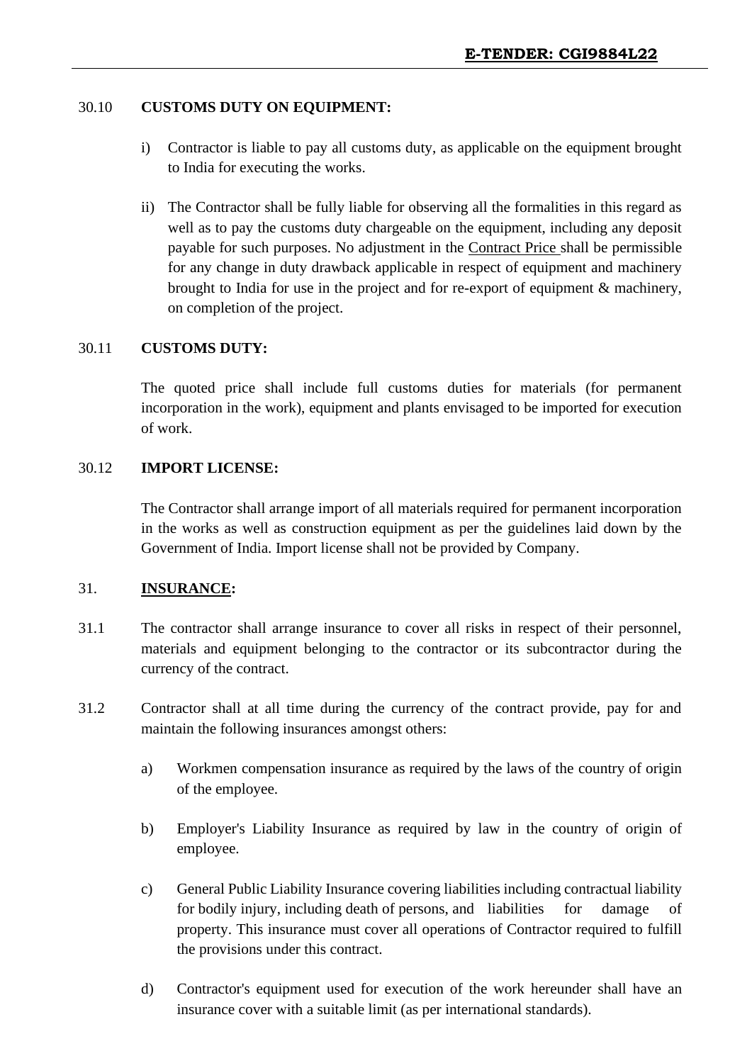30.10 **CUSTOMS DUTY ON EQUIPMENT:**

i) Contractor is liable to pay all customs duty, as applicable on the equipment brought to India for executing the works.

ii) The Contractor shall be fully liable for observing all the formalities in this regard as well as to pay the customs duty chargeable on the equipment, including any deposit payable for such purposes. No adjustment in the Contract Price shall be permissible for any change in duty drawback applicable in respect of equipment and machinery brought to India for use in the project and for re-export of equipment & machinery, on completion of the project.

30.11 **CUSTOMS DUTY:**

The quoted price shall include full customs duties for materials (for permanent incorporation in the work), equipment and plants envisaged to be imported for execution of work.

30.12 **IMPORT LICENSE:**

The Contractor shall arrange import of all materials required for permanent incorporation in the works as well as construction equipment as per the guidelines laid down by the Government of India. Import license shall not be provided by Company.

31. **INSURANCE:**

31.1 The contractor shall arrange insurance to cover all risks in respect of their personnel, materials and equipment belonging to the contractor or its subcontractor during the currency of the contract.

31.2 Contractor shall at all time during the currency of the contract provide, pay for and maintain the following insurances amongst others:

a) Workmen compensation insurance as required by the laws of the country of origin of the employee.

b) Employer's Liability Insurance as required by law in the country of origin of employee.

c) General Public Liability Insurance covering liabilities including contractual liability for bodily injury, including death of persons, and liabilities for damage of property. This insurance must cover all operations of Contractor required to fulfill the provisions under this contract.

d) Contractor's equipment used for execution of the work hereunder shall have an insurance cover with a suitable limit (as per international standards).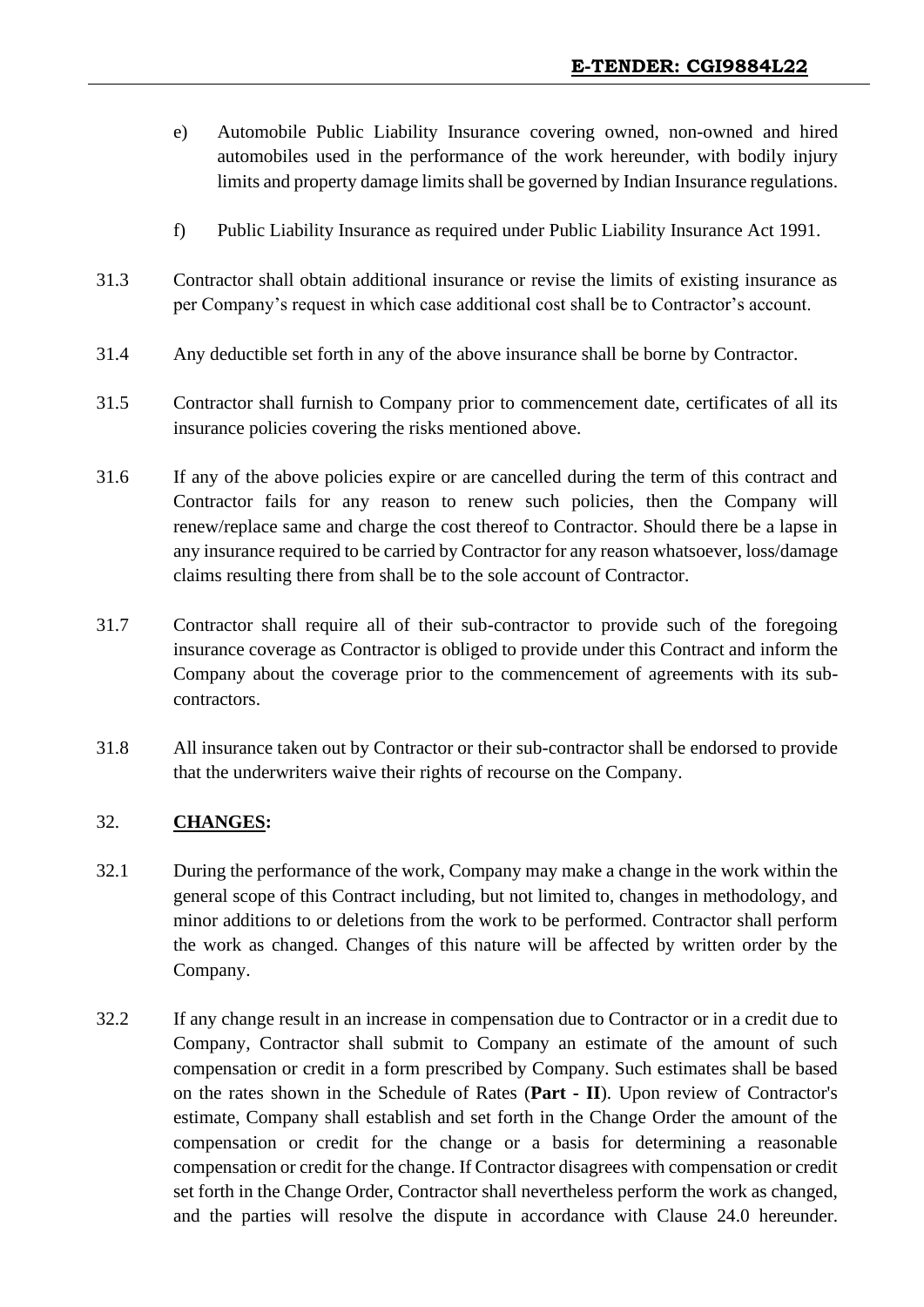e) Automobile Public Liability Insurance covering owned, non-owned and hired automobiles used in the performance of the work hereunder, with bodily injury limits and property damage limits shall be governed by Indian Insurance regulations.

f) Public Liability Insurance as required under Public Liability Insurance Act 1991.

31.3 Contractor shall obtain additional insurance or revise the limits of existing insurance as per Company's request in which case additional cost shall be to Contractor's account.

31.4 Any deductible set forth in any of the above insurance shall be borne by Contractor.

31.5 Contractor shall furnish to Company prior to commencement date, certificates of all its insurance policies covering the risks mentioned above.

31.6 If any of the above policies expire or are cancelled during the term of this contract and Contractor fails for any reason to renew such policies, then the Company will renew/replace same and charge the cost thereof to Contractor. Should there be a lapse in any insurance required to be carried by Contractor for any reason whatsoever, loss/damage claims resulting there from shall be to the sole account of Contractor.

31.7 Contractor shall require all of their sub-contractor to provide such of the foregoing insurance coverage as Contractor is obliged to provide under this Contract and inform the Company about the coverage prior to the commencement of agreements with its sub-contractors.

31.8 All insurance taken out by Contractor or their sub-contractor shall be endorsed to provide that the underwriters waive their rights of recourse on the Company.

## 32. **CHANGES:**

32.1 During the performance of the work, Company may make a change in the work within the general scope of this Contract including, but not limited to, changes in methodology, and minor additions to or deletions from the work to be performed. Contractor shall perform the work as changed. Changes of this nature will be affected by written order by the Company.

32.2 If any change result in an increase in compensation due to Contractor or in a credit due to Company, Contractor shall submit to Company an estimate of the amount of such compensation or credit in a form prescribed by Company. Such estimates shall be based on the rates shown in the Schedule of Rates (**Part - II**). Upon review of Contractor's estimate, Company shall establish and set forth in the Change Order the amount of the compensation or credit for the change or a basis for determining a reasonable compensation or credit for the change. If Contractor disagrees with compensation or credit set forth in the Change Order, Contractor shall nevertheless perform the work as changed, and the parties will resolve the dispute in accordance with Clause 24.0 hereunder.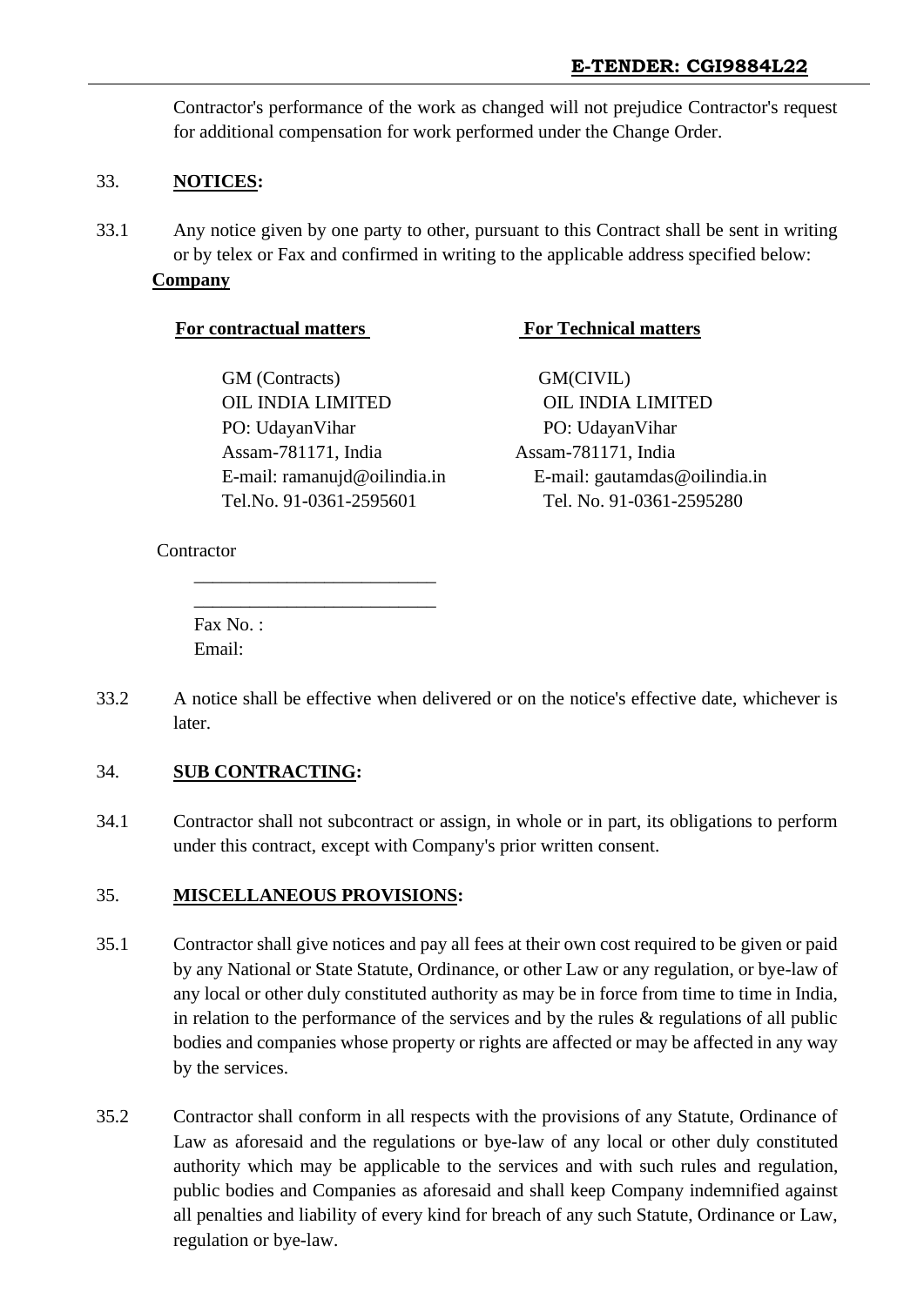Contractor's performance of the work as changed will not prejudice Contractor's request for additional compensation for work performed under the Change Order.

33. **NOTICES:**

33.1 Any notice given by one party to other, pursuant to this Contract shall be sent in writing or by telex or Fax and confirmed in writing to the applicable address specified below:

**Company**

| **For contractual matters** | **For Technical matters** |
|---|---|
| GM (Contracts) | GM(CIVIL) |
| OIL INDIA LIMITED | OIL INDIA LIMITED |
| PO: UdayanVihar | PO: UdayanVihar |
| Assam-781171, India | Assam-781171, India |
| E-mail: ramanujd@oilindia.in | E-mail: gautamdas@oilindia.in |
| Tel.No. 91-0361-2595601 | Tel. No. 91-0361-2595280 |

Contractor

_________________________

_________________________

Fax No. :

Email:

33.2 A notice shall be effective when delivered or on the notice's effective date, whichever is later.

34. **SUB CONTRACTING:**

34.1 Contractor shall not subcontract or assign, in whole or in part, its obligations to perform under this contract, except with Company's prior written consent.

35. **MISCELLANEOUS PROVISIONS:**

35.1 Contractor shall give notices and pay all fees at their own cost required to be given or paid by any National or State Statute, Ordinance, or other Law or any regulation, or bye-law of any local or other duly constituted authority as may be in force from time to time in India, in relation to the performance of the services and by the rules & regulations of all public bodies and companies whose property or rights are affected or may be affected in any way by the services.

35.2 Contractor shall conform in all respects with the provisions of any Statute, Ordinance of Law as aforesaid and the regulations or bye-law of any local or other duly constituted authority which may be applicable to the services and with such rules and regulation, public bodies and Companies as aforesaid and shall keep Company indemnified against all penalties and liability of every kind for breach of any such Statute, Ordinance or Law, regulation or bye-law.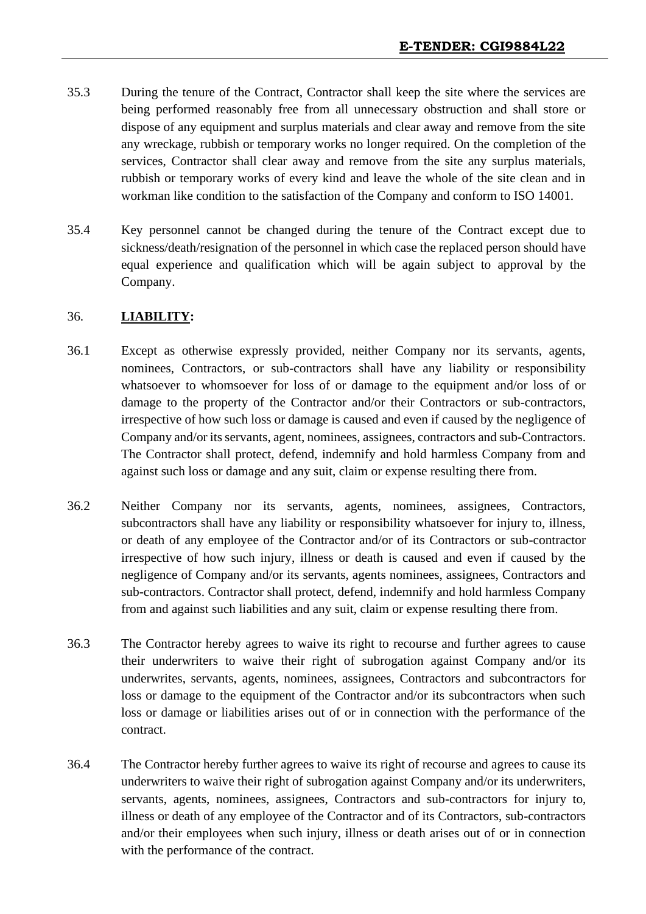35.3 During the tenure of the Contract, Contractor shall keep the site where the services are being performed reasonably free from all unnecessary obstruction and shall store or dispose of any equipment and surplus materials and clear away and remove from the site any wreckage, rubbish or temporary works no longer required. On the completion of the services, Contractor shall clear away and remove from the site any surplus materials, rubbish or temporary works of every kind and leave the whole of the site clean and in workman like condition to the satisfaction of the Company and conform to ISO 14001.

35.4 Key personnel cannot be changed during the tenure of the Contract except due to sickness/death/resignation of the personnel in which case the replaced person should have equal experience and qualification which will be again subject to approval by the Company.

## 36. **LIABILITY:**

36.1 Except as otherwise expressly provided, neither Company nor its servants, agents, nominees, Contractors, or sub-contractors shall have any liability or responsibility whatsoever to whomsoever for loss of or damage to the equipment and/or loss of or damage to the property of the Contractor and/or their Contractors or sub-contractors, irrespective of how such loss or damage is caused and even if caused by the negligence of Company and/or its servants, agent, nominees, assignees, contractors and sub-Contractors. The Contractor shall protect, defend, indemnify and hold harmless Company from and against such loss or damage and any suit, claim or expense resulting there from.

36.2 Neither Company nor its servants, agents, nominees, assignees, Contractors, subcontractors shall have any liability or responsibility whatsoever for injury to, illness, or death of any employee of the Contractor and/or of its Contractors or sub-contractor irrespective of how such injury, illness or death is caused and even if caused by the negligence of Company and/or its servants, agents nominees, assignees, Contractors and sub-contractors. Contractor shall protect, defend, indemnify and hold harmless Company from and against such liabilities and any suit, claim or expense resulting there from.

36.3 The Contractor hereby agrees to waive its right to recourse and further agrees to cause their underwriters to waive their right of subrogation against Company and/or its underwrites, servants, agents, nominees, assignees, Contractors and subcontractors for loss or damage to the equipment of the Contractor and/or its subcontractors when such loss or damage or liabilities arises out of or in connection with the performance of the contract.

36.4 The Contractor hereby further agrees to waive its right of recourse and agrees to cause its underwriters to waive their right of subrogation against Company and/or its underwriters, servants, agents, nominees, assignees, Contractors and sub-contractors for injury to, illness or death of any employee of the Contractor and of its Contractors, sub-contractors and/or their employees when such injury, illness or death arises out of or in connection with the performance of the contract.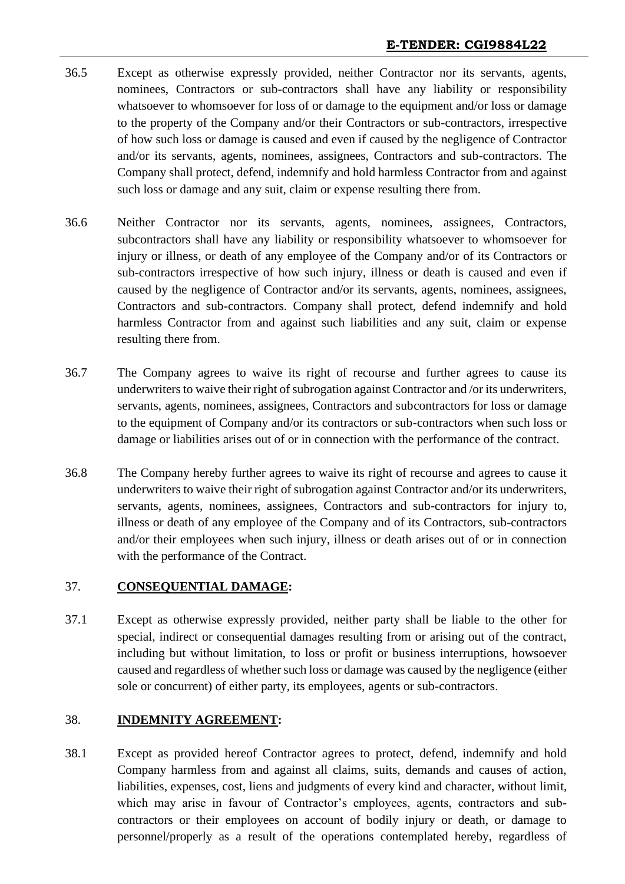36.5 Except as otherwise expressly provided, neither Contractor nor its servants, agents, nominees, Contractors or sub-contractors shall have any liability or responsibility whatsoever to whomsoever for loss of or damage to the equipment and/or loss or damage to the property of the Company and/or their Contractors or sub-contractors, irrespective of how such loss or damage is caused and even if caused by the negligence of Contractor and/or its servants, agents, nominees, assignees, Contractors and sub-contractors. The Company shall protect, defend, indemnify and hold harmless Contractor from and against such loss or damage and any suit, claim or expense resulting there from.

36.6 Neither Contractor nor its servants, agents, nominees, assignees, Contractors, subcontractors shall have any liability or responsibility whatsoever to whomsoever for injury or illness, or death of any employee of the Company and/or of its Contractors or sub-contractors irrespective of how such injury, illness or death is caused and even if caused by the negligence of Contractor and/or its servants, agents, nominees, assignees, Contractors and sub-contractors. Company shall protect, defend indemnify and hold harmless Contractor from and against such liabilities and any suit, claim or expense resulting there from.

36.7 The Company agrees to waive its right of recourse and further agrees to cause its underwriters to waive their right of subrogation against Contractor and /or its underwriters, servants, agents, nominees, assignees, Contractors and subcontractors for loss or damage to the equipment of Company and/or its contractors or sub-contractors when such loss or damage or liabilities arises out of or in connection with the performance of the contract.

36.8 The Company hereby further agrees to waive its right of recourse and agrees to cause it underwriters to waive their right of subrogation against Contractor and/or its underwriters, servants, agents, nominees, assignees, Contractors and sub-contractors for injury to, illness or death of any employee of the Company and of its Contractors, sub-contractors and/or their employees when such injury, illness or death arises out of or in connection with the performance of the Contract.

## 37. **CONSEQUENTIAL DAMAGE:**

37.1 Except as otherwise expressly provided, neither party shall be liable to the other for special, indirect or consequential damages resulting from or arising out of the contract, including but without limitation, to loss or profit or business interruptions, howsoever caused and regardless of whether such loss or damage was caused by the negligence (either sole or concurrent) of either party, its employees, agents or sub-contractors.

## 38. **INDEMNITY AGREEMENT:**

38.1 Except as provided hereof Contractor agrees to protect, defend, indemnify and hold Company harmless from and against all claims, suits, demands and causes of action, liabilities, expenses, cost, liens and judgments of every kind and character, without limit, which may arise in favour of Contractor's employees, agents, contractors and sub-contractors or their employees on account of bodily injury or death, or damage to personnel/properly as a result of the operations contemplated hereby, regardless of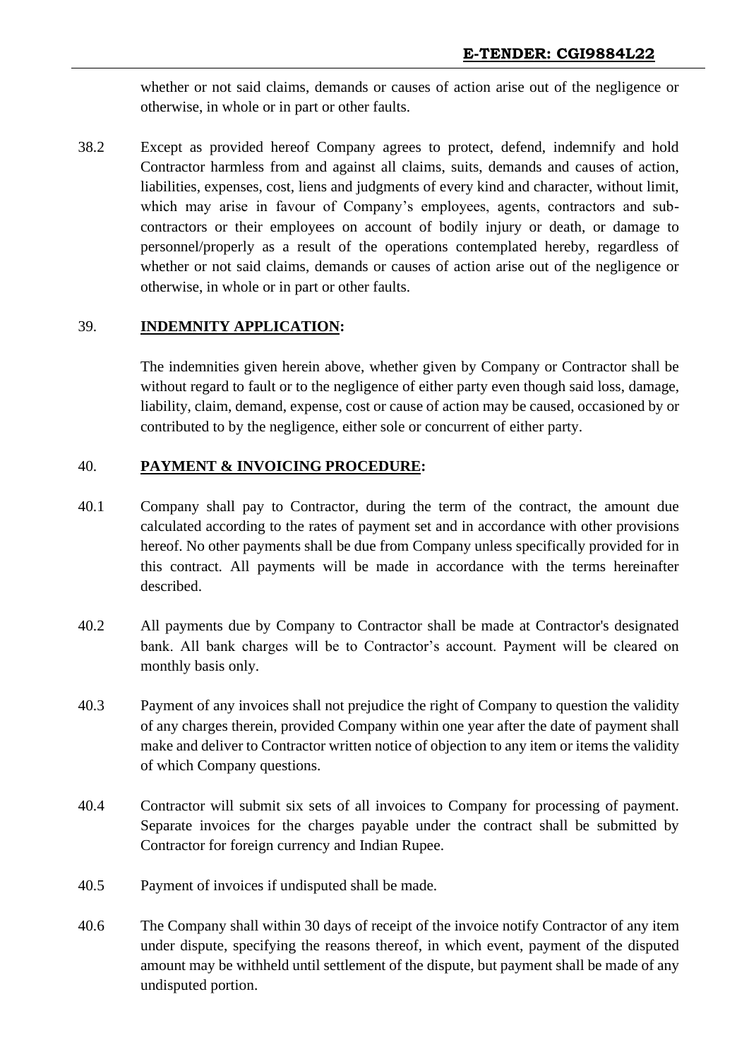whether or not said claims, demands or causes of action arise out of the negligence or otherwise, in whole or in part or other faults.

38.2 Except as provided hereof Company agrees to protect, defend, indemnify and hold Contractor harmless from and against all claims, suits, demands and causes of action, liabilities, expenses, cost, liens and judgments of every kind and character, without limit, which may arise in favour of Company's employees, agents, contractors and sub-contractors or their employees on account of bodily injury or death, or damage to personnel/properly as a result of the operations contemplated hereby, regardless of whether or not said claims, demands or causes of action arise out of the negligence or otherwise, in whole or in part or other faults.

## 39. **INDEMNITY APPLICATION:**

The indemnities given herein above, whether given by Company or Contractor shall be without regard to fault or to the negligence of either party even though said loss, damage, liability, claim, demand, expense, cost or cause of action may be caused, occasioned by or contributed to by the negligence, either sole or concurrent of either party.

## 40. **PAYMENT & INVOICING PROCEDURE:**

40.1 Company shall pay to Contractor, during the term of the contract, the amount due calculated according to the rates of payment set and in accordance with other provisions hereof. No other payments shall be due from Company unless specifically provided for in this contract. All payments will be made in accordance with the terms hereinafter described.

40.2 All payments due by Company to Contractor shall be made at Contractor's designated bank. All bank charges will be to Contractor's account. Payment will be cleared on monthly basis only.

40.3 Payment of any invoices shall not prejudice the right of Company to question the validity of any charges therein, provided Company within one year after the date of payment shall make and deliver to Contractor written notice of objection to any item or items the validity of which Company questions.

40.4 Contractor will submit six sets of all invoices to Company for processing of payment. Separate invoices for the charges payable under the contract shall be submitted by Contractor for foreign currency and Indian Rupee.

40.5 Payment of invoices if undisputed shall be made.

40.6 The Company shall within 30 days of receipt of the invoice notify Contractor of any item under dispute, specifying the reasons thereof, in which event, payment of the disputed amount may be withheld until settlement of the dispute, but payment shall be made of any undisputed portion.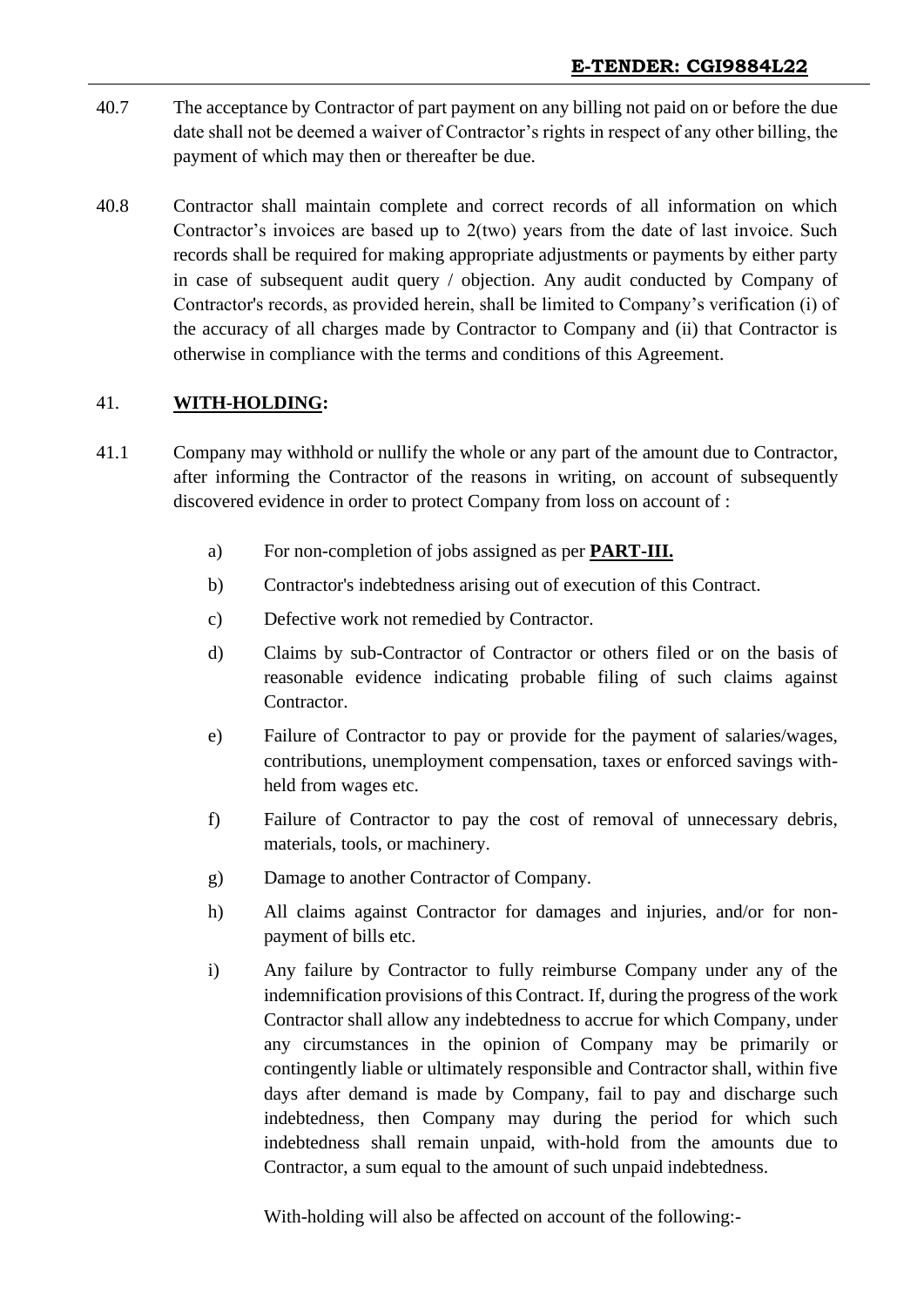40.7 The acceptance by Contractor of part payment on any billing not paid on or before the due date shall not be deemed a waiver of Contractor's rights in respect of any other billing, the payment of which may then or thereafter be due.

40.8 Contractor shall maintain complete and correct records of all information on which Contractor's invoices are based up to 2(two) years from the date of last invoice. Such records shall be required for making appropriate adjustments or payments by either party in case of subsequent audit query / objection. Any audit conducted by Company of Contractor's records, as provided herein, shall be limited to Company's verification (i) of the accuracy of all charges made by Contractor to Company and (ii) that Contractor is otherwise in compliance with the terms and conditions of this Agreement.

## 41. <u>**WITH-HOLDING:**</u>

41.1 Company may withhold or nullify the whole or any part of the amount due to Contractor, after informing the Contractor of the reasons in writing, on account of subsequently discovered evidence in order to protect Company from loss on account of :

a) For non-completion of jobs assigned as per <u>**PART-III.**</u>

b) Contractor's indebtedness arising out of execution of this Contract.

c) Defective work not remedied by Contractor.

d) Claims by sub-Contractor of Contractor or others filed or on the basis of reasonable evidence indicating probable filing of such claims against Contractor.

e) Failure of Contractor to pay or provide for the payment of salaries/wages, contributions, unemployment compensation, taxes or enforced savings with-held from wages etc.

f) Failure of Contractor to pay the cost of removal of unnecessary debris, materials, tools, or machinery.

g) Damage to another Contractor of Company.

h) All claims against Contractor for damages and injuries, and/or for non-payment of bills etc.

i) Any failure by Contractor to fully reimburse Company under any of the indemnification provisions of this Contract. If, during the progress of the work Contractor shall allow any indebtedness to accrue for which Company, under any circumstances in the opinion of Company may be primarily or contingently liable or ultimately responsible and Contractor shall, within five days after demand is made by Company, fail to pay and discharge such indebtedness, then Company may during the period for which such indebtedness shall remain unpaid, with-hold from the amounts due to Contractor, a sum equal to the amount of such unpaid indebtedness.

With-holding will also be affected on account of the following:-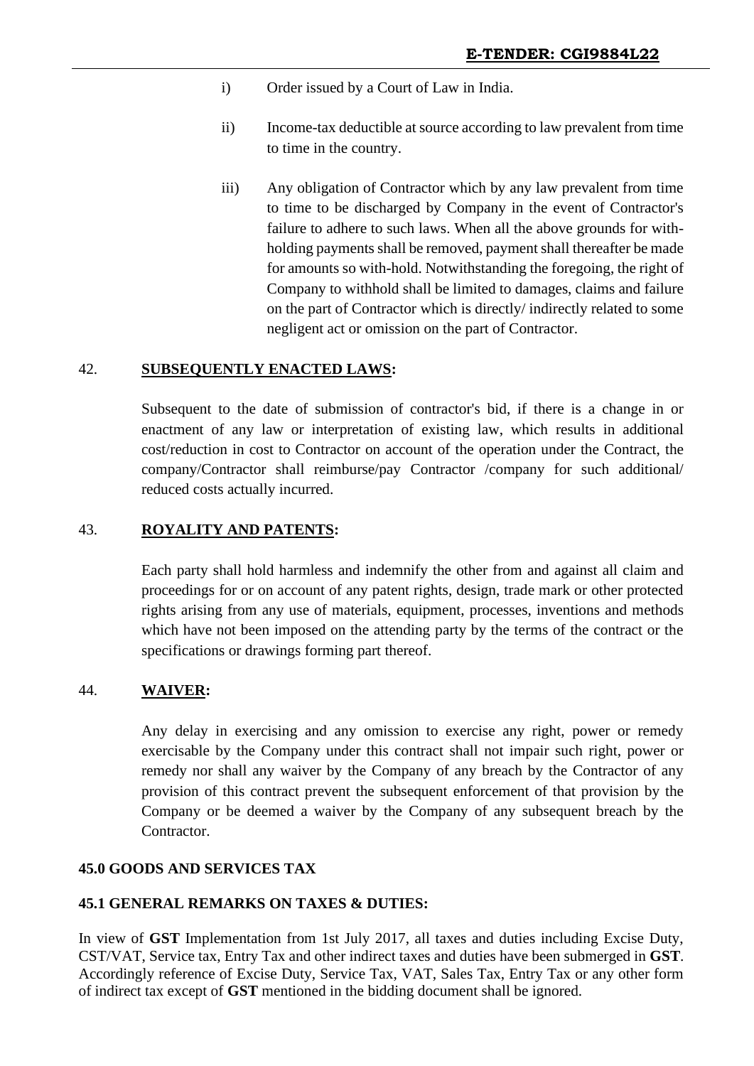i) Order issued by a Court of Law in India.

ii) Income-tax deductible at source according to law prevalent from time to time in the country.

iii) Any obligation of Contractor which by any law prevalent from time to time to be discharged by Company in the event of Contractor's failure to adhere to such laws. When all the above grounds for with-holding payments shall be removed, payment shall thereafter be made for amounts so with-hold. Notwithstanding the foregoing, the right of Company to withhold shall be limited to damages, claims and failure on the part of Contractor which is directly/ indirectly related to some negligent act or omission on the part of Contractor.

42. **SUBSEQUENTLY ENACTED LAWS:**

Subsequent to the date of submission of contractor's bid, if there is a change in or enactment of any law or interpretation of existing law, which results in additional cost/reduction in cost to Contractor on account of the operation under the Contract, the company/Contractor shall reimburse/pay Contractor /company for such additional/ reduced costs actually incurred.

43. **ROYALITY AND PATENTS:**

Each party shall hold harmless and indemnify the other from and against all claim and proceedings for or on account of any patent rights, design, trade mark or other protected rights arising from any use of materials, equipment, processes, inventions and methods which have not been imposed on the attending party by the terms of the contract or the specifications or drawings forming part thereof.

44. **WAIVER:**

Any delay in exercising and any omission to exercise any right, power or remedy exercisable by the Company under this contract shall not impair such right, power or remedy nor shall any waiver by the Company of any breach by the Contractor of any provision of this contract prevent the subsequent enforcement of that provision by the Company or be deemed a waiver by the Company of any subsequent breach by the Contractor.

**45.0 GOODS AND SERVICES TAX**

**45.1 GENERAL REMARKS ON TAXES & DUTIES:**

In view of **GST** Implementation from 1st July 2017, all taxes and duties including Excise Duty, CST/VAT, Service tax, Entry Tax and other indirect taxes and duties have been submerged in **GST**. Accordingly reference of Excise Duty, Service Tax, VAT, Sales Tax, Entry Tax or any other form of indirect tax except of **GST** mentioned in the bidding document shall be ignored.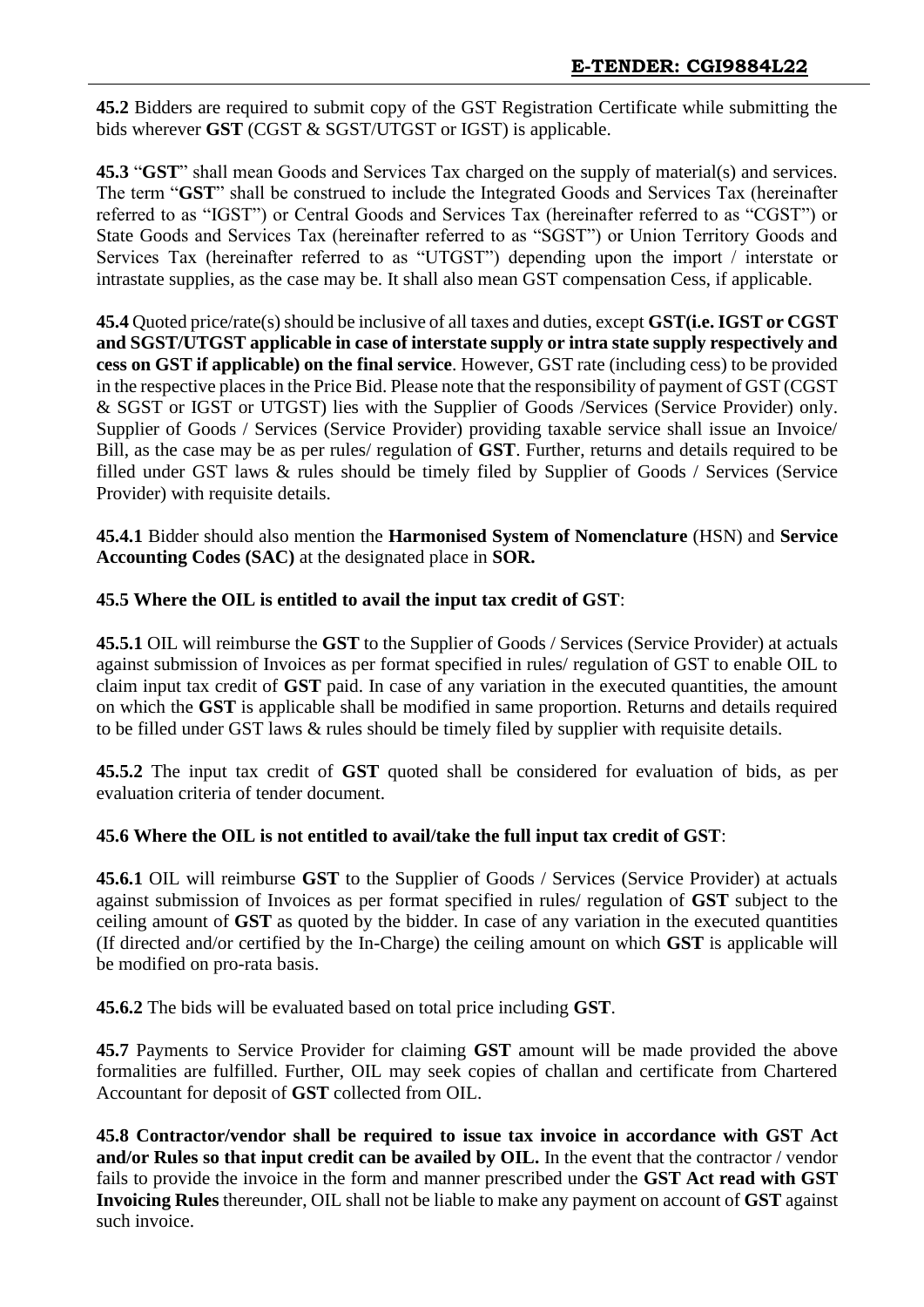**45.2** Bidders are required to submit copy of the GST Registration Certificate while submitting the bids wherever **GST** (CGST & SGST/UTGST or IGST) is applicable.

**45.3** "**GST**" shall mean Goods and Services Tax charged on the supply of material(s) and services. The term "**GST**" shall be construed to include the Integrated Goods and Services Tax (hereinafter referred to as "IGST") or Central Goods and Services Tax (hereinafter referred to as "CGST") or State Goods and Services Tax (hereinafter referred to as "SGST") or Union Territory Goods and Services Tax (hereinafter referred to as "UTGST") depending upon the import / interstate or intrastate supplies, as the case may be. It shall also mean GST compensation Cess, if applicable.

**45.4** Quoted price/rate(s) should be inclusive of all taxes and duties, except **GST(i.e. IGST or CGST and SGST/UTGST applicable in case of interstate supply or intra state supply respectively and cess on GST if applicable) on the final service**. However, GST rate (including cess) to be provided in the respective places in the Price Bid. Please note that the responsibility of payment of GST (CGST & SGST or IGST or UTGST) lies with the Supplier of Goods /Services (Service Provider) only. Supplier of Goods / Services (Service Provider) providing taxable service shall issue an Invoice/ Bill, as the case may be as per rules/ regulation of **GST**. Further, returns and details required to be filled under GST laws & rules should be timely filed by Supplier of Goods / Services (Service Provider) with requisite details.

**45.4.1** Bidder should also mention the **Harmonised System of Nomenclature** (HSN) and **Service Accounting Codes (SAC)** at the designated place in **SOR.**

**45.5 Where the OIL is entitled to avail the input tax credit of GST**:

**45.5.1** OIL will reimburse the **GST** to the Supplier of Goods / Services (Service Provider) at actuals against submission of Invoices as per format specified in rules/ regulation of GST to enable OIL to claim input tax credit of **GST** paid. In case of any variation in the executed quantities, the amount on which the **GST** is applicable shall be modified in same proportion. Returns and details required to be filled under GST laws & rules should be timely filed by supplier with requisite details.

**45.5.2** The input tax credit of **GST** quoted shall be considered for evaluation of bids, as per evaluation criteria of tender document.

**45.6 Where the OIL is not entitled to avail/take the full input tax credit of GST**:

**45.6.1** OIL will reimburse **GST** to the Supplier of Goods / Services (Service Provider) at actuals against submission of Invoices as per format specified in rules/ regulation of **GST** subject to the ceiling amount of **GST** as quoted by the bidder. In case of any variation in the executed quantities (If directed and/or certified by the In-Charge) the ceiling amount on which **GST** is applicable will be modified on pro-rata basis.

**45.6.2** The bids will be evaluated based on total price including **GST**.

**45.7** Payments to Service Provider for claiming **GST** amount will be made provided the above formalities are fulfilled. Further, OIL may seek copies of challan and certificate from Chartered Accountant for deposit of **GST** collected from OIL.

**45.8 Contractor/vendor shall be required to issue tax invoice in accordance with GST Act and/or Rules so that input credit can be availed by OIL.** In the event that the contractor / vendor fails to provide the invoice in the form and manner prescribed under the **GST Act read with GST Invoicing Rules** thereunder, OIL shall not be liable to make any payment on account of **GST** against such invoice.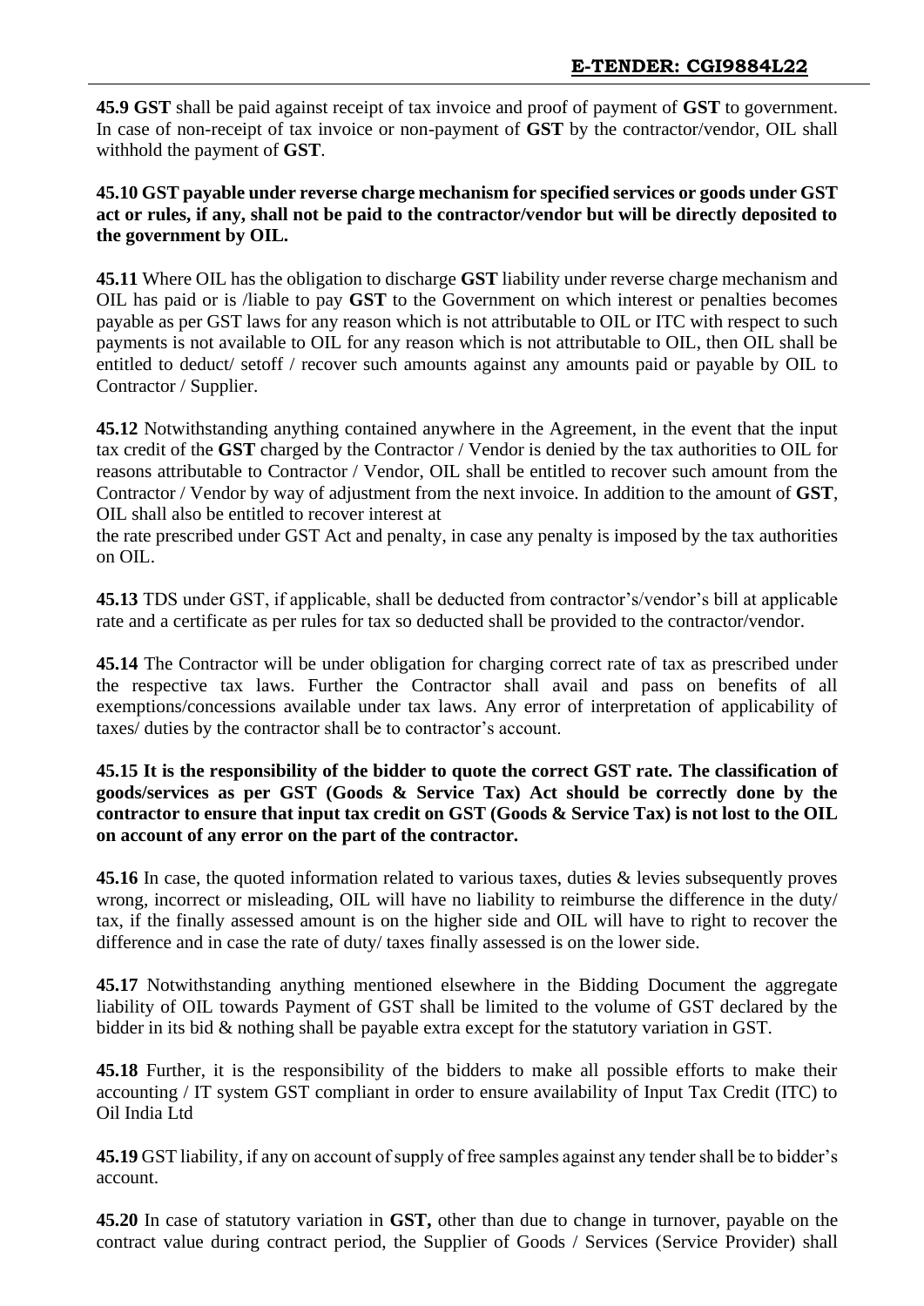**45.9 GST** shall be paid against receipt of tax invoice and proof of payment of **GST** to government. In case of non-receipt of tax invoice or non-payment of **GST** by the contractor/vendor, OIL shall withhold the payment of **GST**.

**45.10 GST payable under reverse charge mechanism for specified services or goods under GST act or rules, if any, shall not be paid to the contractor/vendor but will be directly deposited to the government by OIL.**

**45.11** Where OIL has the obligation to discharge **GST** liability under reverse charge mechanism and OIL has paid or is /liable to pay **GST** to the Government on which interest or penalties becomes payable as per GST laws for any reason which is not attributable to OIL or ITC with respect to such payments is not available to OIL for any reason which is not attributable to OIL, then OIL shall be entitled to deduct/ setoff / recover such amounts against any amounts paid or payable by OIL to Contractor / Supplier.

**45.12** Notwithstanding anything contained anywhere in the Agreement, in the event that the input tax credit of the **GST** charged by the Contractor / Vendor is denied by the tax authorities to OIL for reasons attributable to Contractor / Vendor, OIL shall be entitled to recover such amount from the Contractor / Vendor by way of adjustment from the next invoice. In addition to the amount of **GST**, OIL shall also be entitled to recover interest at

the rate prescribed under GST Act and penalty, in case any penalty is imposed by the tax authorities on OIL.

**45.13** TDS under GST, if applicable, shall be deducted from contractor's/vendor's bill at applicable rate and a certificate as per rules for tax so deducted shall be provided to the contractor/vendor.

**45.14** The Contractor will be under obligation for charging correct rate of tax as prescribed under the respective tax laws. Further the Contractor shall avail and pass on benefits of all exemptions/concessions available under tax laws. Any error of interpretation of applicability of taxes/ duties by the contractor shall be to contractor's account.

**45.15 It is the responsibility of the bidder to quote the correct GST rate. The classification of goods/services as per GST (Goods & Service Tax) Act should be correctly done by the contractor to ensure that input tax credit on GST (Goods & Service Tax) is not lost to the OIL on account of any error on the part of the contractor.**

**45.16** In case, the quoted information related to various taxes, duties & levies subsequently proves wrong, incorrect or misleading, OIL will have no liability to reimburse the difference in the duty/ tax, if the finally assessed amount is on the higher side and OIL will have to right to recover the difference and in case the rate of duty/ taxes finally assessed is on the lower side.

**45.17** Notwithstanding anything mentioned elsewhere in the Bidding Document the aggregate liability of OIL towards Payment of GST shall be limited to the volume of GST declared by the bidder in its bid & nothing shall be payable extra except for the statutory variation in GST.

**45.18** Further, it is the responsibility of the bidders to make all possible efforts to make their accounting / IT system GST compliant in order to ensure availability of Input Tax Credit (ITC) to Oil India Ltd

**45.19** GST liability, if any on account of supply of free samples against any tender shall be to bidder's account.

**45.20** In case of statutory variation in **GST,** other than due to change in turnover, payable on the contract value during contract period, the Supplier of Goods / Services (Service Provider) shall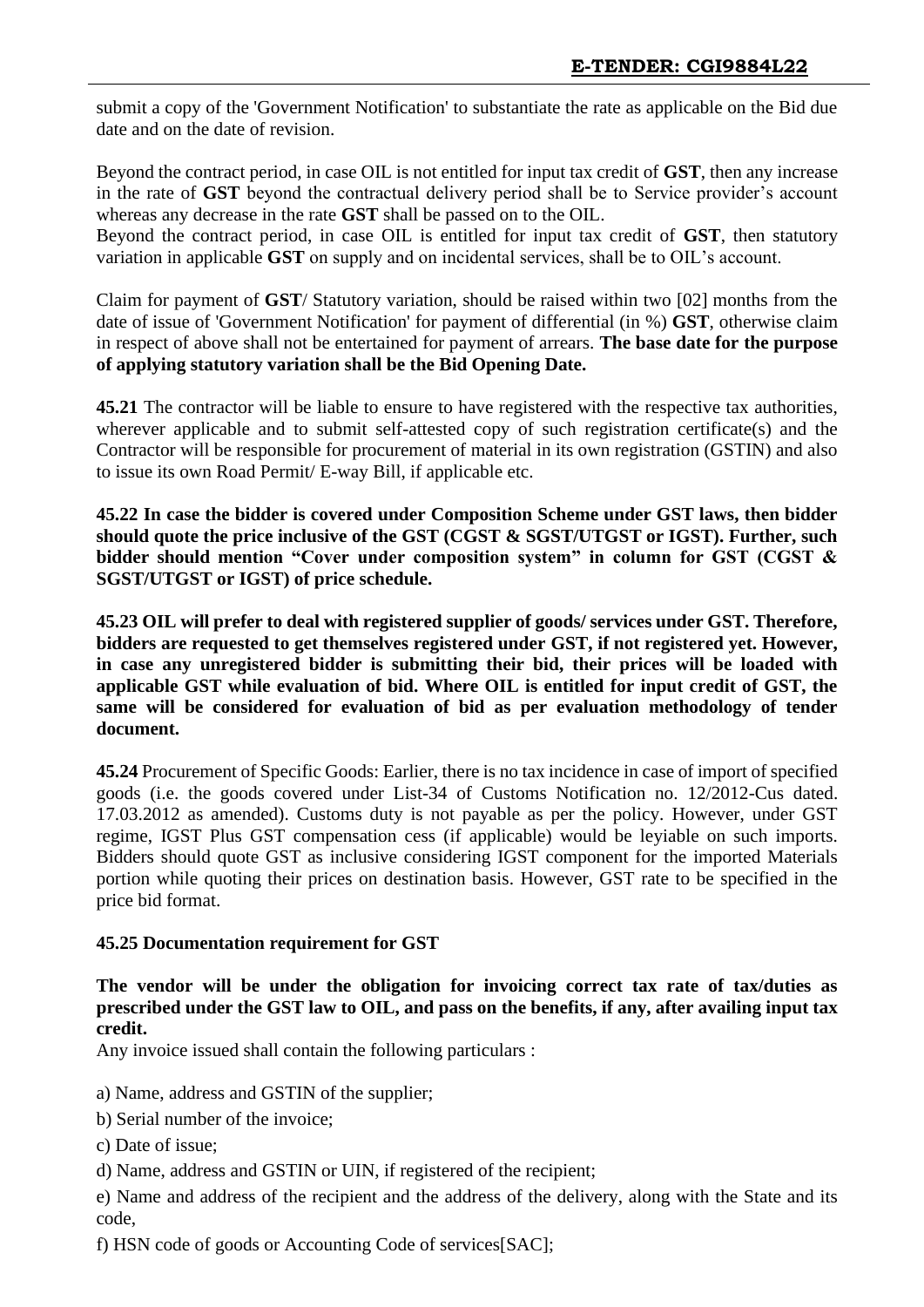submit a copy of the 'Government Notification' to substantiate the rate as applicable on the Bid due date and on the date of revision.

Beyond the contract period, in case OIL is not entitled for input tax credit of **GST**, then any increase in the rate of **GST** beyond the contractual delivery period shall be to Service provider's account whereas any decrease in the rate **GST** shall be passed on to the OIL.
Beyond the contract period, in case OIL is entitled for input tax credit of **GST**, then statutory variation in applicable **GST** on supply and on incidental services, shall be to OIL's account.

Claim for payment of **GST**/ Statutory variation, should be raised within two [02] months from the date of issue of 'Government Notification' for payment of differential (in %) **GST**, otherwise claim in respect of above shall not be entertained for payment of arrears. **The base date for the purpose of applying statutory variation shall be the Bid Opening Date.**

**45.21** The contractor will be liable to ensure to have registered with the respective tax authorities, wherever applicable and to submit self-attested copy of such registration certificate(s) and the Contractor will be responsible for procurement of material in its own registration (GSTIN) and also to issue its own Road Permit/ E-way Bill, if applicable etc.

**45.22 In case the bidder is covered under Composition Scheme under GST laws, then bidder should quote the price inclusive of the GST (CGST & SGST/UTGST or IGST). Further, such bidder should mention "Cover under composition system" in column for GST (CGST & SGST/UTGST or IGST) of price schedule.**

**45.23 OIL will prefer to deal with registered supplier of goods/ services under GST. Therefore, bidders are requested to get themselves registered under GST, if not registered yet. However, in case any unregistered bidder is submitting their bid, their prices will be loaded with applicable GST while evaluation of bid. Where OIL is entitled for input credit of GST, the same will be considered for evaluation of bid as per evaluation methodology of tender document.**

**45.24** Procurement of Specific Goods: Earlier, there is no tax incidence in case of import of specified goods (i.e. the goods covered under List-34 of Customs Notification no. 12/2012-Cus dated. 17.03.2012 as amended). Customs duty is not payable as per the policy. However, under GST regime, IGST Plus GST compensation cess (if applicable) would be leyiable on such imports. Bidders should quote GST as inclusive considering IGST component for the imported Materials portion while quoting their prices on destination basis. However, GST rate to be specified in the price bid format.

**45.25 Documentation requirement for GST**

**The vendor will be under the obligation for invoicing correct tax rate of tax/duties as prescribed under the GST law to OIL, and pass on the benefits, if any, after availing input tax credit.**

Any invoice issued shall contain the following particulars :

a) Name, address and GSTIN of the supplier;

b) Serial number of the invoice;

c) Date of issue;

d) Name, address and GSTIN or UIN, if registered of the recipient;

e) Name and address of the recipient and the address of the delivery, along with the State and its code,

f) HSN code of goods or Accounting Code of services[SAC];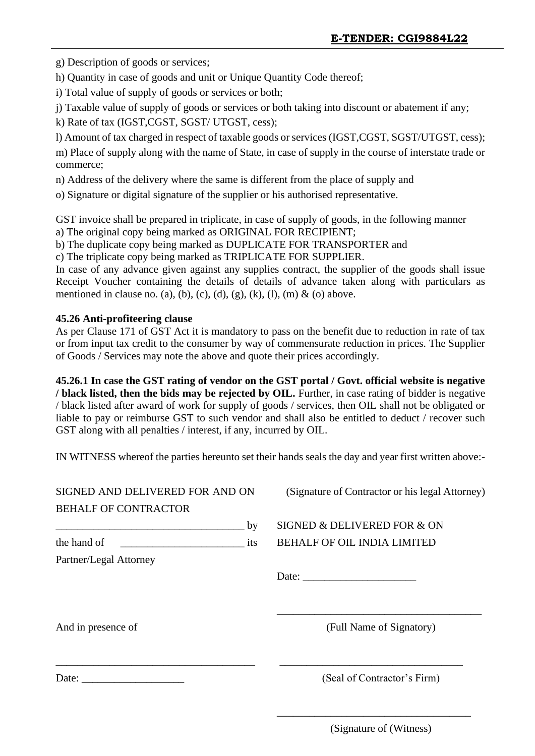g) Description of goods or services;

h) Quantity in case of goods and unit or Unique Quantity Code thereof;

i) Total value of supply of goods or services or both;

j) Taxable value of supply of goods or services or both taking into discount or abatement if any;

k) Rate of tax (IGST,CGST, SGST/ UTGST, cess);

l) Amount of tax charged in respect of taxable goods or services (IGST,CGST, SGST/UTGST, cess);

m) Place of supply along with the name of State, in case of supply in the course of interstate trade or commerce;

n) Address of the delivery where the same is different from the place of supply and

o) Signature or digital signature of the supplier or his authorised representative.

GST invoice shall be prepared in triplicate, in case of supply of goods, in the following manner

a) The original copy being marked as ORIGINAL FOR RECIPIENT;

b) The duplicate copy being marked as DUPLICATE FOR TRANSPORTER and

c) The triplicate copy being marked as TRIPLICATE FOR SUPPLIER.

In case of any advance given against any supplies contract, the supplier of the goods shall issue Receipt Voucher containing the details of details of advance taken along with particulars as mentioned in clause no. (a), (b), (c), (d), (g), (k), (l), (m) & (o) above.

**45.26 Anti-profiteering clause**

As per Clause 171 of GST Act it is mandatory to pass on the benefit due to reduction in rate of tax or from input tax credit to the consumer by way of commensurate reduction in prices. The Supplier of Goods / Services may note the above and quote their prices accordingly.

**45.26.1 In case the GST rating of vendor on the GST portal / Govt. official website is negative / black listed, then the bids may be rejected by OIL.** Further, in case rating of bidder is negative / black listed after award of work for supply of goods / services, then OIL shall not be obligated or liable to pay or reimburse GST to such vendor and shall also be entitled to deduct / recover such GST along with all penalties / interest, if any, incurred by OIL.

IN WITNESS whereof the parties hereunto set their hands seals the day and year first written above:-

SIGNED AND DELIVERED FOR AND ON BEHALF OF CONTRACTOR

___________________________________ by

the hand of _______________________ its

Partner/Legal Attorney

And in presence of

_____________________________________

Date: ___________________

(Signature of Contractor or his legal Attorney)

SIGNED & DELIVERED FOR & ON BEHALF OF OIL INDIA LIMITED

Date: _____________________

_______________________________________

(Full Name of Signatory)

__________________________________

(Seal of Contractor's Firm)

____________________________________

(Signature of (Witness)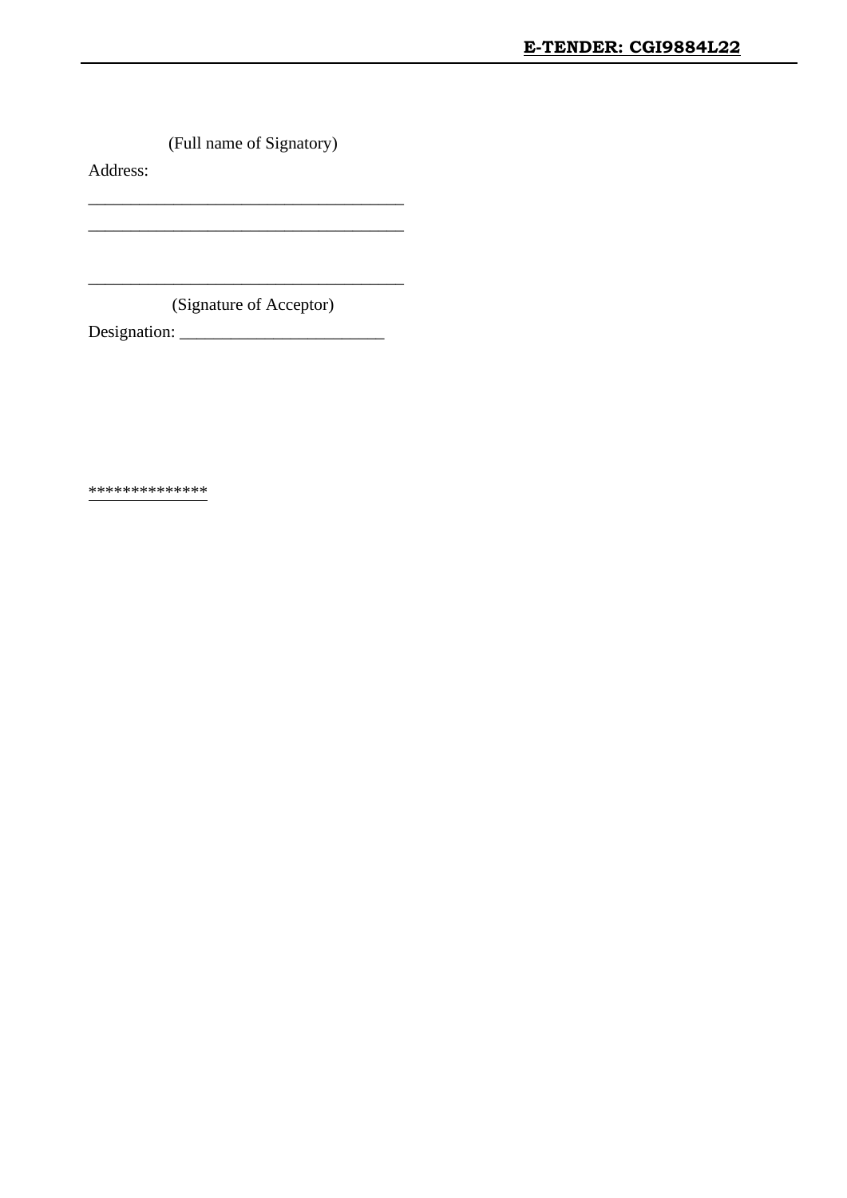(Full name of Signatory)

Address:

____________________________________

____________________________________

____________________________________

(Signature of Acceptor)

Designation: _______________________

**************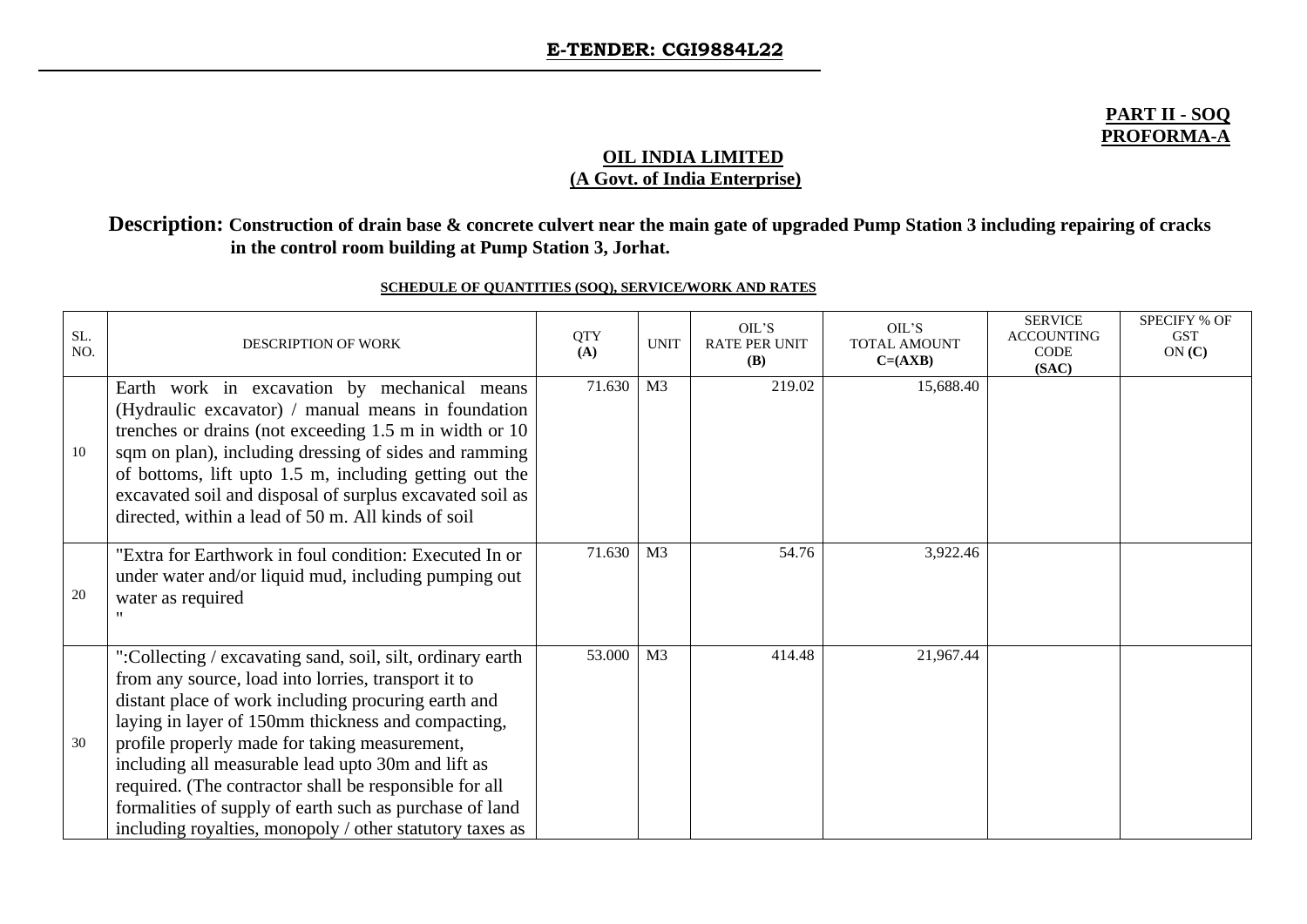**E-TENDER: CGI9884L22**

**PART II - SOQ**
**PROFORMA-A**

**OIL INDIA LIMITED**
**(A Govt. of India Enterprise)**

**Description: Construction of drain base & concrete culvert near the main gate of upgraded Pump Station 3 including repairing of cracks in the control room building at Pump Station 3, Jorhat.**

**SCHEDULE OF QUANTITIES (SOQ), SERVICE/WORK AND RATES**

| SL. NO. | DESCRIPTION OF WORK | QTY (A) | UNIT | OIL'S RATE PER UNIT (B) | OIL'S TOTAL AMOUNT C=(AXB) | SERVICE ACCOUNTING CODE (SAC) | SPECIFY % OF GST ON (C) |
|---|---|---|---|---|---|---|---|
| 10 | Earth work in excavation by mechanical means (Hydraulic excavator) / manual means in foundation trenches or drains (not exceeding 1.5 m in width or 10 sqm on plan), including dressing of sides and ramming of bottoms, lift upto 1.5 m, including getting out the excavated soil and disposal of surplus excavated soil as directed, within a lead of 50 m. All kinds of soil | 71.630 | M3 | 219.02 | 15,688.40 | | |
| 20 | "Extra for Earthwork in foul condition: Executed In or under water and/or liquid mud, including pumping out water as required " | 71.630 | M3 | 54.76 | 3,922.46 | | |
| 30 | ":Collecting / excavating sand, soil, silt, ordinary earth from any source, load into lorries, transport it to distant place of work including procuring earth and laying in layer of 150mm thickness and compacting, profile properly made for taking measurement, including all measurable lead upto 30m and lift as required. (The contractor shall be responsible for all formalities of supply of earth such as purchase of land including royalties, monopoly / other statutory taxes as | 53.000 | M3 | 414.48 | 21,967.44 | | |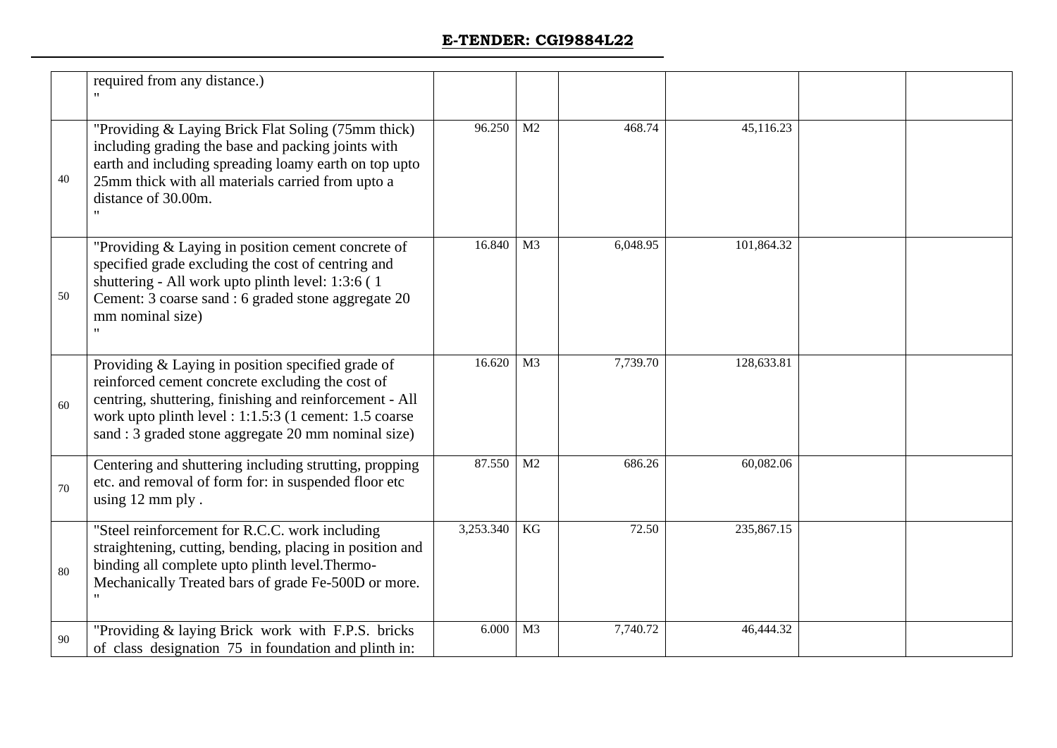| | | | | | | | |
|---|---|---|---|---|---|---|---|
| | required from any distance.)<br>" | | | | | | |
| 40 | "Providing & Laying Brick Flat Soling (75mm thick) including grading the base and packing joints with earth and including spreading loamy earth on top upto 25mm thick with all materials carried from upto a distance of 30.00m.<br>" | 96.250 | M2 | 468.74 | 45,116.23 | | |
| 50 | "Providing & Laying in position cement concrete of specified grade excluding the cost of centring and shuttering - All work upto plinth level: 1:3:6 ( 1 Cement: 3 coarse sand : 6 graded stone aggregate 20 mm nominal size)<br>" | 16.840 | M3 | 6,048.95 | 101,864.32 | | |
| 60 | Providing & Laying in position specified grade of reinforced cement concrete excluding the cost of centring, shuttering, finishing and reinforcement - All work upto plinth level : 1:1.5:3 (1 cement: 1.5 coarse sand : 3 graded stone aggregate 20 mm nominal size) | 16.620 | M3 | 7,739.70 | 128,633.81 | | |
| 70 | Centering and shuttering including strutting, propping etc. and removal of form for: in suspended floor etc using 12 mm ply . | 87.550 | M2 | 686.26 | 60,082.06 | | |
| 80 | "Steel reinforcement for R.C.C. work including straightening, cutting, bending, placing in position and binding all complete upto plinth level.Thermo-Mechanically Treated bars of grade Fe-500D or more.<br>" | 3,253.340 | KG | 72.50 | 235,867.15 | | |
| 90 | "Providing & laying Brick work with F.P.S. bricks of class designation 75 in foundation and plinth in: | 6.000 | M3 | 7,740.72 | 46,444.32 | | |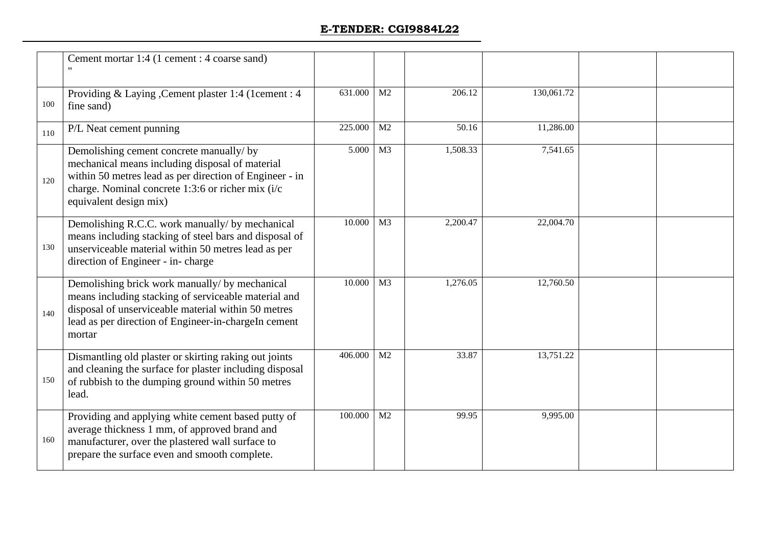## E-TENDER: CGI9884L22

| | | | | | | | |
|---|---|---|---|---|---|---|---|
| | Cement mortar 1:4 (1 cement : 4 coarse sand) " | | | | | | |
| 100 | Providing & Laying ,Cement plaster 1:4 (1cement : 4 fine sand) | 631.000 | M2 | 206.12 | 130,061.72 | | |
| 110 | P/L Neat cement punning | 225.000 | M2 | 50.16 | 11,286.00 | | |
| 120 | Demolishing cement concrete manually/ by mechanical means including disposal of material within 50 metres lead as per direction of Engineer - in charge. Nominal concrete 1:3:6 or richer mix (i/c equivalent design mix) | 5.000 | M3 | 1,508.33 | 7,541.65 | | |
| 130 | Demolishing R.C.C. work manually/ by mechanical means including stacking of steel bars and disposal of unserviceable material within 50 metres lead as per direction of Engineer - in- charge | 10.000 | M3 | 2,200.47 | 22,004.70 | | |
| 140 | Demolishing brick work manually/ by mechanical means including stacking of serviceable material and disposal of unserviceable material within 50 metres lead as per direction of Engineer-in-chargeIn cement mortar | 10.000 | M3 | 1,276.05 | 12,760.50 | | |
| 150 | Dismantling old plaster or skirting raking out joints and cleaning the surface for plaster including disposal of rubbish to the dumping ground within 50 metres lead. | 406.000 | M2 | 33.87 | 13,751.22 | | |
| 160 | Providing and applying white cement based putty of average thickness 1 mm, of approved brand and manufacturer, over the plastered wall surface to prepare the surface even and smooth complete. | 100.000 | M2 | 99.95 | 9,995.00 | | |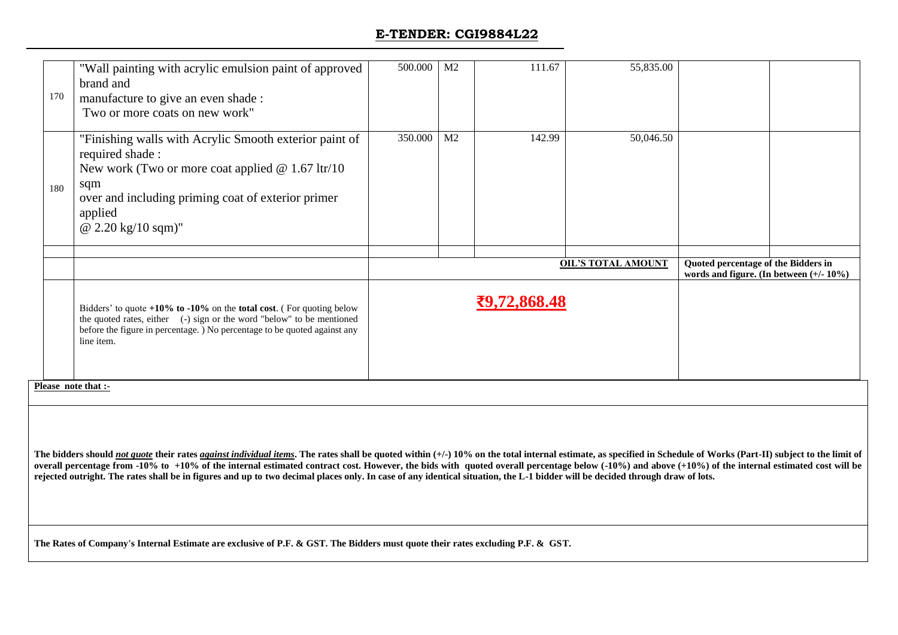## E-TENDER: CGI9884L22

| | | | | | | | |
|---|---|---|---|---|---|---|---|
| 170 | "Wall painting with acrylic emulsion paint of approved brand and manufacture to give an even shade : Two or more coats on new work" | 500.000 | M2 | 111.67 | 55,835.00 | | |
| 180 | "Finishing walls with Acrylic Smooth exterior paint of required shade : New work (Two or more coat applied @ 1.67 ltr/10 sqm over and including priming coat of exterior primer applied @ 2.20 kg/10 sqm)" | 350.000 | M2 | 142.99 | 50,046.50 | | |
| | | | | | | | |
| | | | | | **OIL'S TOTAL AMOUNT** | **Quoted percentage of the Bidders in words and figure. (In between (+/- 10%)** | |
| | Bidders' to quote **+10% to -10%** on the **total cost**. ( For quoting below the quoted rates, either (-) sign or the word "below" to be mentioned before the figure in percentage. ) No percentage to be quoted against any line item. | **₹9,72,868.48** | | | | | |

**Please note that :-**

**The bidders should *not quote* their rates *against individual items*. The rates shall be quoted within (+/-) 10% on the total internal estimate, as specified in Schedule of Works (Part-II) subject to the limit of overall percentage from -10% to +10% of the internal estimated contract cost. However, the bids with quoted overall percentage below (-10%) and above (+10%) of the internal estimated cost will be rejected outright. The rates shall be in figures and up to two decimal places only. In case of any identical situation, the L-1 bidder will be decided through draw of lots.**

**The Rates of Company's Internal Estimate are exclusive of P.F. & GST. The Bidders must quote their rates excluding P.F. & GST.**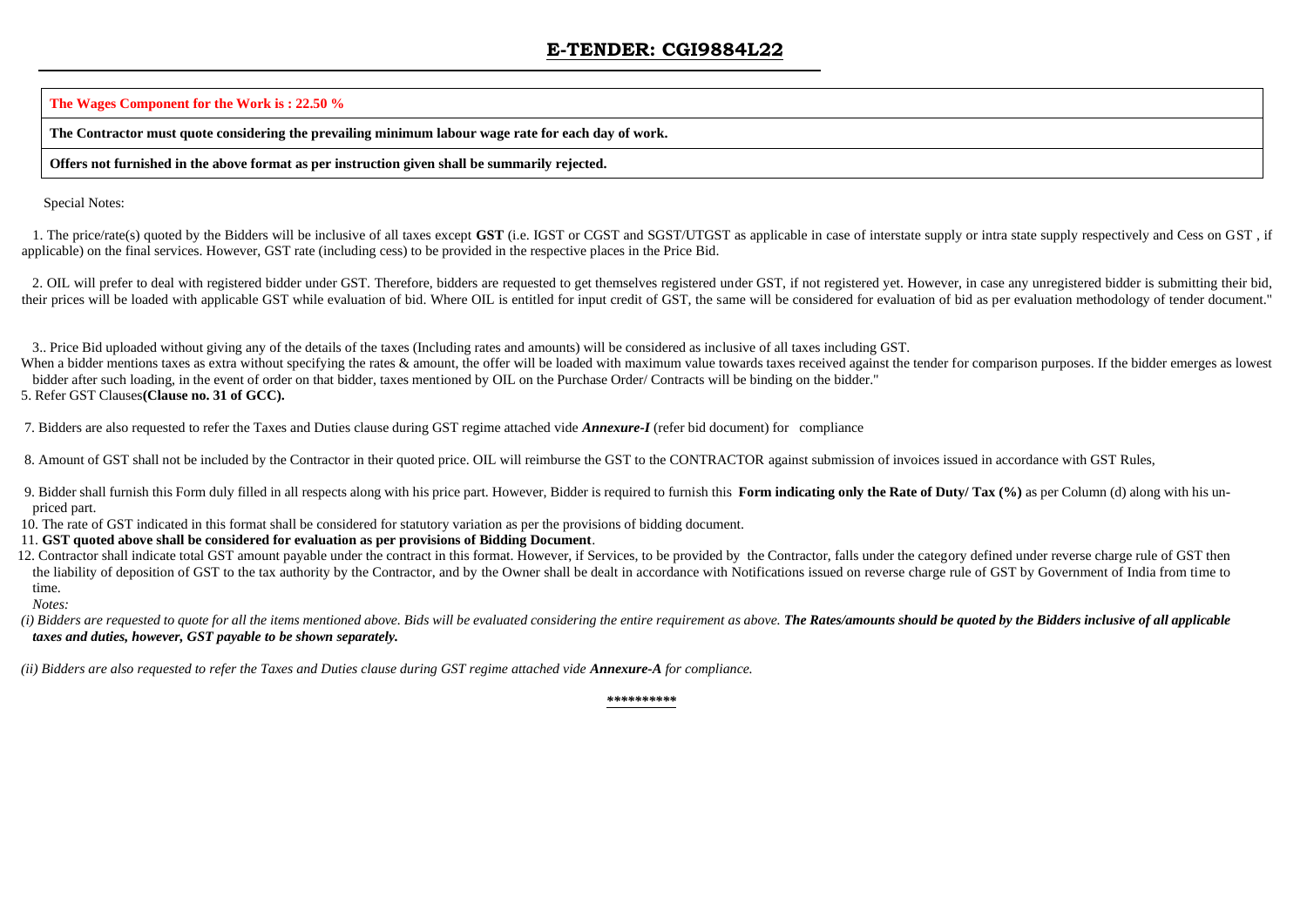## E-TENDER: CGI9884L22

| The Wages Component for the Work is : 22.50 % |
|---|
| **The Contractor must quote considering the prevailing minimum labour wage rate for each day of work.** |
| **Offers not furnished in the above format as per instruction given shall be summarily rejected.** |

Special Notes:

1. The price/rate(s) quoted by the Bidders will be inclusive of all taxes except **GST** (i.e. IGST or CGST and SGST/UTGST as applicable in case of interstate supply or intra state supply respectively and Cess on GST , if applicable) on the final services. However, GST rate (including cess) to be provided in the respective places in the Price Bid.

2. OIL will prefer to deal with registered bidder under GST. Therefore, bidders are requested to get themselves registered under GST, if not registered yet. However, in case any unregistered bidder is submitting their bid, their prices will be loaded with applicable GST while evaluation of bid. Where OIL is entitled for input credit of GST, the same will be considered for evaluation of bid as per evaluation methodology of tender document."

3.. Price Bid uploaded without giving any of the details of the taxes (Including rates and amounts) will be considered as inclusive of all taxes including GST.
When a bidder mentions taxes as extra without specifying the rates & amount, the offer will be loaded with maximum value towards taxes received against the tender for comparison purposes. If the bidder emerges as lowest bidder after such loading, in the event of order on that bidder, taxes mentioned by OIL on the Purchase Order/ Contracts will be binding on the bidder."
5. Refer GST Clauses **(Clause no. 31 of GCC).**

7. Bidders are also requested to refer the Taxes and Duties clause during GST regime attached vide ***Annexure-I*** (refer bid document) for compliance

8. Amount of GST shall not be included by the Contractor in their quoted price. OIL will reimburse the GST to the CONTRACTOR against submission of invoices issued in accordance with GST Rules,

9. Bidder shall furnish this Form duly filled in all respects along with his price part. However, Bidder is required to furnish this **Form indicating only the Rate of Duty/ Tax (%)** as per Column (d) along with his un-priced part.
10. The rate of GST indicated in this format shall be considered for statutory variation as per the provisions of bidding document.
11. **GST quoted above shall be considered for evaluation as per provisions of Bidding Document**.
12. Contractor shall indicate total GST amount payable under the contract in this format. However, if Services, to be provided by the Contractor, falls under the category defined under reverse charge rule of GST then the liability of deposition of GST to the tax authority by the Contractor, and by the Owner shall be dealt in accordance with Notifications issued on reverse charge rule of GST by Government of India from time to time.

*Notes:*

*(i) Bidders are requested to quote for all the items mentioned above. Bids will be evaluated considering the entire requirement as above.* ***The Rates/amounts should be quoted by the Bidders inclusive of all applicable taxes and duties, however, GST payable to be shown separately.***

*(ii) Bidders are also requested to refer the Taxes and Duties clause during GST regime attached vide* ***Annexure-A*** *for compliance.*

**********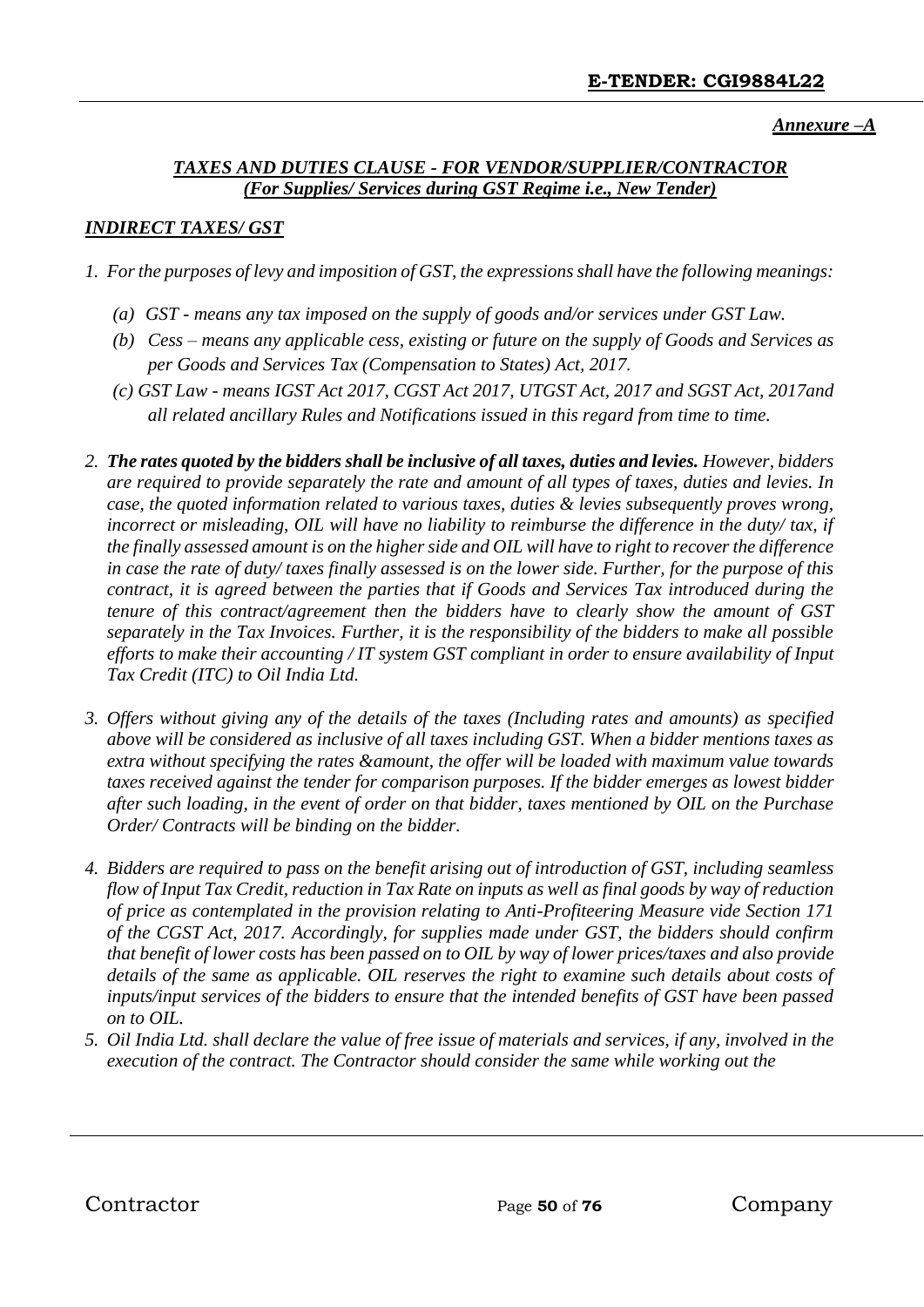***Annexure –A***

## ***TAXES AND DUTIES CLAUSE - FOR VENDOR/SUPPLIER/CONTRACTOR***
## ***(For Supplies/ Services during GST Regime i.e., New Tender)***

### ***INDIRECT TAXES/ GST***

*1. For the purposes of levy and imposition of GST, the expressions shall have the following meanings:*

*(a) GST - means any tax imposed on the supply of goods and/or services under GST Law.*

*(b) Cess – means any applicable cess, existing or future on the supply of Goods and Services as per Goods and Services Tax (Compensation to States) Act, 2017.*

*(c) GST Law - means IGST Act 2017, CGST Act 2017, UTGST Act, 2017 and SGST Act, 2017and all related ancillary Rules and Notifications issued in this regard from time to time.*

*2. **The rates quoted by the bidders shall be inclusive of all taxes, duties and levies.** However, bidders are required to provide separately the rate and amount of all types of taxes, duties and levies. In case, the quoted information related to various taxes, duties & levies subsequently proves wrong, incorrect or misleading, OIL will have no liability to reimburse the difference in the duty/ tax, if the finally assessed amount is on the higher side and OIL will have to right to recover the difference in case the rate of duty/ taxes finally assessed is on the lower side. Further, for the purpose of this contract, it is agreed between the parties that if Goods and Services Tax introduced during the tenure of this contract/agreement then the bidders have to clearly show the amount of GST separately in the Tax Invoices. Further, it is the responsibility of the bidders to make all possible efforts to make their accounting / IT system GST compliant in order to ensure availability of Input Tax Credit (ITC) to Oil India Ltd.*

*3. Offers without giving any of the details of the taxes (Including rates and amounts) as specified above will be considered as inclusive of all taxes including GST. When a bidder mentions taxes as extra without specifying the rates &amount, the offer will be loaded with maximum value towards taxes received against the tender for comparison purposes. If the bidder emerges as lowest bidder after such loading, in the event of order on that bidder, taxes mentioned by OIL on the Purchase Order/ Contracts will be binding on the bidder.*

*4. Bidders are required to pass on the benefit arising out of introduction of GST, including seamless flow of Input Tax Credit, reduction in Tax Rate on inputs as well as final goods by way of reduction of price as contemplated in the provision relating to Anti-Profiteering Measure vide Section 171 of the CGST Act, 2017. Accordingly, for supplies made under GST, the bidders should confirm that benefit of lower costs has been passed on to OIL by way of lower prices/taxes and also provide details of the same as applicable. OIL reserves the right to examine such details about costs of inputs/input services of the bidders to ensure that the intended benefits of GST have been passed on to OIL.*

*5. Oil India Ltd. shall declare the value of free issue of materials and services, if any, involved in the execution of the contract. The Contractor should consider the same while working out the*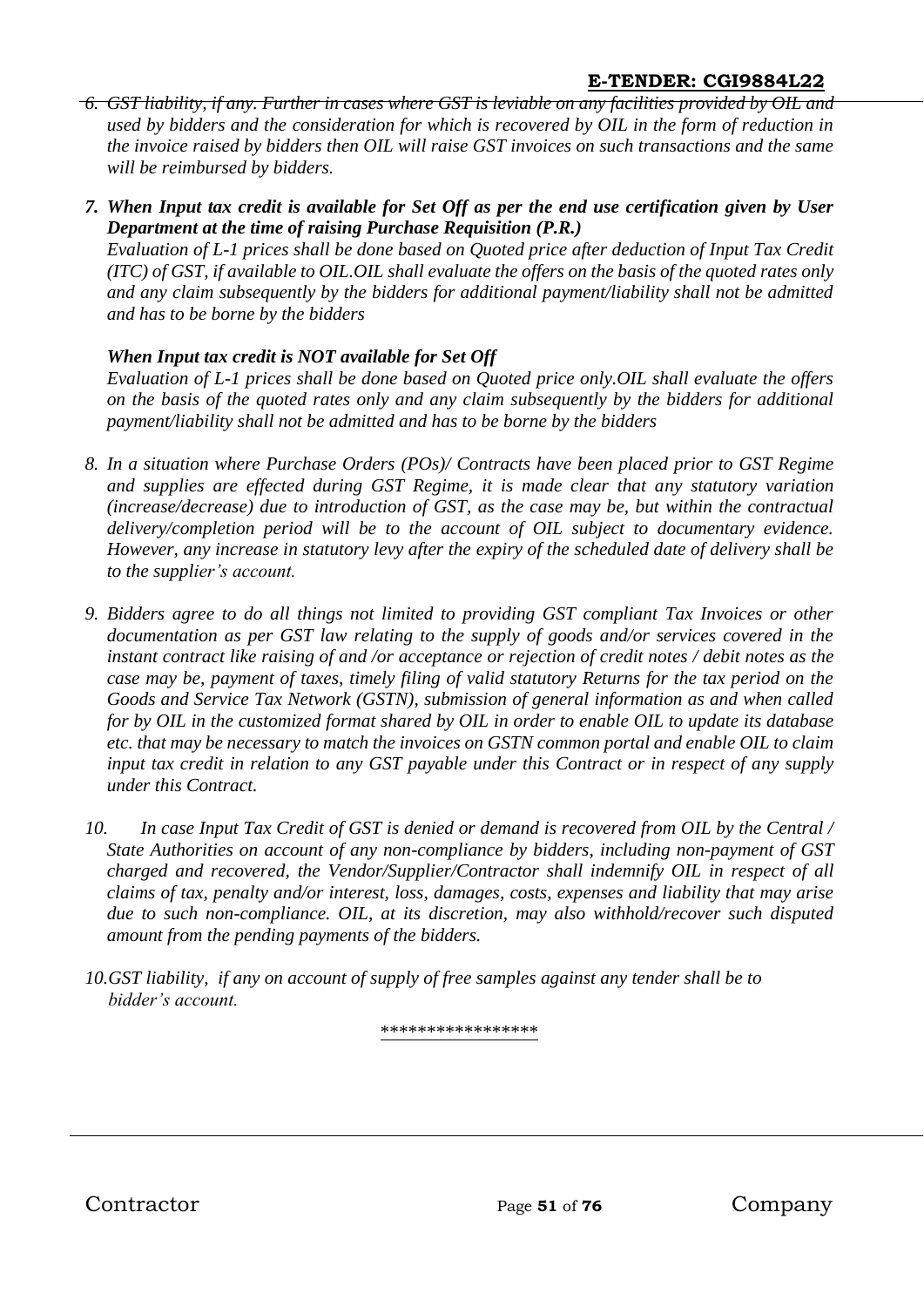6. *GST liability, if any. Further in cases where GST is leviable on any facilities provided by OIL and used by bidders and the consideration for which is recovered by OIL in the form of reduction in the invoice raised by bidders then OIL will raise GST invoices on such transactions and the same will be reimbursed by bidders.*

7. ***When Input tax credit is available for Set Off as per the end use certification given by User Department at the time of raising Purchase Requisition (P.R.)***

   *Evaluation of L-1 prices shall be done based on Quoted price after deduction of Input Tax Credit (ITC) of GST, if available to OIL.OIL shall evaluate the offers on the basis of the quoted rates only and any claim subsequently by the bidders for additional payment/liability shall not be admitted and has to be borne by the bidders*

   ***When Input tax credit is NOT available for Set Off***

   *Evaluation of L-1 prices shall be done based on Quoted price only.OIL shall evaluate the offers on the basis of the quoted rates only and any claim subsequently by the bidders for additional payment/liability shall not be admitted and has to be borne by the bidders*

8. *In a situation where Purchase Orders (POs)/ Contracts have been placed prior to GST Regime and supplies are effected during GST Regime, it is made clear that any statutory variation (increase/decrease) due to introduction of GST, as the case may be, but within the contractual delivery/completion period will be to the account of OIL subject to documentary evidence. However, any increase in statutory levy after the expiry of the scheduled date of delivery shall be to the supplier's account.*

9. *Bidders agree to do all things not limited to providing GST compliant Tax Invoices or other documentation as per GST law relating to the supply of goods and/or services covered in the instant contract like raising of and /or acceptance or rejection of credit notes / debit notes as the case may be, payment of taxes, timely filing of valid statutory Returns for the tax period on the Goods and Service Tax Network (GSTN), submission of general information as and when called for by OIL in the customized format shared by OIL in order to enable OIL to update its database etc. that may be necessary to match the invoices on GSTN common portal and enable OIL to claim input tax credit in relation to any GST payable under this Contract or in respect of any supply under this Contract.*

10. *In case Input Tax Credit of GST is denied or demand is recovered from OIL by the Central / State Authorities on account of any non-compliance by bidders, including non-payment of GST charged and recovered, the Vendor/Supplier/Contractor shall indemnify OIL in respect of all claims of tax, penalty and/or interest, loss, damages, costs, expenses and liability that may arise due to such non-compliance. OIL, at its discretion, may also withhold/recover such disputed amount from the pending payments of the bidders.*

10. *GST liability, if any on account of supply of free samples against any tender shall be to bidder's account.*

\*\*\*\*\*\*\*\*\*\*\*\*\*\*\*\*\*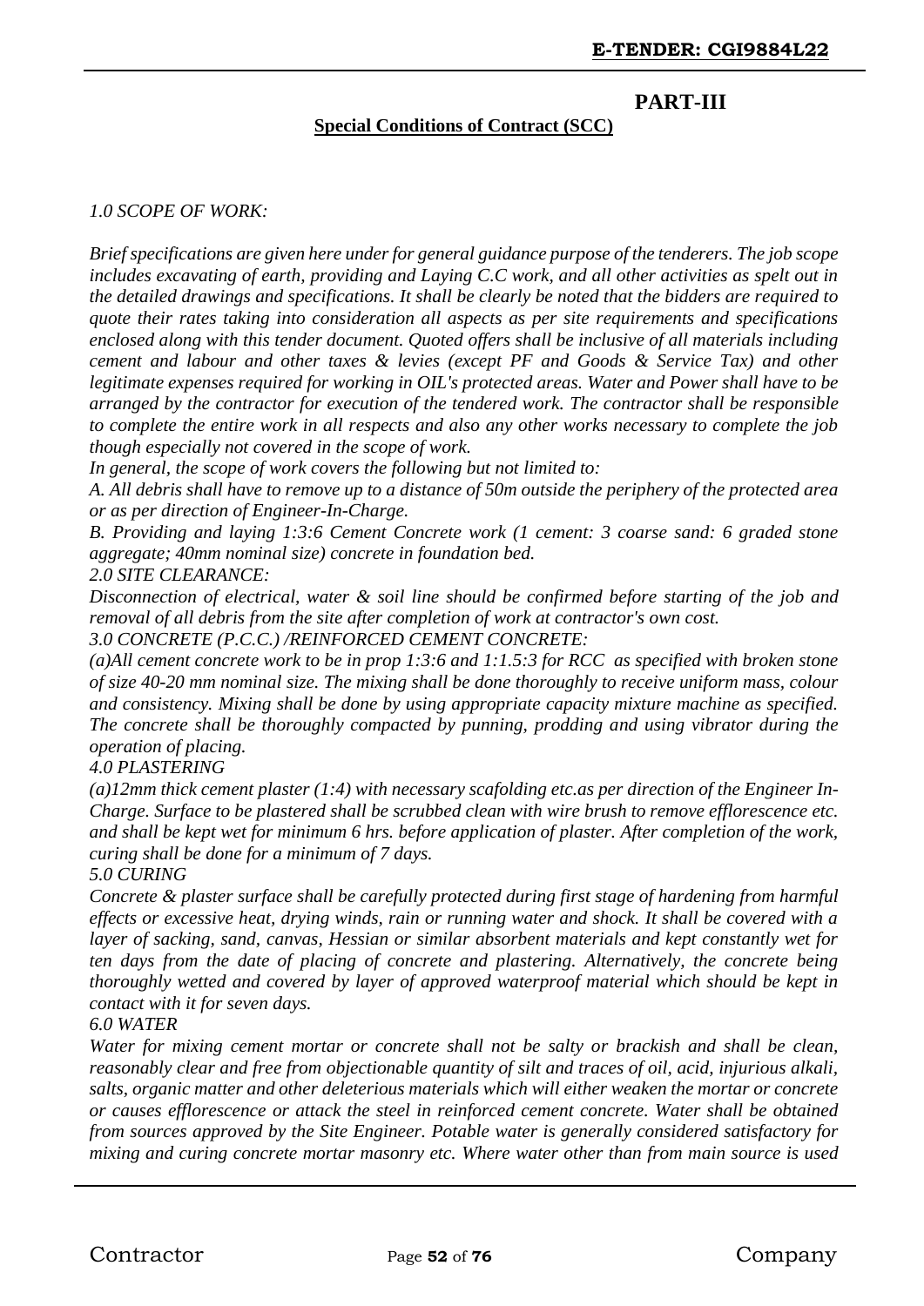## PART-III

**Special Conditions of Contract (SCC)**

*1.0 SCOPE OF WORK:*

*Brief specifications are given here under for general guidance purpose of the tenderers. The job scope includes excavating of earth, providing and Laying C.C work, and all other activities as spelt out in the detailed drawings and specifications. It shall be clearly be noted that the bidders are required to quote their rates taking into consideration all aspects as per site requirements and specifications enclosed along with this tender document. Quoted offers shall be inclusive of all materials including cement and labour and other taxes & levies (except PF and Goods & Service Tax) and other legitimate expenses required for working in OIL's protected areas. Water and Power shall have to be arranged by the contractor for execution of the tendered work. The contractor shall be responsible to complete the entire work in all respects and also any other works necessary to complete the job though especially not covered in the scope of work.*

*In general, the scope of work covers the following but not limited to:*

*A. All debris shall have to remove up to a distance of 50m outside the periphery of the protected area or as per direction of Engineer-In-Charge.*

*B. Providing and laying 1:3:6 Cement Concrete work (1 cement: 3 coarse sand: 6 graded stone aggregate; 40mm nominal size) concrete in foundation bed.*

*2.0 SITE CLEARANCE:*

*Disconnection of electrical, water & soil line should be confirmed before starting of the job and removal of all debris from the site after completion of work at contractor's own cost.*

*3.0 CONCRETE (P.C.C.) /REINFORCED CEMENT CONCRETE:*

*(a)All cement concrete work to be in prop 1:3:6 and 1:1.5:3 for RCC as specified with broken stone of size 40-20 mm nominal size. The mixing shall be done thoroughly to receive uniform mass, colour and consistency. Mixing shall be done by using appropriate capacity mixture machine as specified. The concrete shall be thoroughly compacted by punning, prodding and using vibrator during the operation of placing.*

*4.0 PLASTERING*

*(a)12mm thick cement plaster (1:4) with necessary scafolding etc.as per direction of the Engineer In-Charge. Surface to be plastered shall be scrubbed clean with wire brush to remove efflorescence etc. and shall be kept wet for minimum 6 hrs. before application of plaster. After completion of the work, curing shall be done for a minimum of 7 days.*

*5.0 CURING*

*Concrete & plaster surface shall be carefully protected during first stage of hardening from harmful effects or excessive heat, drying winds, rain or running water and shock. It shall be covered with a layer of sacking, sand, canvas, Hessian or similar absorbent materials and kept constantly wet for ten days from the date of placing of concrete and plastering. Alternatively, the concrete being thoroughly wetted and covered by layer of approved waterproof material which should be kept in contact with it for seven days.*

*6.0 WATER*

*Water for mixing cement mortar or concrete shall not be salty or brackish and shall be clean, reasonably clear and free from objectionable quantity of silt and traces of oil, acid, injurious alkali, salts, organic matter and other deleterious materials which will either weaken the mortar or concrete or causes efflorescence or attack the steel in reinforced cement concrete. Water shall be obtained from sources approved by the Site Engineer. Potable water is generally considered satisfactory for mixing and curing concrete mortar masonry etc. Where water other than from main source is used*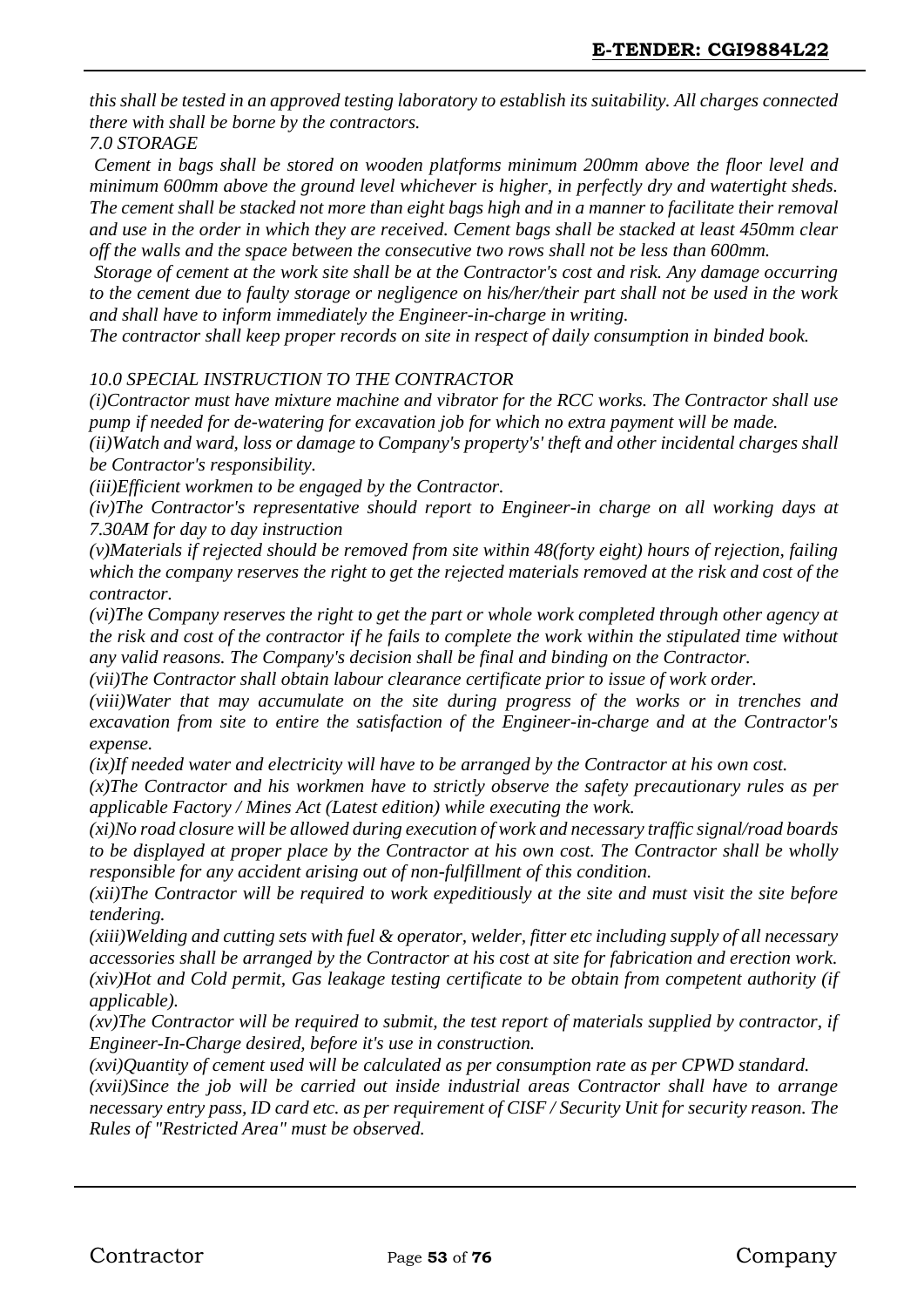*this shall be tested in an approved testing laboratory to establish its suitability. All charges connected there with shall be borne by the contractors.*

*7.0 STORAGE*

*Cement in bags shall be stored on wooden platforms minimum 200mm above the floor level and minimum 600mm above the ground level whichever is higher, in perfectly dry and watertight sheds. The cement shall be stacked not more than eight bags high and in a manner to facilitate their removal and use in the order in which they are received. Cement bags shall be stacked at least 450mm clear off the walls and the space between the consecutive two rows shall not be less than 600mm.*

*Storage of cement at the work site shall be at the Contractor's cost and risk. Any damage occurring to the cement due to faulty storage or negligence on his/her/their part shall not be used in the work and shall have to inform immediately the Engineer-in-charge in writing.*

*The contractor shall keep proper records on site in respect of daily consumption in binded book.*

*10.0 SPECIAL INSTRUCTION TO THE CONTRACTOR*

*(i)Contractor must have mixture machine and vibrator for the RCC works. The Contractor shall use pump if needed for de-watering for excavation job for which no extra payment will be made.*

*(ii)Watch and ward, loss or damage to Company's property's' theft and other incidental charges shall be Contractor's responsibility.*

*(iii)Efficient workmen to be engaged by the Contractor.*

*(iv)The Contractor's representative should report to Engineer-in charge on all working days at 7.30AM for day to day instruction*

*(v)Materials if rejected should be removed from site within 48(forty eight) hours of rejection, failing which the company reserves the right to get the rejected materials removed at the risk and cost of the contractor.*

*(vi)The Company reserves the right to get the part or whole work completed through other agency at the risk and cost of the contractor if he fails to complete the work within the stipulated time without any valid reasons. The Company's decision shall be final and binding on the Contractor.*

*(vii)The Contractor shall obtain labour clearance certificate prior to issue of work order.*

*(viii)Water that may accumulate on the site during progress of the works or in trenches and excavation from site to entire the satisfaction of the Engineer-in-charge and at the Contractor's expense.*

*(ix)If needed water and electricity will have to be arranged by the Contractor at his own cost.*

*(x)The Contractor and his workmen have to strictly observe the safety precautionary rules as per applicable Factory / Mines Act (Latest edition) while executing the work.*

*(xi)No road closure will be allowed during execution of work and necessary traffic signal/road boards to be displayed at proper place by the Contractor at his own cost. The Contractor shall be wholly responsible for any accident arising out of non-fulfillment of this condition.*

*(xii)The Contractor will be required to work expeditiously at the site and must visit the site before tendering.*

*(xiii)Welding and cutting sets with fuel & operator, welder, fitter etc including supply of all necessary accessories shall be arranged by the Contractor at his cost at site for fabrication and erection work.*

*(xiv)Hot and Cold permit, Gas leakage testing certificate to be obtain from competent authority (if applicable).*

*(xv)The Contractor will be required to submit, the test report of materials supplied by contractor, if Engineer-In-Charge desired, before it's use in construction.*

*(xvi)Quantity of cement used will be calculated as per consumption rate as per CPWD standard.*

*(xvii)Since the job will be carried out inside industrial areas Contractor shall have to arrange necessary entry pass, ID card etc. as per requirement of CISF / Security Unit for security reason. The Rules of "Restricted Area" must be observed.*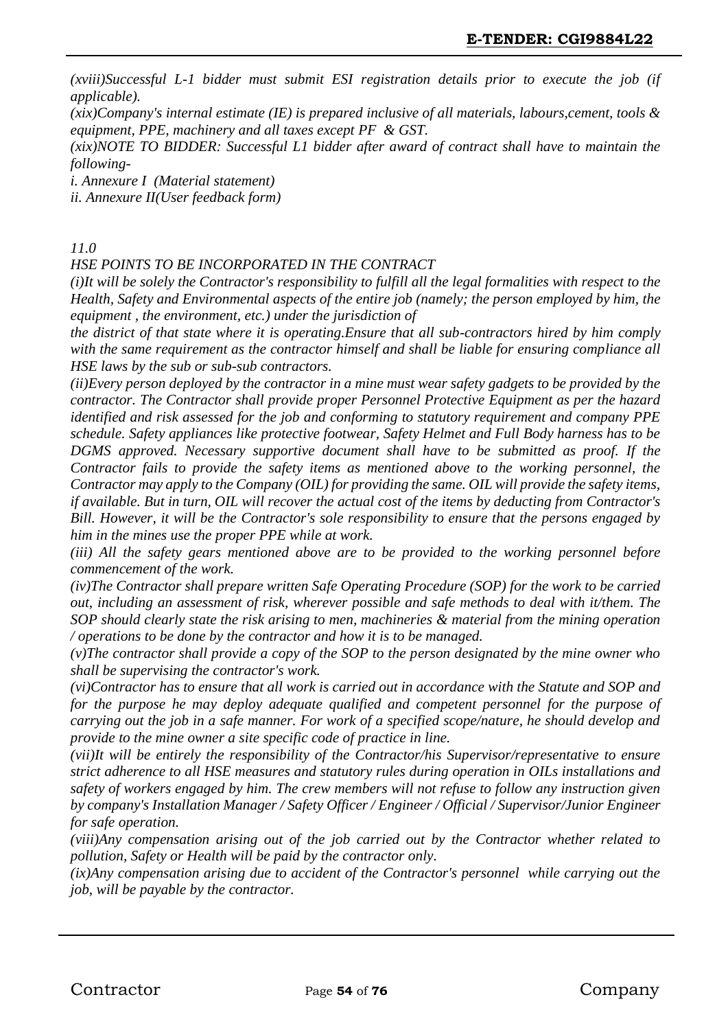*(xviii)Successful L-1 bidder must submit ESI registration details prior to execute the job (if applicable).*

*(xix)Company's internal estimate (IE) is prepared inclusive of all materials, labours,cement, tools & equipment, PPE, machinery and all taxes except PF & GST.*

*(xix)NOTE TO BIDDER: Successful L1 bidder after award of contract shall have to maintain the following-*

*i. Annexure I (Material statement)*

*ii. Annexure II(User feedback form)*

*11.0*

*HSE POINTS TO BE INCORPORATED IN THE CONTRACT*

*(i)It will be solely the Contractor's responsibility to fulfill all the legal formalities with respect to the Health, Safety and Environmental aspects of the entire job (namely; the person employed by him, the equipment , the environment, etc.) under the jurisdiction of the district of that state where it is operating.Ensure that all sub-contractors hired by him comply with the same requirement as the contractor himself and shall be liable for ensuring compliance all HSE laws by the sub or sub-sub contractors.*

*(ii)Every person deployed by the contractor in a mine must wear safety gadgets to be provided by the contractor. The Contractor shall provide proper Personnel Protective Equipment as per the hazard identified and risk assessed for the job and conforming to statutory requirement and company PPE schedule. Safety appliances like protective footwear, Safety Helmet and Full Body harness has to be DGMS approved. Necessary supportive document shall have to be submitted as proof. If the Contractor fails to provide the safety items as mentioned above to the working personnel, the Contractor may apply to the Company (OIL) for providing the same. OIL will provide the safety items, if available. But in turn, OIL will recover the actual cost of the items by deducting from Contractor's Bill. However, it will be the Contractor's sole responsibility to ensure that the persons engaged by him in the mines use the proper PPE while at work.*

*(iii) All the safety gears mentioned above are to be provided to the working personnel before commencement of the work.*

*(iv)The Contractor shall prepare written Safe Operating Procedure (SOP) for the work to be carried out, including an assessment of risk, wherever possible and safe methods to deal with it/them. The SOP should clearly state the risk arising to men, machineries & material from the mining operation / operations to be done by the contractor and how it is to be managed.*

*(v)The contractor shall provide a copy of the SOP to the person designated by the mine owner who shall be supervising the contractor's work.*

*(vi)Contractor has to ensure that all work is carried out in accordance with the Statute and SOP and for the purpose he may deploy adequate qualified and competent personnel for the purpose of carrying out the job in a safe manner. For work of a specified scope/nature, he should develop and provide to the mine owner a site specific code of practice in line.*

*(vii)It will be entirely the responsibility of the Contractor/his Supervisor/representative to ensure strict adherence to all HSE measures and statutory rules during operation in OILs installations and safety of workers engaged by him. The crew members will not refuse to follow any instruction given by company's Installation Manager / Safety Officer / Engineer / Official / Supervisor/Junior Engineer for safe operation.*

*(viii)Any compensation arising out of the job carried out by the Contractor whether related to pollution, Safety or Health will be paid by the contractor only.*

*(ix)Any compensation arising due to accident of the Contractor's personnel while carrying out the job, will be payable by the contractor.*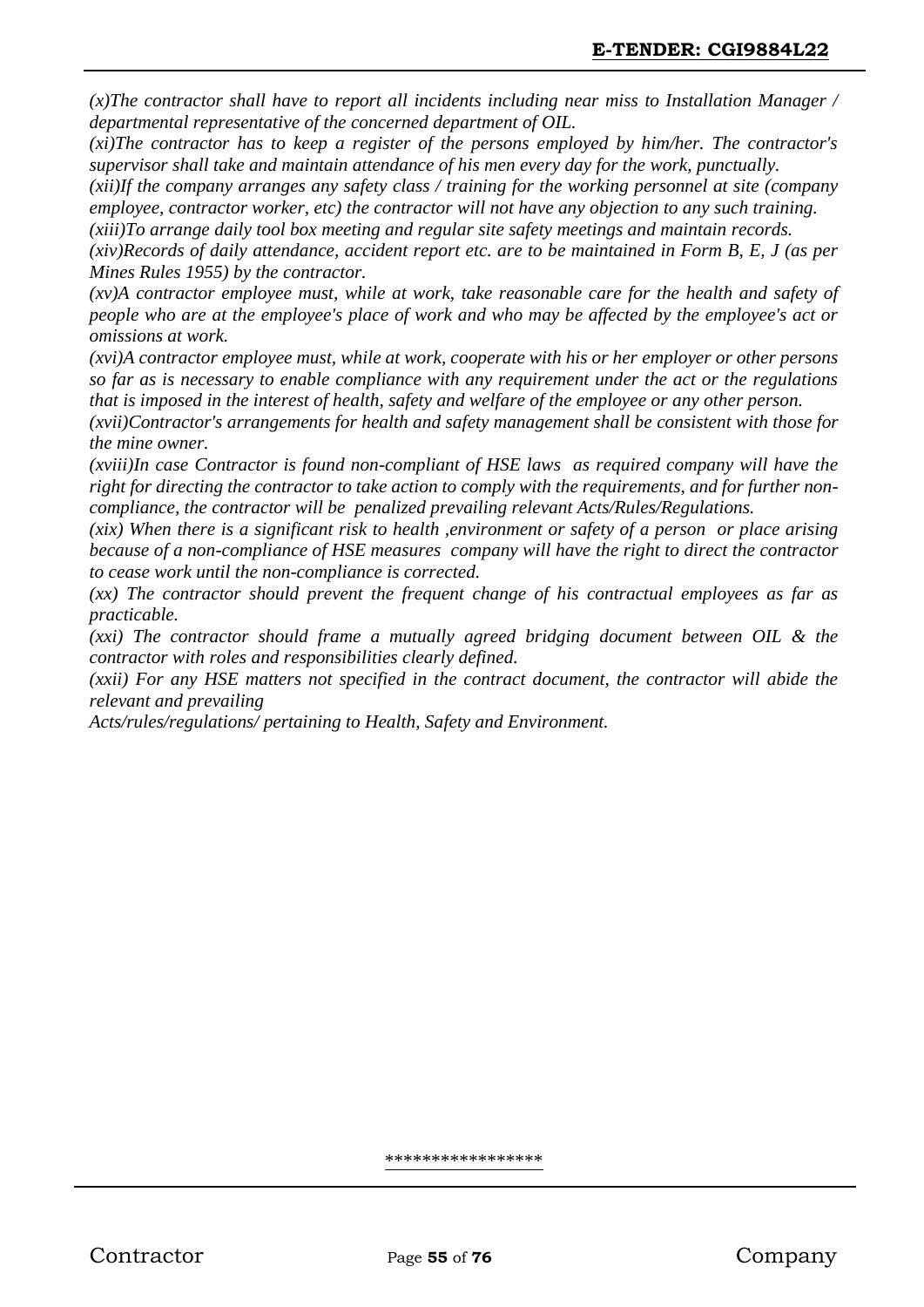*(x)The contractor shall have to report all incidents including near miss to Installation Manager / departmental representative of the concerned department of OIL.*

*(xi)The contractor has to keep a register of the persons employed by him/her. The contractor's supervisor shall take and maintain attendance of his men every day for the work, punctually.*

*(xii)If the company arranges any safety class / training for the working personnel at site (company employee, contractor worker, etc) the contractor will not have any objection to any such training.*

*(xiii)To arrange daily tool box meeting and regular site safety meetings and maintain records.*

*(xiv)Records of daily attendance, accident report etc. are to be maintained in Form B, E, J (as per Mines Rules 1955) by the contractor.*

*(xv)A contractor employee must, while at work, take reasonable care for the health and safety of people who are at the employee's place of work and who may be affected by the employee's act or omissions at work.*

*(xvi)A contractor employee must, while at work, cooperate with his or her employer or other persons so far as is necessary to enable compliance with any requirement under the act or the regulations that is imposed in the interest of health, safety and welfare of the employee or any other person.*

*(xvii)Contractor's arrangements for health and safety management shall be consistent with those for the mine owner.*

*(xviii)In case Contractor is found non-compliant of HSE laws as required company will have the right for directing the contractor to take action to comply with the requirements, and for further non-compliance, the contractor will be penalized prevailing relevant Acts/Rules/Regulations.*

*(xix) When there is a significant risk to health ,environment or safety of a person or place arising because of a non-compliance of HSE measures company will have the right to direct the contractor to cease work until the non-compliance is corrected.*

*(xx) The contractor should prevent the frequent change of his contractual employees as far as practicable.*

*(xxi) The contractor should frame a mutually agreed bridging document between OIL & the contractor with roles and responsibilities clearly defined.*

*(xxii) For any HSE matters not specified in the contract document, the contractor will abide the relevant and prevailing*
*Acts/rules/regulations/ pertaining to Health, Safety and Environment.*

****************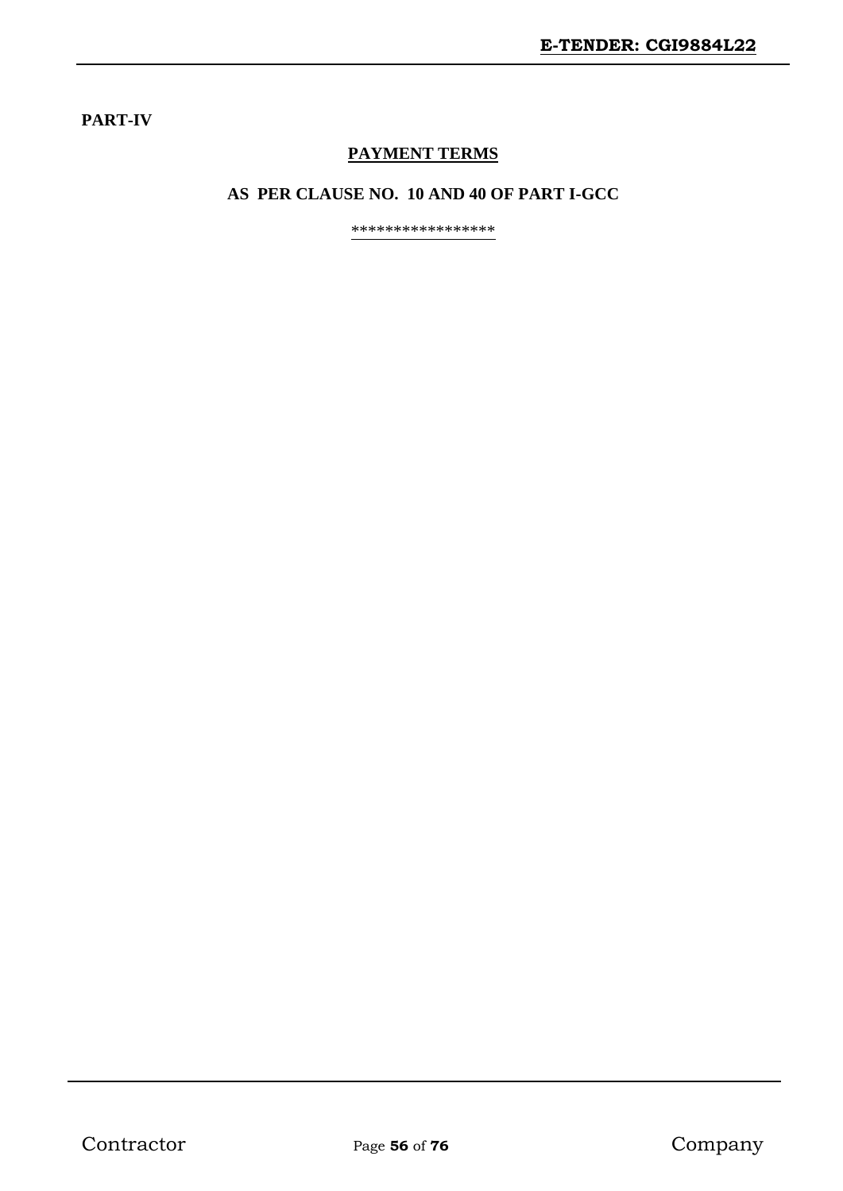**PART-IV**

## PAYMENT TERMS

**AS PER CLAUSE NO. 10 AND 40 OF PART I-GCC**

*****************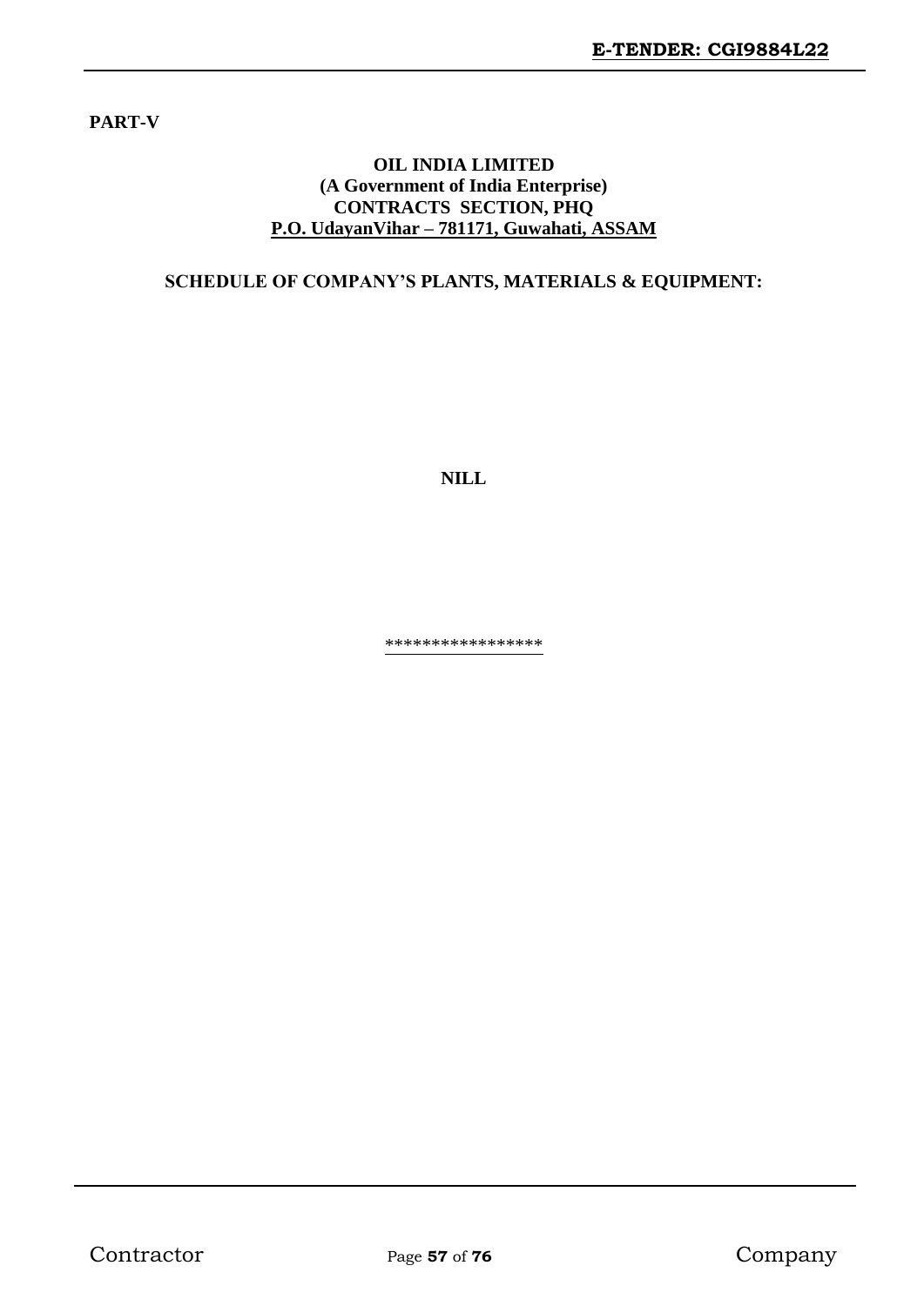**PART-V**

**OIL INDIA LIMITED**
**(A Government of India Enterprise)**
**CONTRACTS SECTION, PHQ**
**P.O. UdayanVihar – 781171, Guwahati, ASSAM**

**SCHEDULE OF COMPANY'S PLANTS, MATERIALS & EQUIPMENT:**

**NILL**

*****************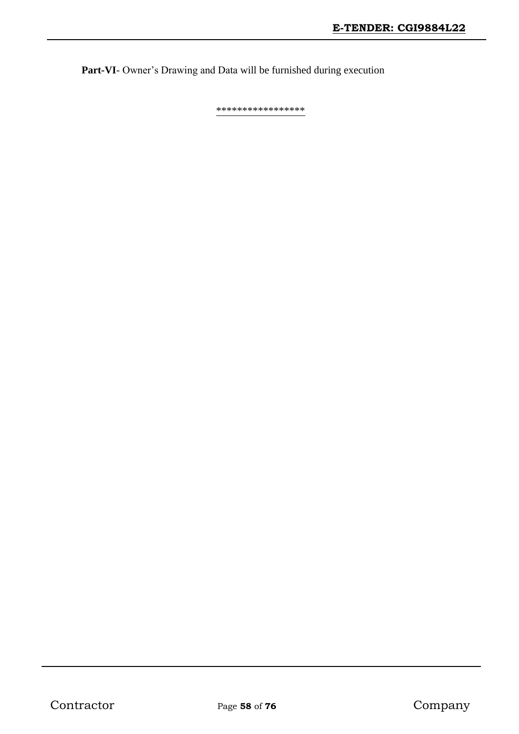**Part-VI**- Owner's Drawing and Data will be furnished during execution

*****************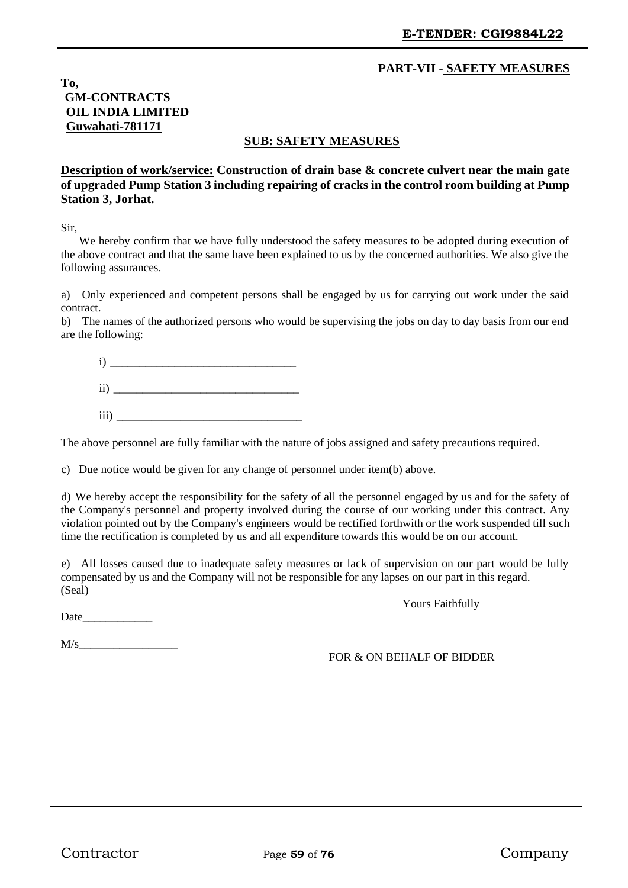**PART-VII - SAFETY MEASURES**

**To,**
**GM-CONTRACTS**
**OIL INDIA LIMITED**
**Guwahati-781171**

**SUB: SAFETY MEASURES**

**Description of work/service: Construction of drain base & concrete culvert near the main gate of upgraded Pump Station 3 including repairing of cracks in the control room building at Pump Station 3, Jorhat.**

Sir,

We hereby confirm that we have fully understood the safety measures to be adopted during execution of the above contract and that the same have been explained to us by the concerned authorities. We also give the following assurances.

a) Only experienced and competent persons shall be engaged by us for carrying out work under the said contract.

b) The names of the authorized persons who would be supervising the jobs on day to day basis from our end are the following:

i) ________________________________

ii) ________________________________

iii) ________________________________

The above personnel are fully familiar with the nature of jobs assigned and safety precautions required.

c) Due notice would be given for any change of personnel under item(b) above.

d) We hereby accept the responsibility for the safety of all the personnel engaged by us and for the safety of the Company's personnel and property involved during the course of our working under this contract. Any violation pointed out by the Company's engineers would be rectified forthwith or the work suspended till such time the rectification is completed by us and all expenditure towards this would be on our account.

e) All losses caused due to inadequate safety measures or lack of supervision on our part would be fully compensated by us and the Company will not be responsible for any lapses on our part in this regard.

(Seal)

Yours Faithfully

Date____________

M/s_________________

FOR & ON BEHALF OF BIDDER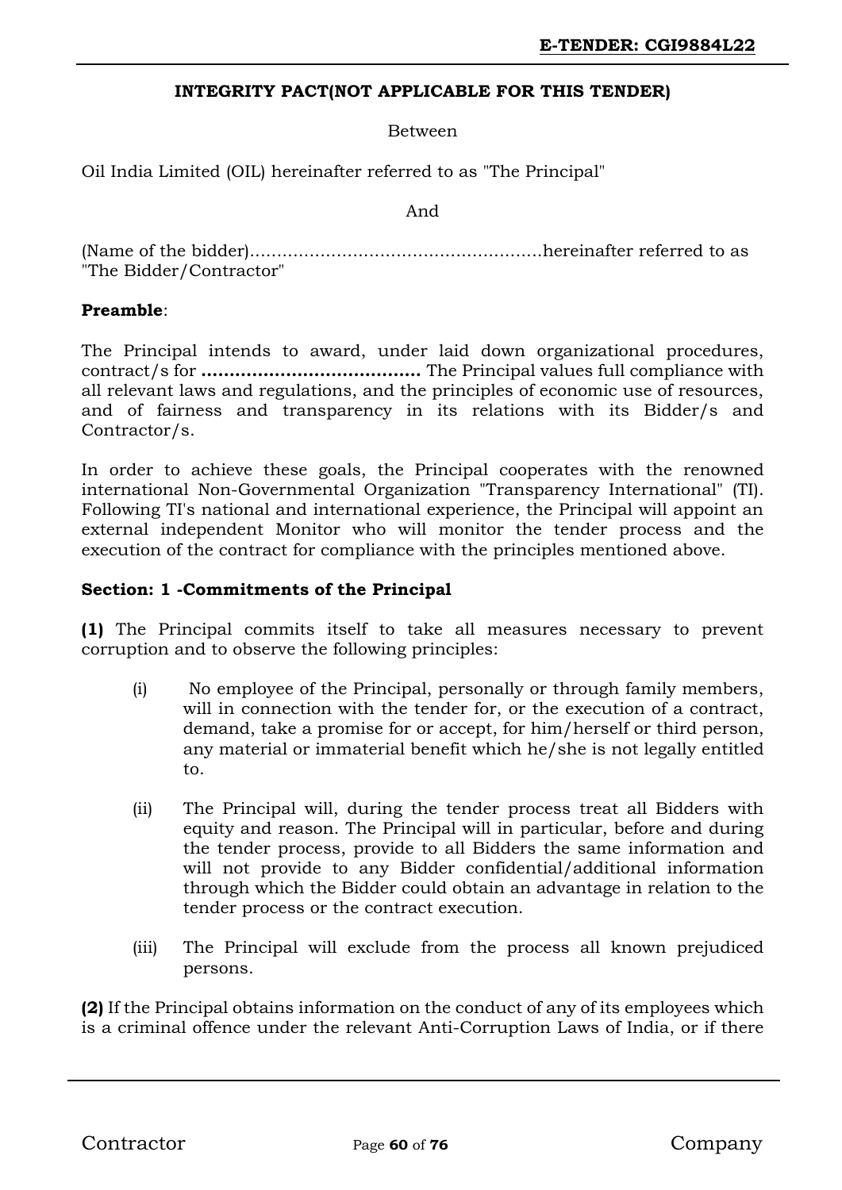## INTEGRITY PACT(NOT APPLICABLE FOR THIS TENDER)

Between

Oil India Limited (OIL) hereinafter referred to as "The Principal"

And

(Name of the bidder).....................................................hereinafter referred to as "The Bidder/Contractor"

**Preamble**:

The Principal intends to award, under laid down organizational procedures, contract/s for **.......................................** The Principal values full compliance with all relevant laws and regulations, and the principles of economic use of resources, and of fairness and transparency in its relations with its Bidder/s and Contractor/s.

In order to achieve these goals, the Principal cooperates with the renowned international Non-Governmental Organization "Transparency International" (TI). Following TI's national and international experience, the Principal will appoint an external independent Monitor who will monitor the tender process and the execution of the contract for compliance with the principles mentioned above.

**Section: 1 -Commitments of the Principal**

**(1)** The Principal commits itself to take all measures necessary to prevent corruption and to observe the following principles:

(i) No employee of the Principal, personally or through family members, will in connection with the tender for, or the execution of a contract, demand, take a promise for or accept, for him/herself or third person, any material or immaterial benefit which he/she is not legally entitled to.

(ii) The Principal will, during the tender process treat all Bidders with equity and reason. The Principal will in particular, before and during the tender process, provide to all Bidders the same information and will not provide to any Bidder confidential/additional information through which the Bidder could obtain an advantage in relation to the tender process or the contract execution.

(iii) The Principal will exclude from the process all known prejudiced persons.

**(2)** If the Principal obtains information on the conduct of any of its employees which is a criminal offence under the relevant Anti-Corruption Laws of India, or if there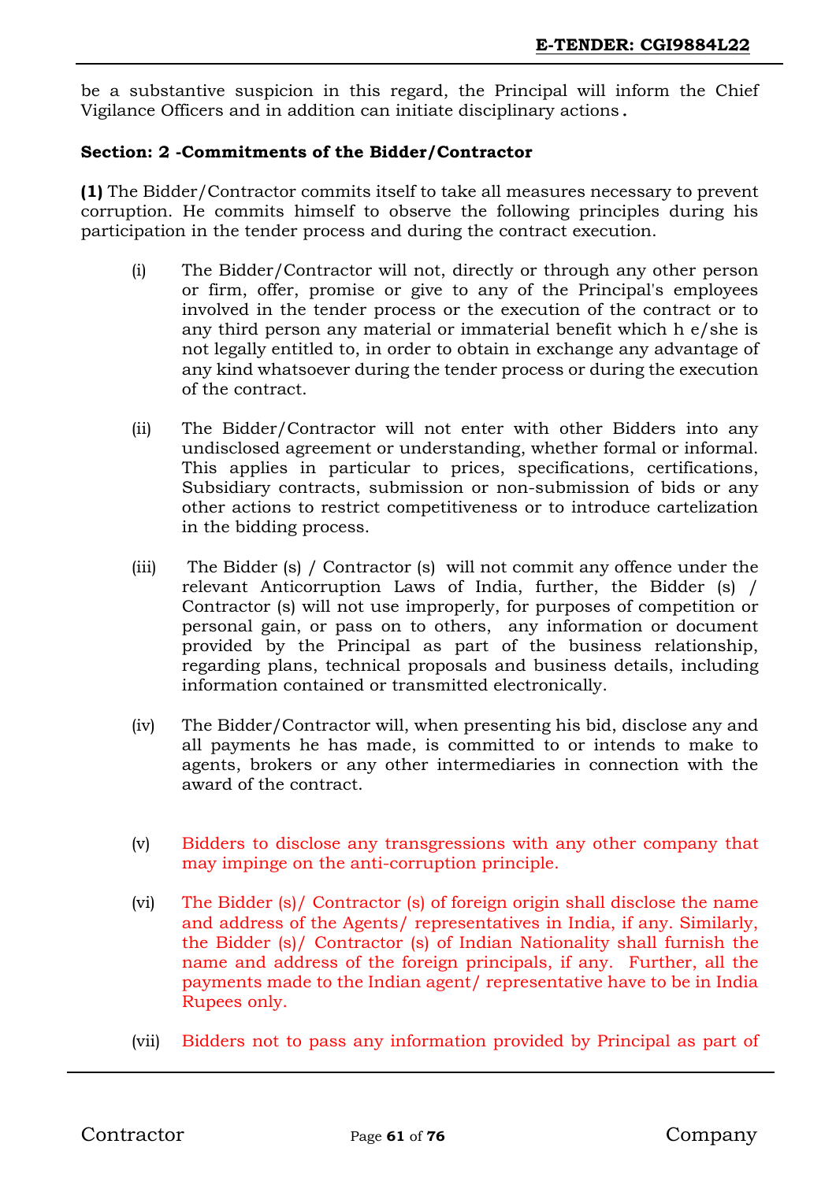be a substantive suspicion in this regard, the Principal will inform the Chief Vigilance Officers and in addition can initiate disciplinary actions.

**Section: 2 -Commitments of the Bidder/Contractor**

**(1)** The Bidder/Contractor commits itself to take all measures necessary to prevent corruption. He commits himself to observe the following principles during his participation in the tender process and during the contract execution.

(i) The Bidder/Contractor will not, directly or through any other person or firm, offer, promise or give to any of the Principal's employees involved in the tender process or the execution of the contract or to any third person any material or immaterial benefit which h e/she is not legally entitled to, in order to obtain in exchange any advantage of any kind whatsoever during the tender process or during the execution of the contract.

(ii) The Bidder/Contractor will not enter with other Bidders into any undisclosed agreement or understanding, whether formal or informal. This applies in particular to prices, specifications, certifications, Subsidiary contracts, submission or non-submission of bids or any other actions to restrict competitiveness or to introduce cartelization in the bidding process.

(iii) The Bidder (s) / Contractor (s) will not commit any offence under the relevant Anticorruption Laws of India, further, the Bidder (s) / Contractor (s) will not use improperly, for purposes of competition or personal gain, or pass on to others, any information or document provided by the Principal as part of the business relationship, regarding plans, technical proposals and business details, including information contained or transmitted electronically.

(iv) The Bidder/Contractor will, when presenting his bid, disclose any and all payments he has made, is committed to or intends to make to agents, brokers or any other intermediaries in connection with the award of the contract.

(v) Bidders to disclose any transgressions with any other company that may impinge on the anti-corruption principle.

(vi) The Bidder (s)/ Contractor (s) of foreign origin shall disclose the name and address of the Agents/ representatives in India, if any. Similarly, the Bidder (s)/ Contractor (s) of Indian Nationality shall furnish the name and address of the foreign principals, if any. Further, all the payments made to the Indian agent/ representative have to be in India Rupees only.

(vii) Bidders not to pass any information provided by Principal as part of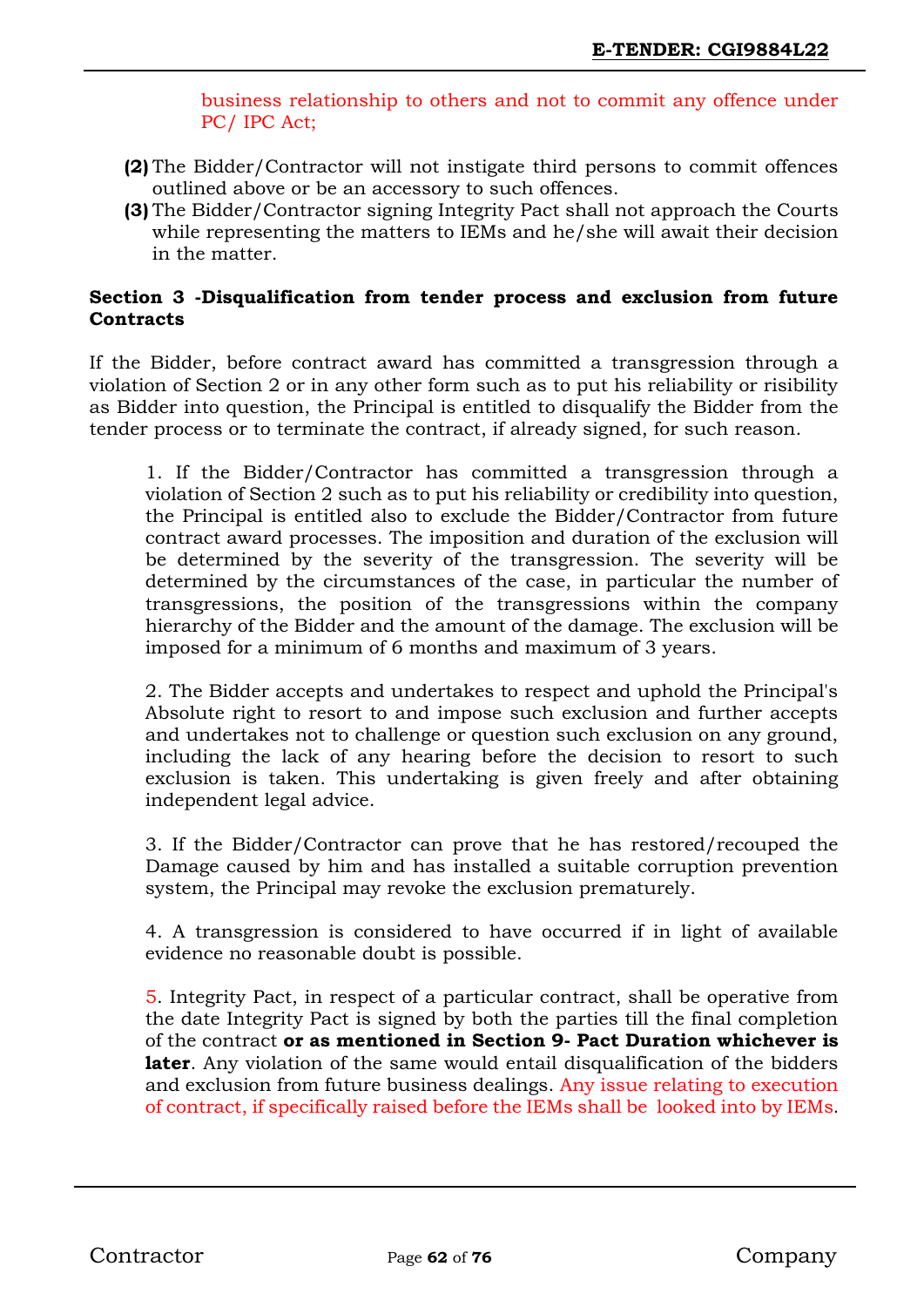business relationship to others and not to commit any offence under PC/ IPC Act;

**(2)** The Bidder/Contractor will not instigate third persons to commit offences outlined above or be an accessory to such offences.

**(3)** The Bidder/Contractor signing Integrity Pact shall not approach the Courts while representing the matters to IEMs and he/she will await their decision in the matter.

**Section 3 -Disqualification from tender process and exclusion from future Contracts**

If the Bidder, before contract award has committed a transgression through a violation of Section 2 or in any other form such as to put his reliability or risibility as Bidder into question, the Principal is entitled to disqualify the Bidder from the tender process or to terminate the contract, if already signed, for such reason.

1. If the Bidder/Contractor has committed a transgression through a violation of Section 2 such as to put his reliability or credibility into question, the Principal is entitled also to exclude the Bidder/Contractor from future contract award processes. The imposition and duration of the exclusion will be determined by the severity of the transgression. The severity will be determined by the circumstances of the case, in particular the number of transgressions, the position of the transgressions within the company hierarchy of the Bidder and the amount of the damage. The exclusion will be imposed for a minimum of 6 months and maximum of 3 years.

2. The Bidder accepts and undertakes to respect and uphold the Principal's Absolute right to resort to and impose such exclusion and further accepts and undertakes not to challenge or question such exclusion on any ground, including the lack of any hearing before the decision to resort to such exclusion is taken. This undertaking is given freely and after obtaining independent legal advice.

3. If the Bidder/Contractor can prove that he has restored/recouped the Damage caused by him and has installed a suitable corruption prevention system, the Principal may revoke the exclusion prematurely.

4. A transgression is considered to have occurred if in light of available evidence no reasonable doubt is possible.

5. Integrity Pact, in respect of a particular contract, shall be operative from the date Integrity Pact is signed by both the parties till the final completion of the contract **or as mentioned in Section 9- Pact Duration whichever is later**. Any violation of the same would entail disqualification of the bidders and exclusion from future business dealings. Any issue relating to execution of contract, if specifically raised before the IEMs shall be looked into by IEMs.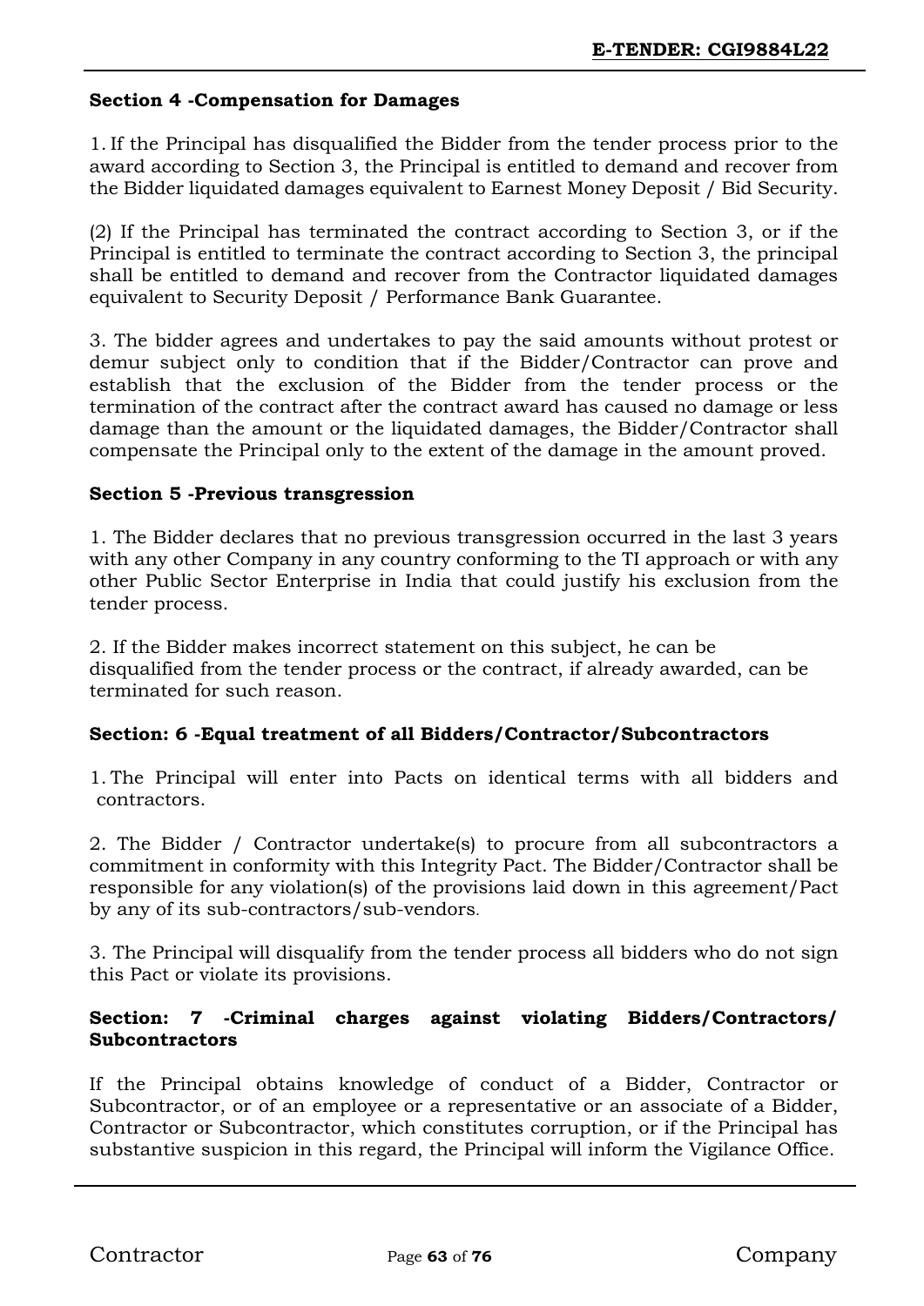**Section 4 -Compensation for Damages**

1. If the Principal has disqualified the Bidder from the tender process prior to the award according to Section 3, the Principal is entitled to demand and recover from the Bidder liquidated damages equivalent to Earnest Money Deposit / Bid Security.

(2) If the Principal has terminated the contract according to Section 3, or if the Principal is entitled to terminate the contract according to Section 3, the principal shall be entitled to demand and recover from the Contractor liquidated damages equivalent to Security Deposit / Performance Bank Guarantee.

3. The bidder agrees and undertakes to pay the said amounts without protest or demur subject only to condition that if the Bidder/Contractor can prove and establish that the exclusion of the Bidder from the tender process or the termination of the contract after the contract award has caused no damage or less damage than the amount or the liquidated damages, the Bidder/Contractor shall compensate the Principal only to the extent of the damage in the amount proved.

**Section 5 -Previous transgression**

1. The Bidder declares that no previous transgression occurred in the last 3 years with any other Company in any country conforming to the TI approach or with any other Public Sector Enterprise in India that could justify his exclusion from the tender process.

2. If the Bidder makes incorrect statement on this subject, he can be disqualified from the tender process or the contract, if already awarded, can be terminated for such reason.

**Section: 6 -Equal treatment of all Bidders/Contractor/Subcontractors**

1. The Principal will enter into Pacts on identical terms with all bidders and contractors.

2. The Bidder / Contractor undertake(s) to procure from all subcontractors a commitment in conformity with this Integrity Pact. The Bidder/Contractor shall be responsible for any violation(s) of the provisions laid down in this agreement/Pact by any of its sub-contractors/sub-vendors.

3. The Principal will disqualify from the tender process all bidders who do not sign this Pact or violate its provisions.

**Section: 7 -Criminal charges against violating Bidders/Contractors/ Subcontractors**

If the Principal obtains knowledge of conduct of a Bidder, Contractor or Subcontractor, or of an employee or a representative or an associate of a Bidder, Contractor or Subcontractor, which constitutes corruption, or if the Principal has substantive suspicion in this regard, the Principal will inform the Vigilance Office.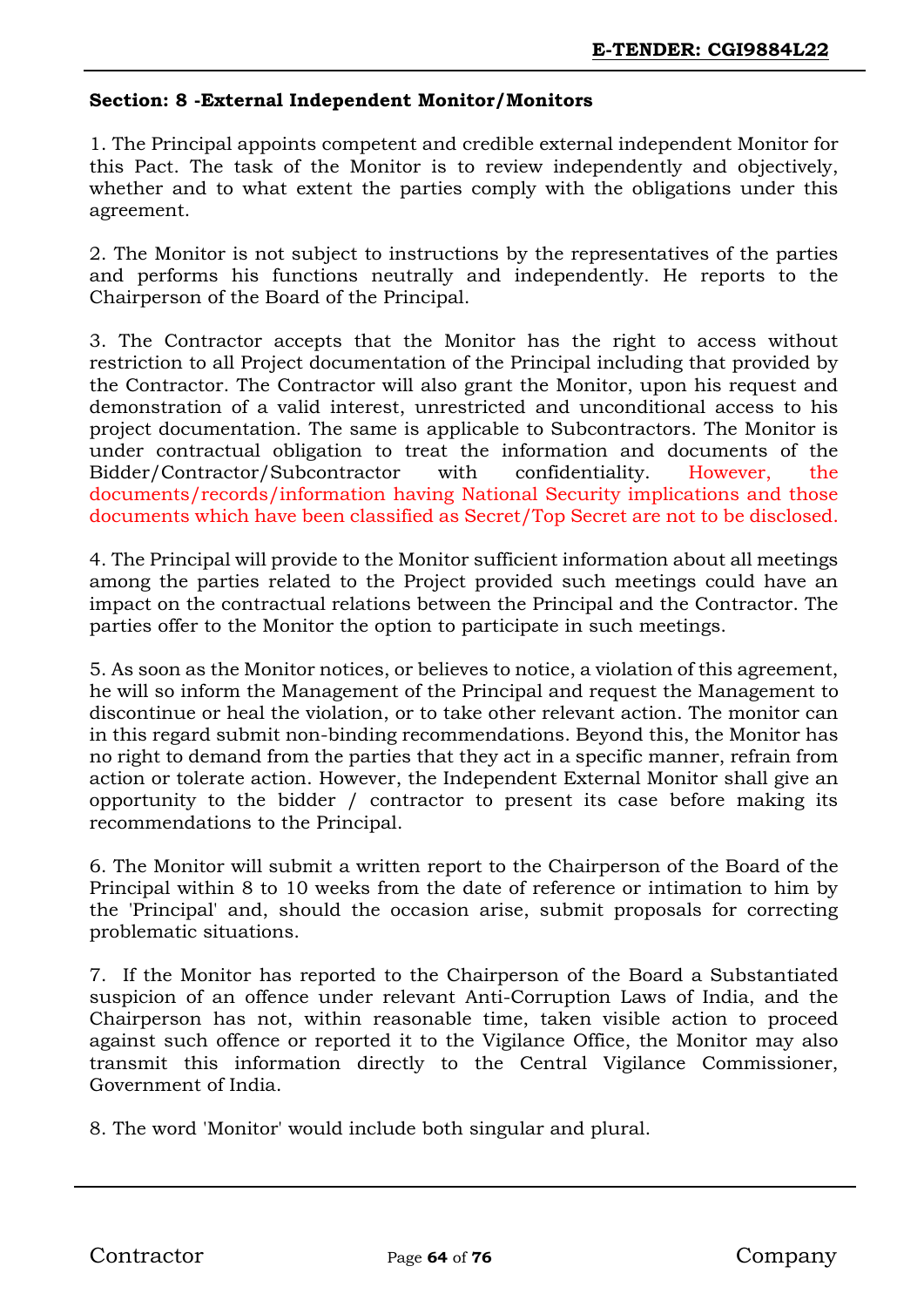**Section: 8 -External Independent Monitor/Monitors**

1. The Principal appoints competent and credible external independent Monitor for this Pact. The task of the Monitor is to review independently and objectively, whether and to what extent the parties comply with the obligations under this agreement.

2. The Monitor is not subject to instructions by the representatives of the parties and performs his functions neutrally and independently. He reports to the Chairperson of the Board of the Principal.

3. The Contractor accepts that the Monitor has the right to access without restriction to all Project documentation of the Principal including that provided by the Contractor. The Contractor will also grant the Monitor, upon his request and demonstration of a valid interest, unrestricted and unconditional access to his project documentation. The same is applicable to Subcontractors. The Monitor is under contractual obligation to treat the information and documents of the Bidder/Contractor/Subcontractor with confidentiality. However, the documents/records/information having National Security implications and those documents which have been classified as Secret/Top Secret are not to be disclosed.

4. The Principal will provide to the Monitor sufficient information about all meetings among the parties related to the Project provided such meetings could have an impact on the contractual relations between the Principal and the Contractor. The parties offer to the Monitor the option to participate in such meetings.

5. As soon as the Monitor notices, or believes to notice, a violation of this agreement, he will so inform the Management of the Principal and request the Management to discontinue or heal the violation, or to take other relevant action. The monitor can in this regard submit non-binding recommendations. Beyond this, the Monitor has no right to demand from the parties that they act in a specific manner, refrain from action or tolerate action. However, the Independent External Monitor shall give an opportunity to the bidder / contractor to present its case before making its recommendations to the Principal.

6. The Monitor will submit a written report to the Chairperson of the Board of the Principal within 8 to 10 weeks from the date of reference or intimation to him by the 'Principal' and, should the occasion arise, submit proposals for correcting problematic situations.

7. If the Monitor has reported to the Chairperson of the Board a Substantiated suspicion of an offence under relevant Anti-Corruption Laws of India, and the Chairperson has not, within reasonable time, taken visible action to proceed against such offence or reported it to the Vigilance Office, the Monitor may also transmit this information directly to the Central Vigilance Commissioner, Government of India.

8. The word 'Monitor' would include both singular and plural.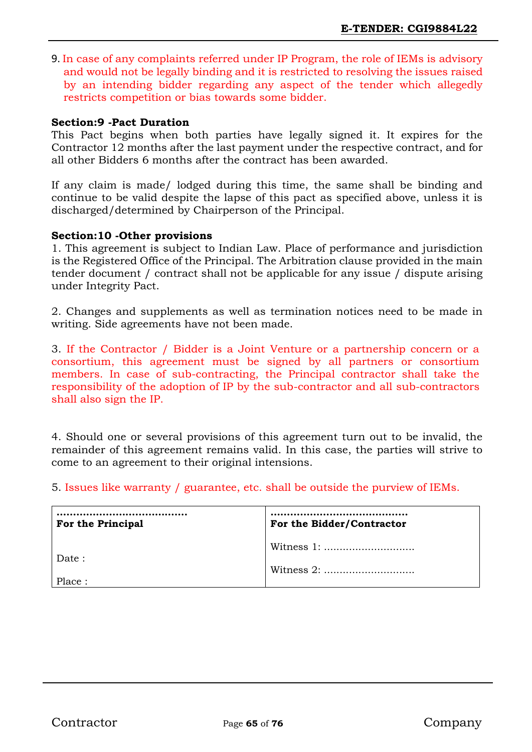9. In case of any complaints referred under IP Program, the role of IEMs is advisory and would not be legally binding and it is restricted to resolving the issues raised by an intending bidder regarding any aspect of the tender which allegedly restricts competition or bias towards some bidder.

**Section:9 -Pact Duration**

This Pact begins when both parties have legally signed it. It expires for the Contractor 12 months after the last payment under the respective contract, and for all other Bidders 6 months after the contract has been awarded.

If any claim is made/ lodged during this time, the same shall be binding and continue to be valid despite the lapse of this pact as specified above, unless it is discharged/determined by Chairperson of the Principal.

**Section:10 -Other provisions**

1. This agreement is subject to Indian Law. Place of performance and jurisdiction is the Registered Office of the Principal. The Arbitration clause provided in the main tender document / contract shall not be applicable for any issue / dispute arising under Integrity Pact.

2. Changes and supplements as well as termination notices need to be made in writing. Side agreements have not been made.

3. If the Contractor / Bidder is a Joint Venture or a partnership concern or a consortium, this agreement must be signed by all partners or consortium members. In case of sub-contracting, the Principal contractor shall take the responsibility of the adoption of IP by the sub-contractor and all sub-contractors shall also sign the IP.

4. Should one or several provisions of this agreement turn out to be invalid, the remainder of this agreement remains valid. In this case, the parties will strive to come to an agreement to their original intensions.

5. Issues like warranty / guarantee, etc. shall be outside the purview of IEMs.

| ……………………………… **For the Principal** | ……………………………… **For the Bidder/Contractor** |
|---|---|
| Date : | Witness 1: ……………………… |
| Place : | Witness 2: ……………………… |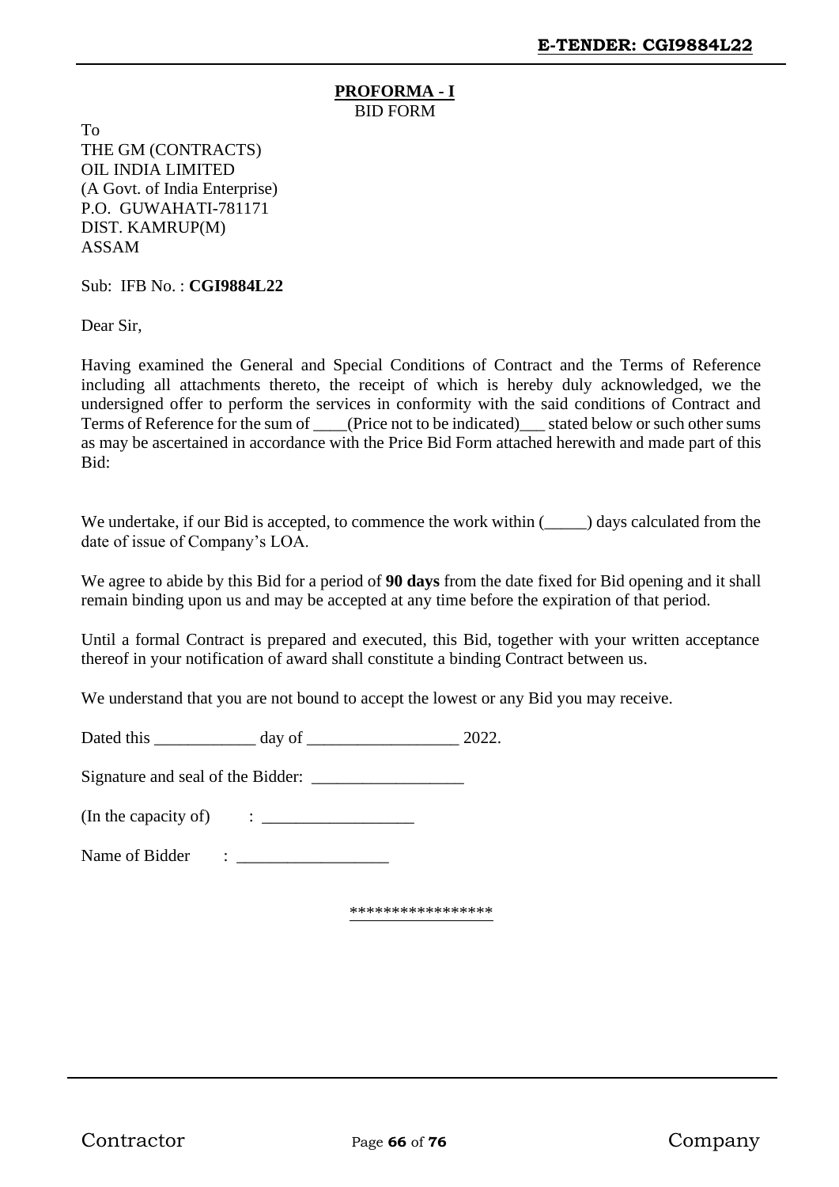**PROFORMA - I**

BID FORM

To
THE GM (CONTRACTS)
OIL INDIA LIMITED
(A Govt. of India Enterprise)
P.O. GUWAHATI-781171
DIST. KAMRUP(M)
ASSAM

Sub: IFB No. : **CGI9884L22**

Dear Sir,

Having examined the General and Special Conditions of Contract and the Terms of Reference including all attachments thereto, the receipt of which is hereby duly acknowledged, we the undersigned offer to perform the services in conformity with the said conditions of Contract and Terms of Reference for the sum of ____(Price not to be indicated)___ stated below or such other sums as may be ascertained in accordance with the Price Bid Form attached herewith and made part of this Bid:

We undertake, if our Bid is accepted, to commence the work within (_____) days calculated from the date of issue of Company's LOA.

We agree to abide by this Bid for a period of **90 days** from the date fixed for Bid opening and it shall remain binding upon us and may be accepted at any time before the expiration of that period.

Until a formal Contract is prepared and executed, this Bid, together with your written acceptance thereof in your notification of award shall constitute a binding Contract between us.

We understand that you are not bound to accept the lowest or any Bid you may receive.

Dated this ____________ day of __________________ 2022.

Signature and seal of the Bidder: __________________

(In the capacity of) : __________________

Name of Bidder : __________________

*****************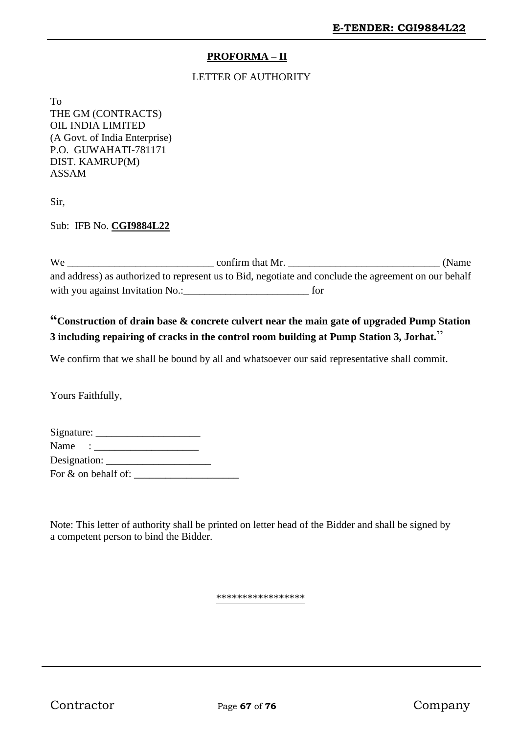## PROFORMA – II

LETTER OF AUTHORITY

To
THE GM (CONTRACTS)
OIL INDIA LIMITED
(A Govt. of India Enterprise)
P.O. GUWAHATI-781171
DIST. KAMRUP(M)
ASSAM

Sir,

Sub: IFB No. **CGI9884L22**

We ___________________________ confirm that Mr. ____________________________ (Name and address) as authorized to represent us to Bid, negotiate and conclude the agreement on our behalf with you against Invitation No.:________________________ for

**"Construction of drain base & concrete culvert near the main gate of upgraded Pump Station 3 including repairing of cracks in the control room building at Pump Station 3, Jorhat."**

We confirm that we shall be bound by all and whatsoever our said representative shall commit.

Yours Faithfully,

Signature: ____________________
Name : ____________________
Designation: ____________________
For & on behalf of: ____________________

Note: This letter of authority shall be printed on letter head of the Bidder and shall be signed by a competent person to bind the Bidder.

\*\*\*\*\*\*\*\*\*\*\*\*\*\*\*\*\*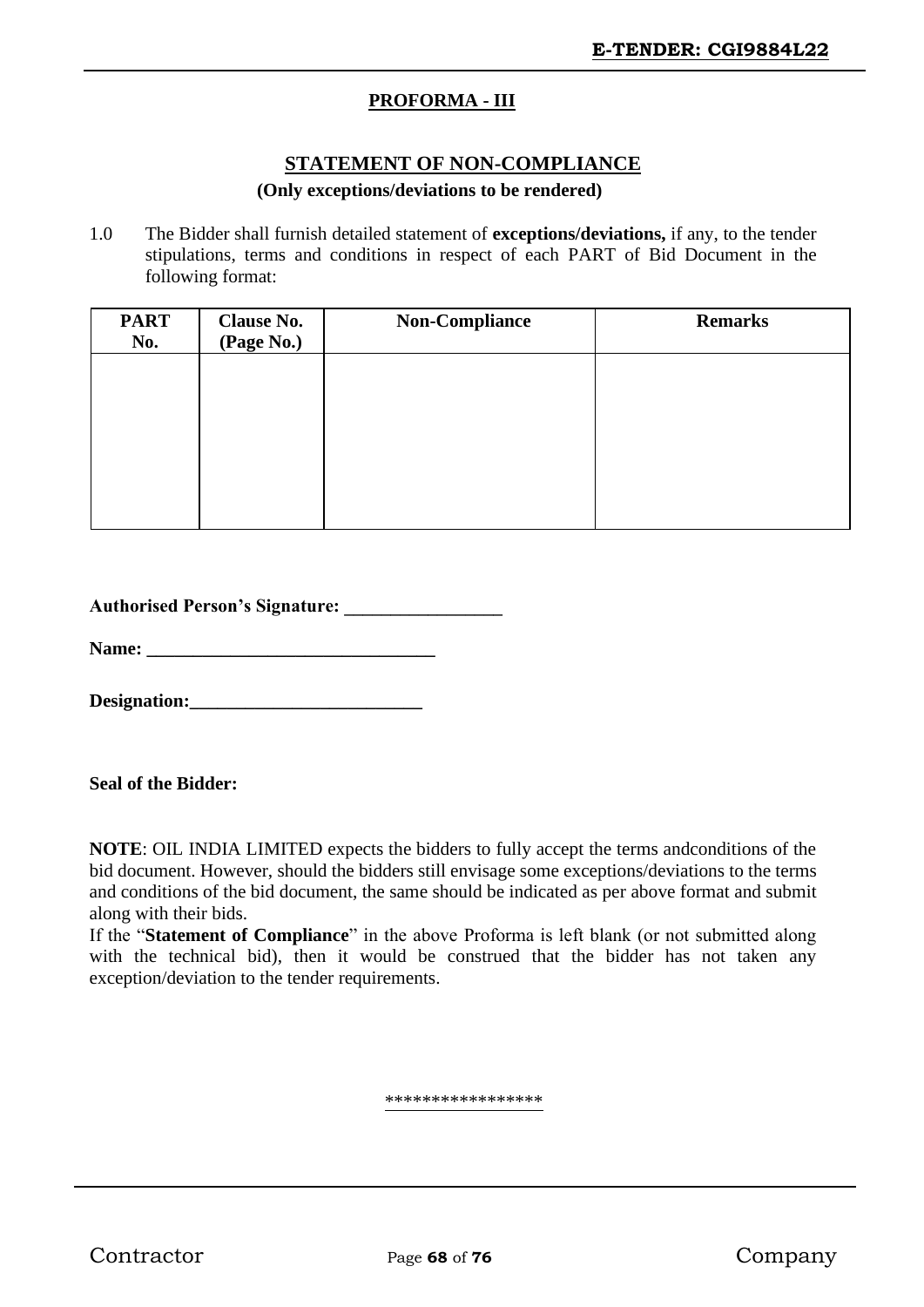## PROFORMA - III

## STATEMENT OF NON-COMPLIANCE

**(Only exceptions/deviations to be rendered)**

1.0 The Bidder shall furnish detailed statement of **exceptions/deviations,** if any, to the tender stipulations, terms and conditions in respect of each PART of Bid Document in the following format:

| PART No. | Clause No. (Page No.) | Non-Compliance | Remarks |
|---|---|---|---|
| | | | |

**Authorised Person's Signature: _________________**

**Name: _______________________________**

**Designation:_________________________**

**Seal of the Bidder:**

**NOTE**: OIL INDIA LIMITED expects the bidders to fully accept the terms andconditions of the bid document. However, should the bidders still envisage some exceptions/deviations to the terms and conditions of the bid document, the same should be indicated as per above format and submit along with their bids.
If the "**Statement of Compliance**" in the above Proforma is left blank (or not submitted along with the technical bid), then it would be construed that the bidder has not taken any exception/deviation to the tender requirements.

*****************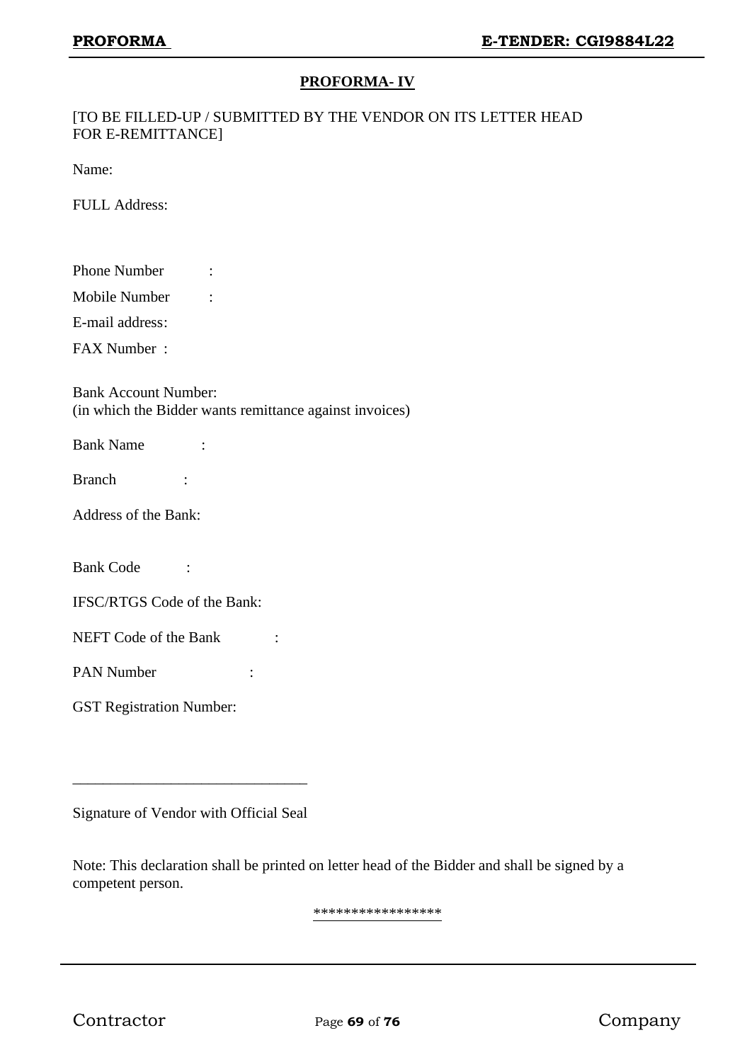## PROFORMA- IV

[TO BE FILLED-UP / SUBMITTED BY THE VENDOR ON ITS LETTER HEAD FOR E-REMITTANCE]

Name:

FULL Address:

Phone Number :

Mobile Number :

E-mail address:

FAX Number :

Bank Account Number:
(in which the Bidder wants remittance against invoices)

Bank Name :

Branch :

Address of the Bank:

Bank Code :

IFSC/RTGS Code of the Bank:

NEFT Code of the Bank :

PAN Number :

GST Registration Number:

_______________________________

Signature of Vendor with Official Seal

Note: This declaration shall be printed on letter head of the Bidder and shall be signed by a competent person.

*****************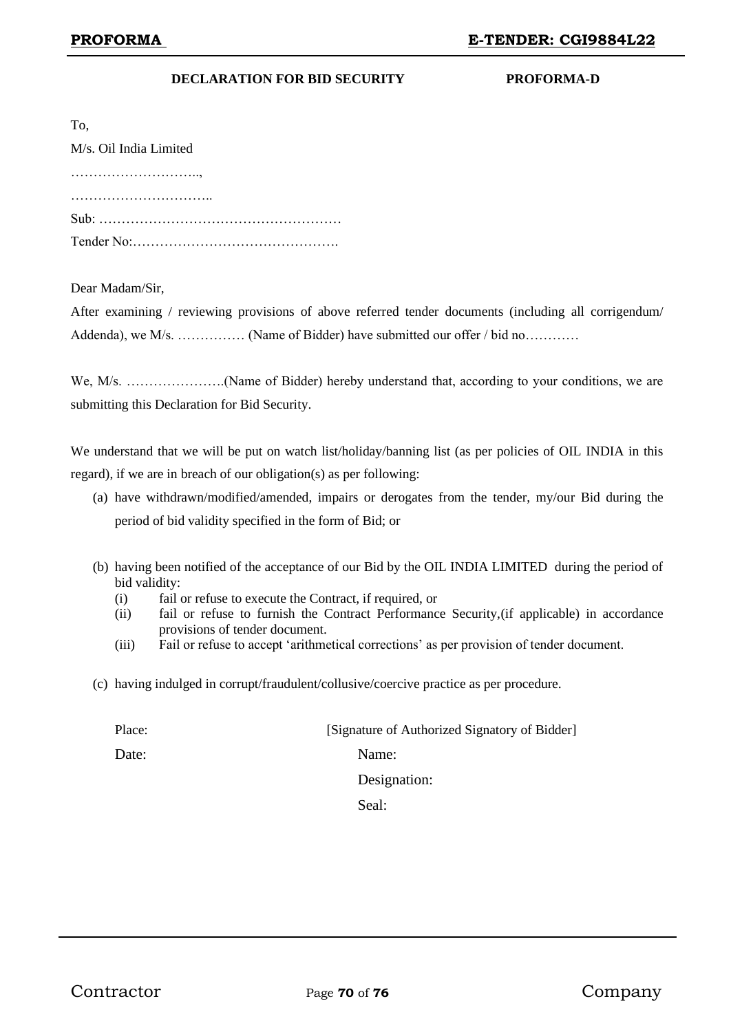**DECLARATION FOR BID SECURITY** **PROFORMA-D**

To,

M/s. Oil India Limited

………………………..,

…………………………..

Sub: ………………………………………………

Tender No:……………………………………….

Dear Madam/Sir,

After examining / reviewing provisions of above referred tender documents (including all corrigendum/ Addenda), we M/s. …………… (Name of Bidder) have submitted our offer / bid no…………

We, M/s. ………………….(Name of Bidder) hereby understand that, according to your conditions, we are submitting this Declaration for Bid Security.

We understand that we will be put on watch list/holiday/banning list (as per policies of OIL INDIA in this regard), if we are in breach of our obligation(s) as per following:

(a) have withdrawn/modified/amended, impairs or derogates from the tender, my/our Bid during the period of bid validity specified in the form of Bid; or

(b) having been notified of the acceptance of our Bid by the OIL INDIA LIMITED during the period of bid validity:
   - (i) fail or refuse to execute the Contract, if required, or
   - (ii) fail or refuse to furnish the Contract Performance Security,(if applicable) in accordance provisions of tender document.
   - (iii) Fail or refuse to accept 'arithmetical corrections' as per provision of tender document.

(c) having indulged in corrupt/fraudulent/collusive/coercive practice as per procedure.

Place: [Signature of Authorized Signatory of Bidder]

Date: Name:

Designation:

Seal: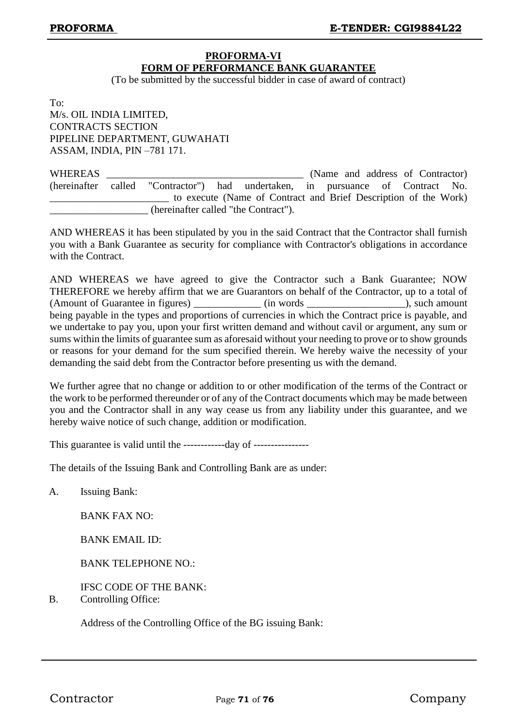## PROFORMA-VI

## FORM OF PERFORMANCE BANK GUARANTEE

(To be submitted by the successful bidder in case of award of contract)

To:
M/s. OIL INDIA LIMITED,
CONTRACTS SECTION
PIPELINE DEPARTMENT, GUWAHATI
ASSAM, INDIA, PIN –781 171.

WHEREAS ______________________________________ (Name and address of Contractor) (hereinafter called "Contractor") had undertaken, in pursuance of Contract No. _______________________ to execute (Name of Contract and Brief Description of the Work) ___________________ (hereinafter called "the Contract").

AND WHEREAS it has been stipulated by you in the said Contract that the Contractor shall furnish you with a Bank Guarantee as security for compliance with Contractor's obligations in accordance with the Contract.

AND WHEREAS we have agreed to give the Contractor such a Bank Guarantee; NOW THEREFORE we hereby affirm that we are Guarantors on behalf of the Contractor, up to a total of (Amount of Guarantee in figures) _____________ (in words __________________), such amount being payable in the types and proportions of currencies in which the Contract price is payable, and we undertake to pay you, upon your first written demand and without cavil or argument, any sum or sums within the limits of guarantee sum as aforesaid without your needing to prove or to show grounds or reasons for your demand for the sum specified therein. We hereby waive the necessity of your demanding the said debt from the Contractor before presenting us with the demand.

We further agree that no change or addition to or other modification of the terms of the Contract or the work to be performed thereunder or of any of the Contract documents which may be made between you and the Contractor shall in any way cease us from any liability under this guarantee, and we hereby waive notice of such change, addition or modification.

This guarantee is valid until the ------------day of ----------------

The details of the Issuing Bank and Controlling Bank are as under:

A. Issuing Bank:

BANK FAX NO:

BANK EMAIL ID:

BANK TELEPHONE NO.:

IFSC CODE OF THE BANK:

B. Controlling Office:

Address of the Controlling Office of the BG issuing Bank: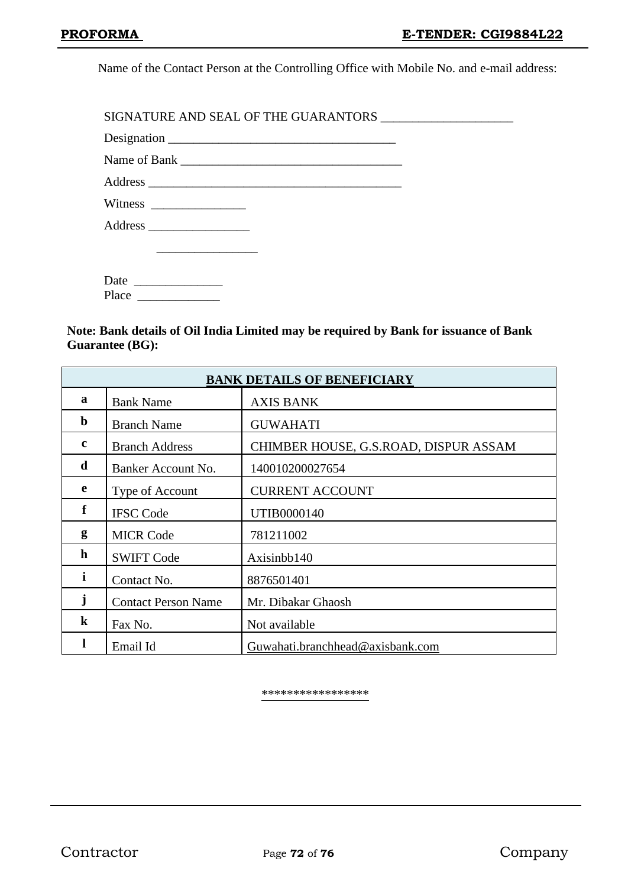Name of the Contact Person at the Controlling Office with Mobile No. and e-mail address:

SIGNATURE AND SEAL OF THE GUARANTORS ____________________

Designation ___________________________________

Name of Bank __________________________________

Address _______________________________________

Witness _______________

Address ________________

________________

Date ______________

Place _____________

**Note: Bank details of Oil India Limited may be required by Bank for issuance of Bank Guarantee (BG):**

| **BANK DETAILS OF BENEFICIARY** | | |
|---|---|---|
| **a** | Bank Name | AXIS BANK |
| **b** | Branch Name | GUWAHATI |
| **c** | Branch Address | CHIMBER HOUSE, G.S.ROAD, DISPUR ASSAM |
| **d** | Banker Account No. | 140010200027654 |
| **e** | Type of Account | CURRENT ACCOUNT |
| **f** | IFSC Code | UTIB0000140 |
| **g** | MICR Code | 781211002 |
| **h** | SWIFT Code | Axisinbb140 |
| **i** | Contact No. | 8876501401 |
| **j** | Contact Person Name | Mr. Dibakar Ghaosh |
| **k** | Fax No. | Not available |
| **l** | Email Id | Guwahati.branchhead@axisbank.com |

*****************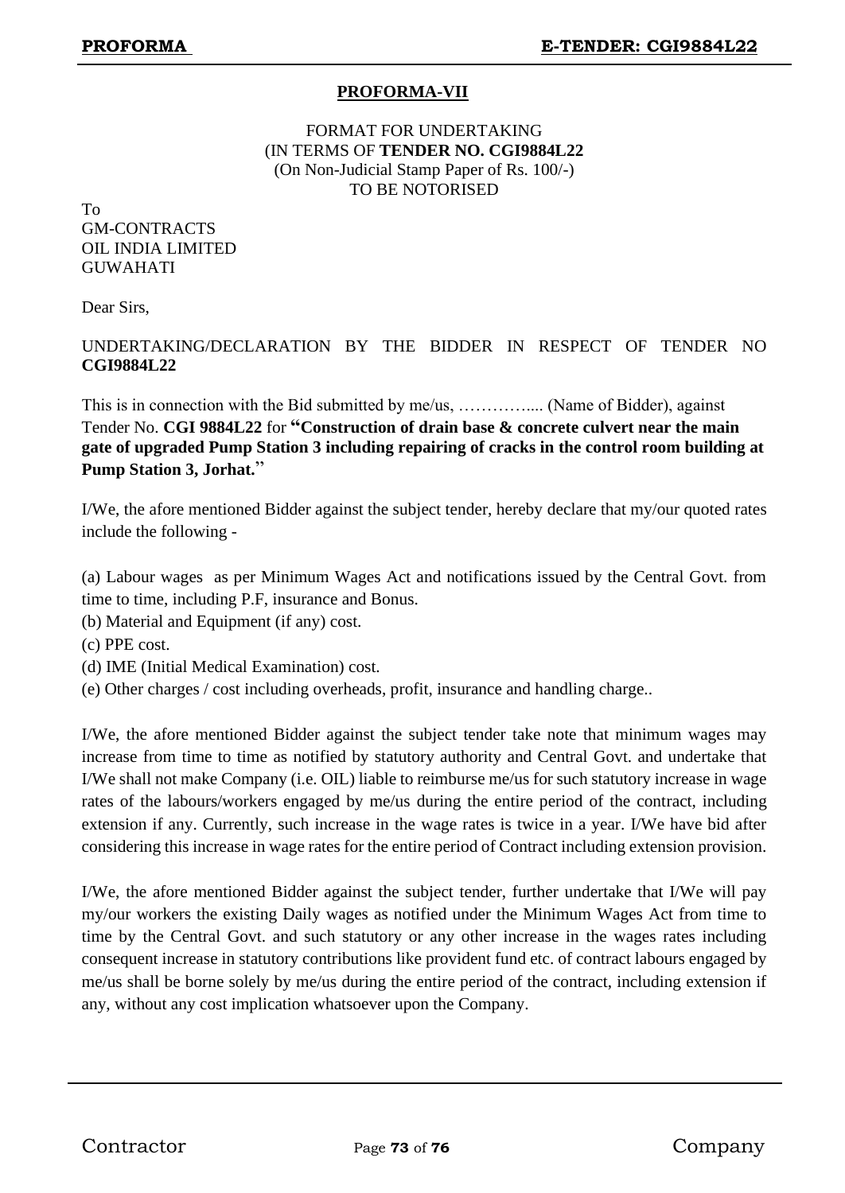## PROFORMA-VII

FORMAT FOR UNDERTAKING
(IN TERMS OF **TENDER NO. CGI9884L22**
(On Non-Judicial Stamp Paper of Rs. 100/-)
TO BE NOTORISED

To
GM-CONTRACTS
OIL INDIA LIMITED
GUWAHATI

Dear Sirs,

UNDERTAKING/DECLARATION BY THE BIDDER IN RESPECT OF TENDER NO **CGI9884L22**

This is in connection with the Bid submitted by me/us, ………….... (Name of Bidder), against Tender No. **CGI 9884L22** for **"Construction of drain base & concrete culvert near the main gate of upgraded Pump Station 3 including repairing of cracks in the control room building at Pump Station 3, Jorhat.**"

I/We, the afore mentioned Bidder against the subject tender, hereby declare that my/our quoted rates include the following -

(a) Labour wages as per Minimum Wages Act and notifications issued by the Central Govt. from time to time, including P.F, insurance and Bonus.
(b) Material and Equipment (if any) cost.
(c) PPE cost.
(d) IME (Initial Medical Examination) cost.
(e) Other charges / cost including overheads, profit, insurance and handling charge..

I/We, the afore mentioned Bidder against the subject tender take note that minimum wages may increase from time to time as notified by statutory authority and Central Govt. and undertake that I/We shall not make Company (i.e. OIL) liable to reimburse me/us for such statutory increase in wage rates of the labours/workers engaged by me/us during the entire period of the contract, including extension if any. Currently, such increase in the wage rates is twice in a year. I/We have bid after considering this increase in wage rates for the entire period of Contract including extension provision.

I/We, the afore mentioned Bidder against the subject tender, further undertake that I/We will pay my/our workers the existing Daily wages as notified under the Minimum Wages Act from time to time by the Central Govt. and such statutory or any other increase in the wages rates including consequent increase in statutory contributions like provident fund etc. of contract labours engaged by me/us shall be borne solely by me/us during the entire period of the contract, including extension if any, without any cost implication whatsoever upon the Company.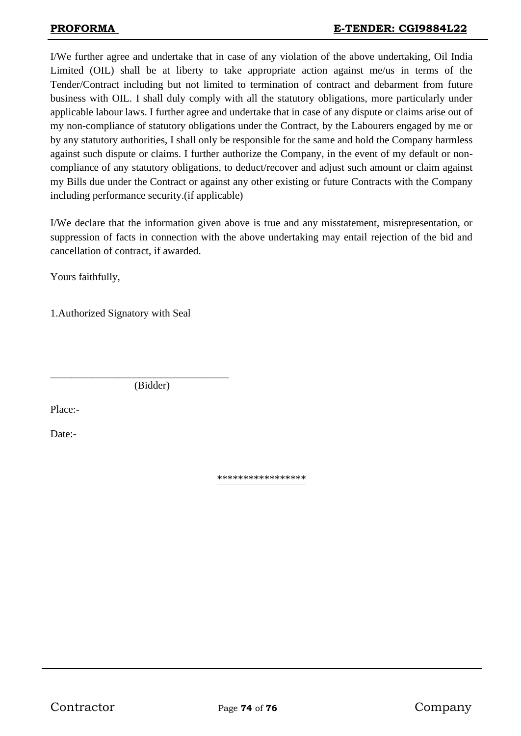I/We further agree and undertake that in case of any violation of the above undertaking, Oil India Limited (OIL) shall be at liberty to take appropriate action against me/us in terms of the Tender/Contract including but not limited to termination of contract and debarment from future business with OIL. I shall duly comply with all the statutory obligations, more particularly under applicable labour laws. I further agree and undertake that in case of any dispute or claims arise out of my non-compliance of statutory obligations under the Contract, by the Labourers engaged by me or by any statutory authorities, I shall only be responsible for the same and hold the Company harmless against such dispute or claims. I further authorize the Company, in the event of my default or non-compliance of any statutory obligations, to deduct/recover and adjust such amount or claim against my Bills due under the Contract or against any other existing or future Contracts with the Company including performance security.(if applicable)

I/We declare that the information given above is true and any misstatement, misrepresentation, or suppression of facts in connection with the above undertaking may entail rejection of the bid and cancellation of contract, if awarded.

Yours faithfully,

1.Authorized Signatory with Seal

__________________________________
(Bidder)

Place:-

Date:-

*****************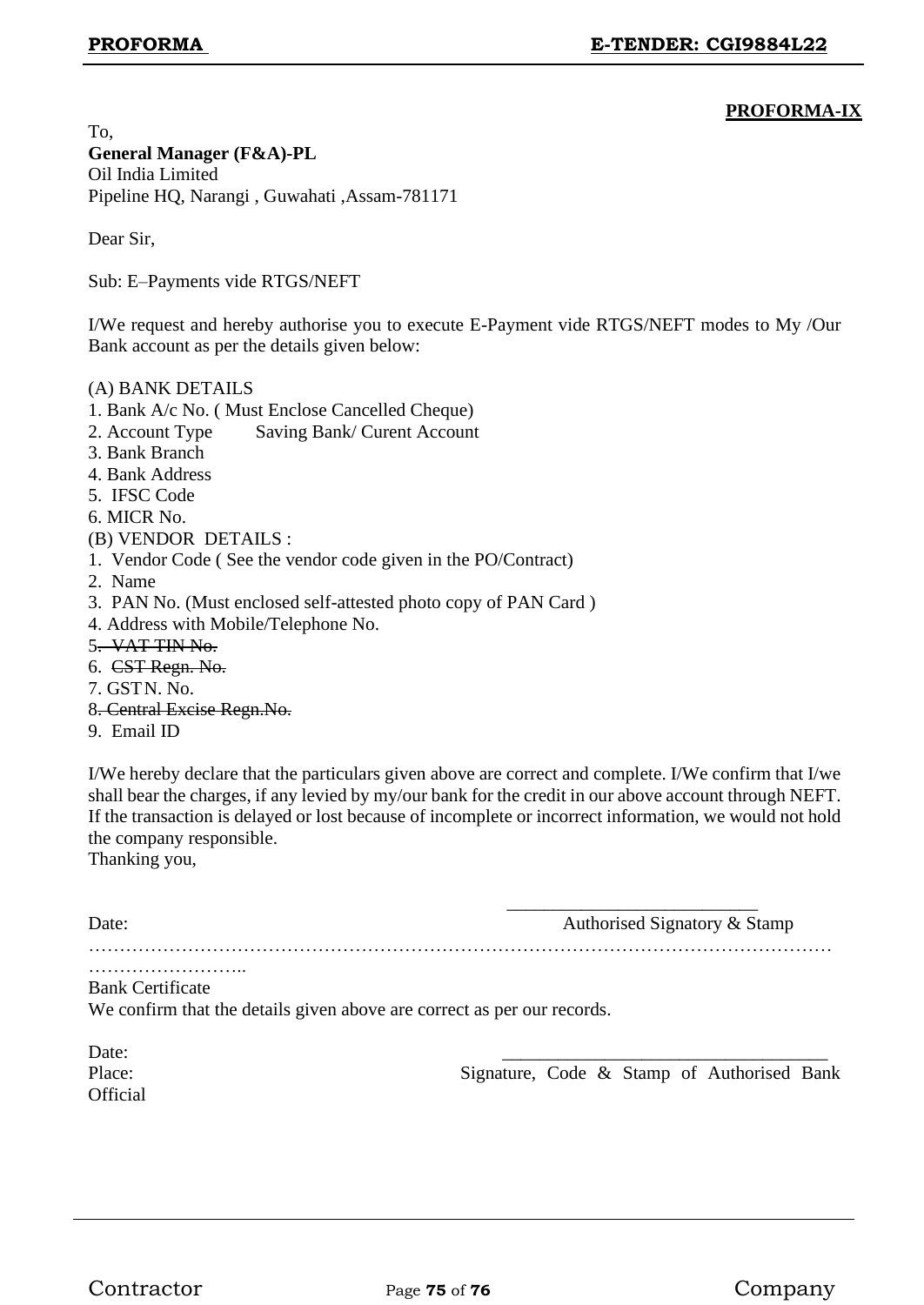**PROFORMA-IX**

To,
**General Manager (F&A)-PL**
Oil India Limited
Pipeline HQ, Narangi , Guwahati ,Assam-781171

Dear Sir,

Sub: E–Payments vide RTGS/NEFT

I/We request and hereby authorise you to execute E-Payment vide RTGS/NEFT modes to My /Our Bank account as per the details given below:

(A) BANK DETAILS
1. Bank A/c No. ( Must Enclose Cancelled Cheque)
2. Account Type Saving Bank/ Curent Account
3. Bank Branch
4. Bank Address
5. IFSC Code
6. MICR No.

(B) VENDOR DETAILS :
1. Vendor Code ( See the vendor code given in the PO/Contract)
2. Name
3. PAN No. (Must enclosed self-attested photo copy of PAN Card )
4. Address with Mobile/Telephone No.
5. ~~VAT TIN No.~~
6. ~~CST Regn. No.~~
7. GSTN. No.
8. ~~Central Excise Regn.No.~~
9. Email ID

I/We hereby declare that the particulars given above are correct and complete. I/We confirm that I/we shall bear the charges, if any levied by my/our bank for the credit in our above account through NEFT. If the transaction is delayed or lost because of incomplete or incorrect information, we would not hold the company responsible.
Thanking you,

Date: ___________________________
Authorised Signatory & Stamp

……………………………………………………………………………………………………………………………..

Bank Certificate
We confirm that the details given above are correct as per our records.

Date: ___________________________________
Place: Signature, Code & Stamp of Authorised Bank Official

Contractor Company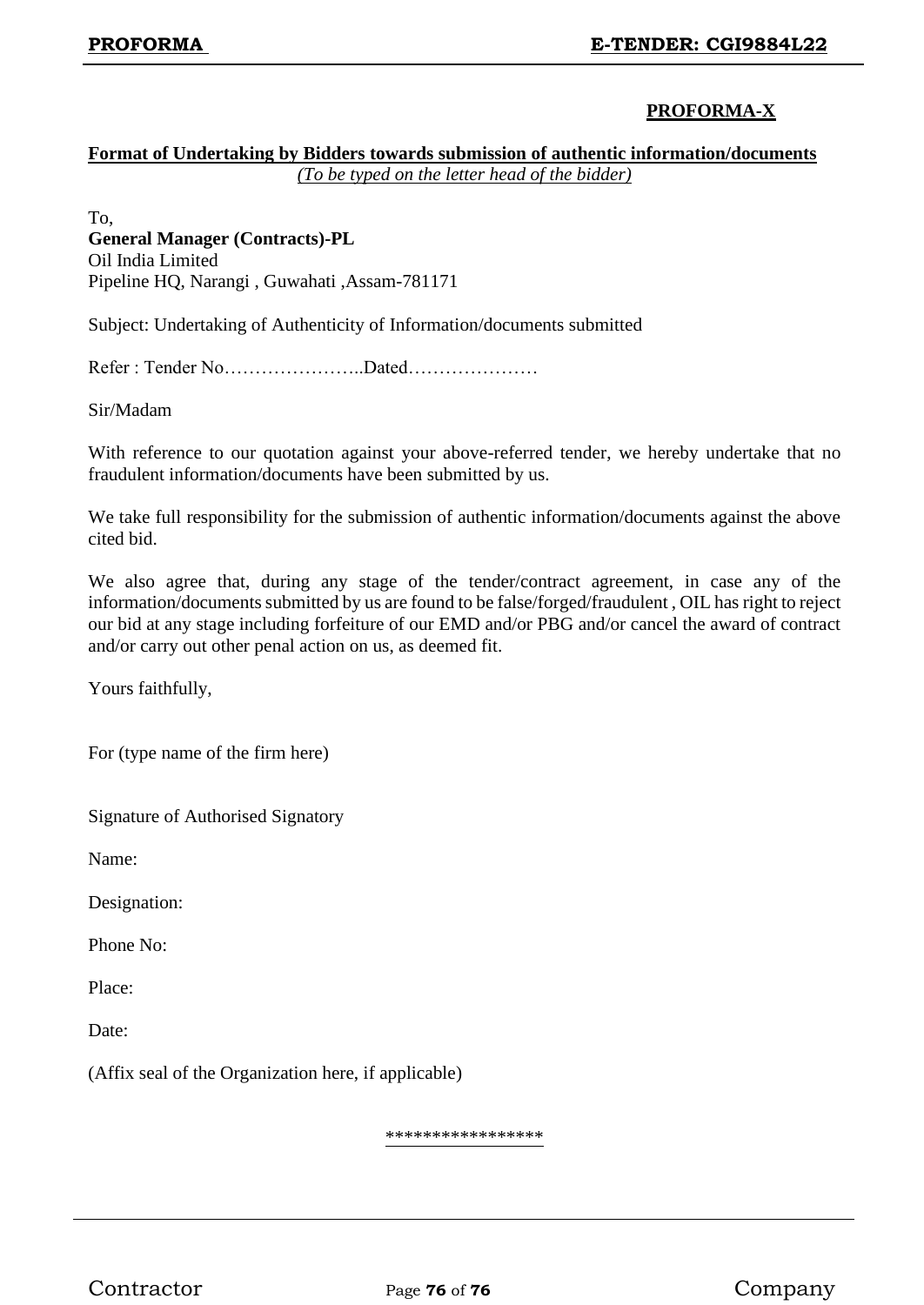**PROFORMA-X**

**Format of Undertaking by Bidders towards submission of authentic information/documents**

*(To be typed on the letter head of the bidder)*

To,
**General Manager (Contracts)-PL**
Oil India Limited
Pipeline HQ, Narangi , Guwahati ,Assam-781171

Subject: Undertaking of Authenticity of Information/documents submitted

Refer : Tender No…………………..Dated…………………

Sir/Madam

With reference to our quotation against your above-referred tender, we hereby undertake that no fraudulent information/documents have been submitted by us.

We take full responsibility for the submission of authentic information/documents against the above cited bid.

We also agree that, during any stage of the tender/contract agreement, in case any of the information/documents submitted by us are found to be false/forged/fraudulent , OIL has right to reject our bid at any stage including forfeiture of our EMD and/or PBG and/or cancel the award of contract and/or carry out other penal action on us, as deemed fit.

Yours faithfully,

For (type name of the firm here)

Signature of Authorised Signatory

Name:

Designation:

Phone No:

Place:

Date:

(Affix seal of the Organization here, if applicable)

\*\*\*\*\*\*\*\*\*\*\*\*\*\*\*\*\*